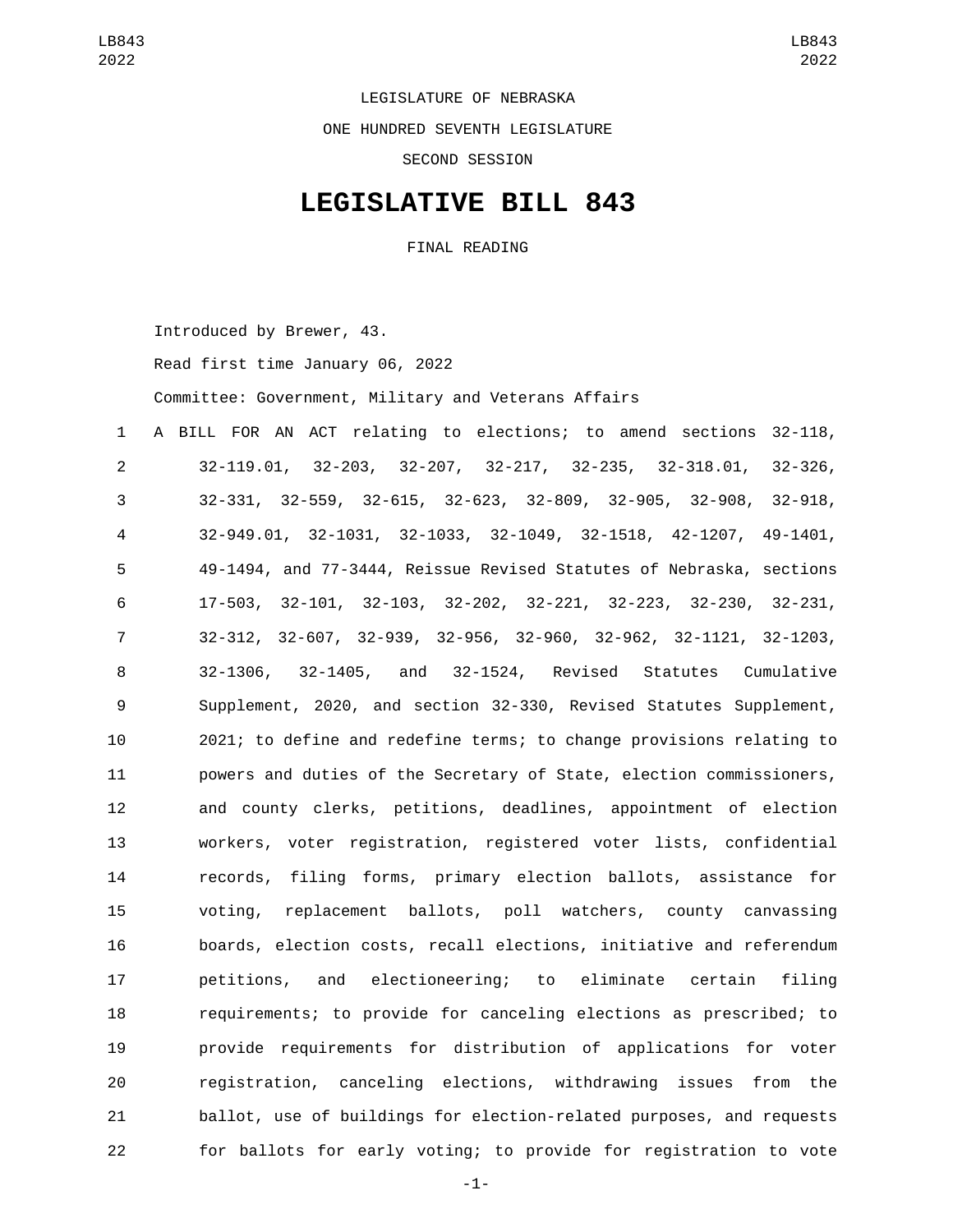LEGISLATURE OF NEBRASKA

ONE HUNDRED SEVENTH LEGISLATURE

SECOND SESSION

# LEGISLATIVE BILL 843

FINAL READING

Introduced by Brewer, 43.

Read first time January 06, 2022

Committee: Government, Military and Veterans Affairs

A BILL FOR AN ACT relating to elections; to amend sections 32-118, 32-119.01, 32-203, 32-207, 32-217, 32-235, 32-318.01, 32-326, 32-331, 32-559, 32-615, 32-623, 32-809, 32-905, 32-908, 32-918, 32-949.01, 32-1031, 32-1033, 32-1049, 32-1518, 42-1207, 49-1401, 49-1494, and 77-3444, Reissue Revised Statutes of Nebraska, sections 17-503, 32-101, 32-103, 32-202, 32-221, 32-223, 32-230, 32-231, 32-312, 32-607, 32-939, 32-956, 32-960, 32-962, 32-1121, 32-1203, 32-1306, 32-1405, and 32-1524, Revised Statutes Cumulative Supplement, 2020, and section 32-330, Revised Statutes Supplement, 2021; to define and redefine terms; to change provisions relating to powers and duties of the Secretary of State, election commissioners, and county clerks, petitions, deadlines, appointment of election workers, voter registration, registered voter lists, confidential records, filing forms, primary election ballots, assistance for voting, replacement ballots, poll watchers, county canvassing boards, election costs, recall elections, initiative and referendum petitions, and electioneering; to eliminate certain filing requirements; to provide for canceling elections as prescribed; to provide requirements for distribution of applications for voter registration, canceling elections, withdrawing issues from the ballot, use of buildings for election-related purposes, and requests for ballots for early voting; to provide for registration to vote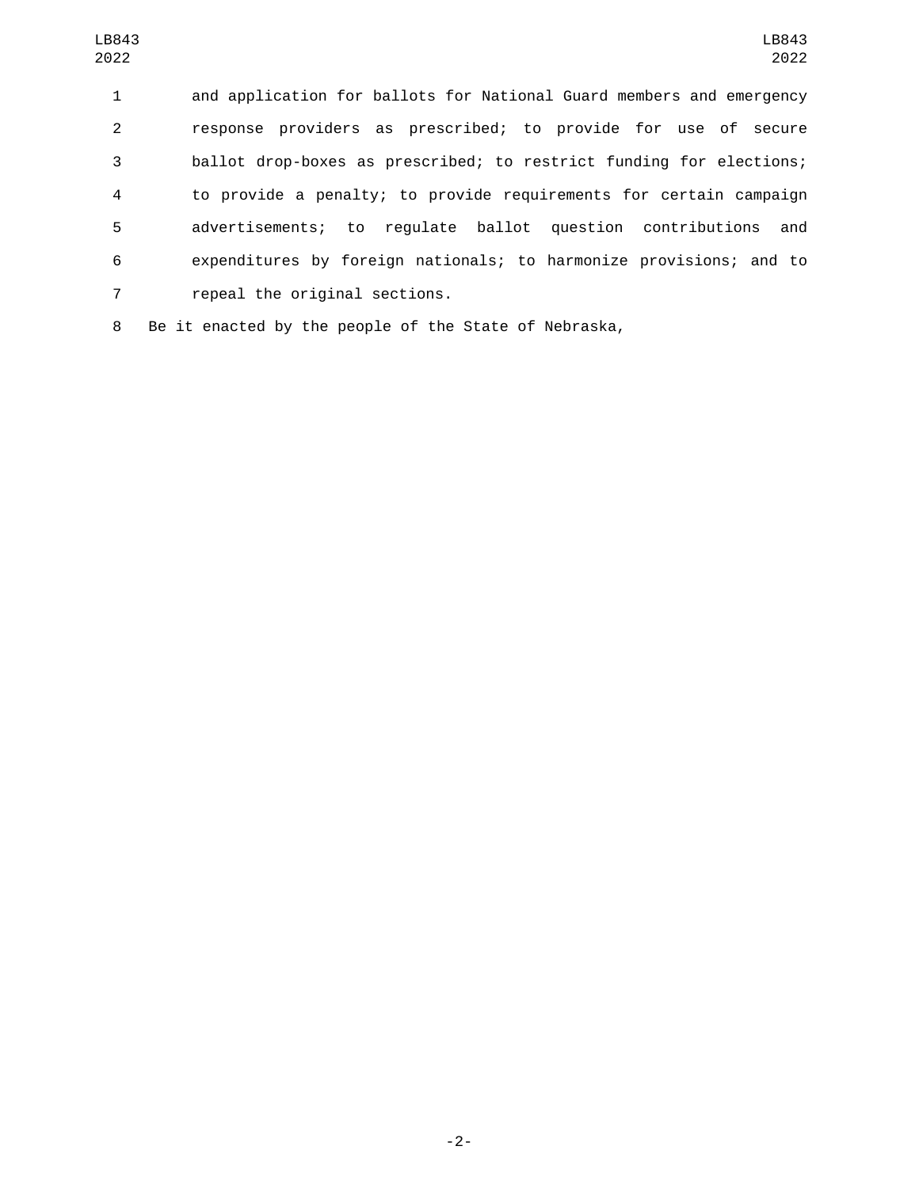and application for ballots for National Guard members and emergency response providers as prescribed; to provide for use of secure ballot drop-boxes as prescribed; to restrict funding for elections; to provide a penalty; to provide requirements for certain campaign advertisements; to regulate ballot question contributions and expenditures by foreign nationals; to harmonize provisions; and to repeal the original sections.

Be it enacted by the people of the State of Nebraska,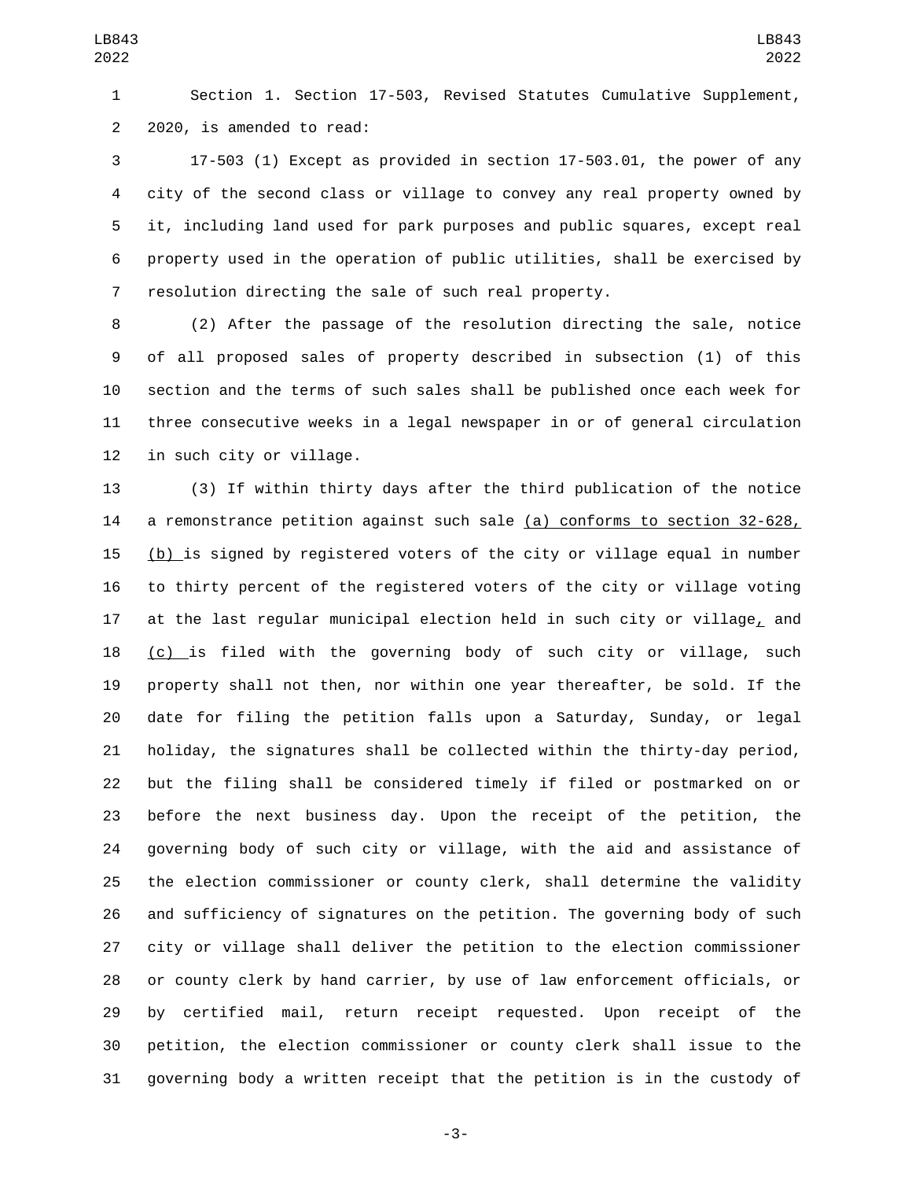Section 1. Section 17-503, Revised Statutes Cumulative Supplement, 2020, is amended to read:

17-503 (1) Except as provided in section 17-503.01, the power of any city of the second class or village to convey any real property owned by it, including land used for park purposes and public squares, except real property used in the operation of public utilities, shall be exercised by resolution directing the sale of such real property.

(2) After the passage of the resolution directing the sale, notice of all proposed sales of property described in subsection (1) of this section and the terms of such sales shall be published once each week for three consecutive weeks in a legal newspaper in or of general circulation in such city or village.

(3) If within thirty days after the third publication of the notice a remonstrance petition against such sale (a) conforms to section 32-628, (b) is signed by registered voters of the city or village equal in number to thirty percent of the registered voters of the city or village voting at the last regular municipal election held in such city or village, and (c) is filed with the governing body of such city or village, such property shall not then, nor within one year thereafter, be sold. If the date for filing the petition falls upon a Saturday, Sunday, or legal holiday, the signatures shall be collected within the thirty-day period, but the filing shall be considered timely if filed or postmarked on or before the next business day. Upon the receipt of the petition, the governing body of such city or village, with the aid and assistance of the election commissioner or county clerk, shall determine the validity and sufficiency of signatures on the petition. The governing body of such city or village shall deliver the petition to the election commissioner or county clerk by hand carrier, by use of law enforcement officials, or by certified mail, return receipt requested. Upon receipt of the petition, the election commissioner or county clerk shall issue to the governing body a written receipt that the petition is in the custody of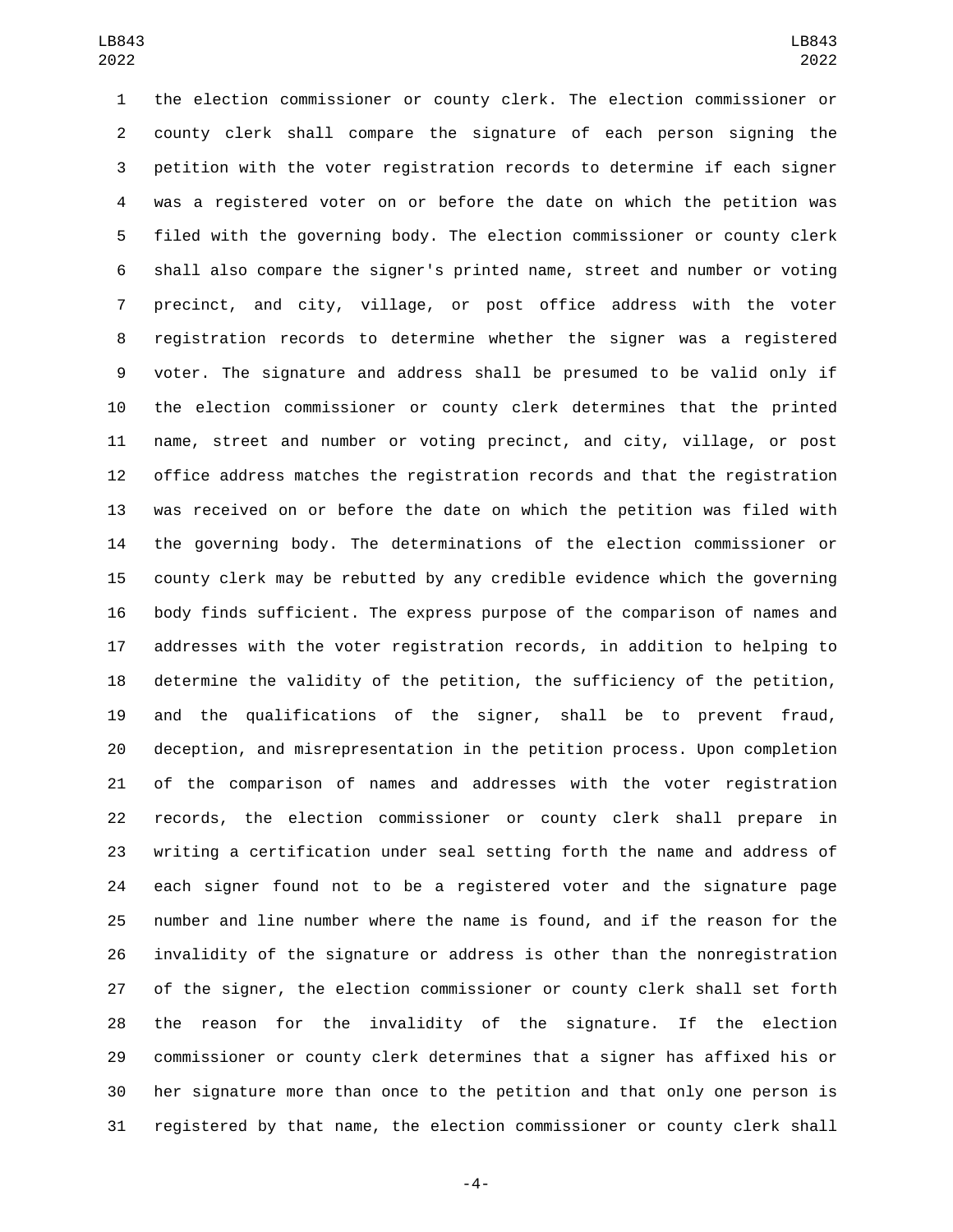the election commissioner or county clerk. The election commissioner or county clerk shall compare the signature of each person signing the petition with the voter registration records to determine if each signer was a registered voter on or before the date on which the petition was filed with the governing body. The election commissioner or county clerk shall also compare the signer's printed name, street and number or voting precinct, and city, village, or post office address with the voter registration records to determine whether the signer was a registered voter. The signature and address shall be presumed to be valid only if the election commissioner or county clerk determines that the printed name, street and number or voting precinct, and city, village, or post office address matches the registration records and that the registration was received on or before the date on which the petition was filed with the governing body. The determinations of the election commissioner or county clerk may be rebutted by any credible evidence which the governing body finds sufficient. The express purpose of the comparison of names and addresses with the voter registration records, in addition to helping to determine the validity of the petition, the sufficiency of the petition, and the qualifications of the signer, shall be to prevent fraud, deception, and misrepresentation in the petition process. Upon completion of the comparison of names and addresses with the voter registration records, the election commissioner or county clerk shall prepare in writing a certification under seal setting forth the name and address of each signer found not to be a registered voter and the signature page number and line number where the name is found, and if the reason for the invalidity of the signature or address is other than the nonregistration of the signer, the election commissioner or county clerk shall set forth the reason for the invalidity of the signature. If the election commissioner or county clerk determines that a signer has affixed his or her signature more than once to the petition and that only one person is registered by that name, the election commissioner or county clerk shall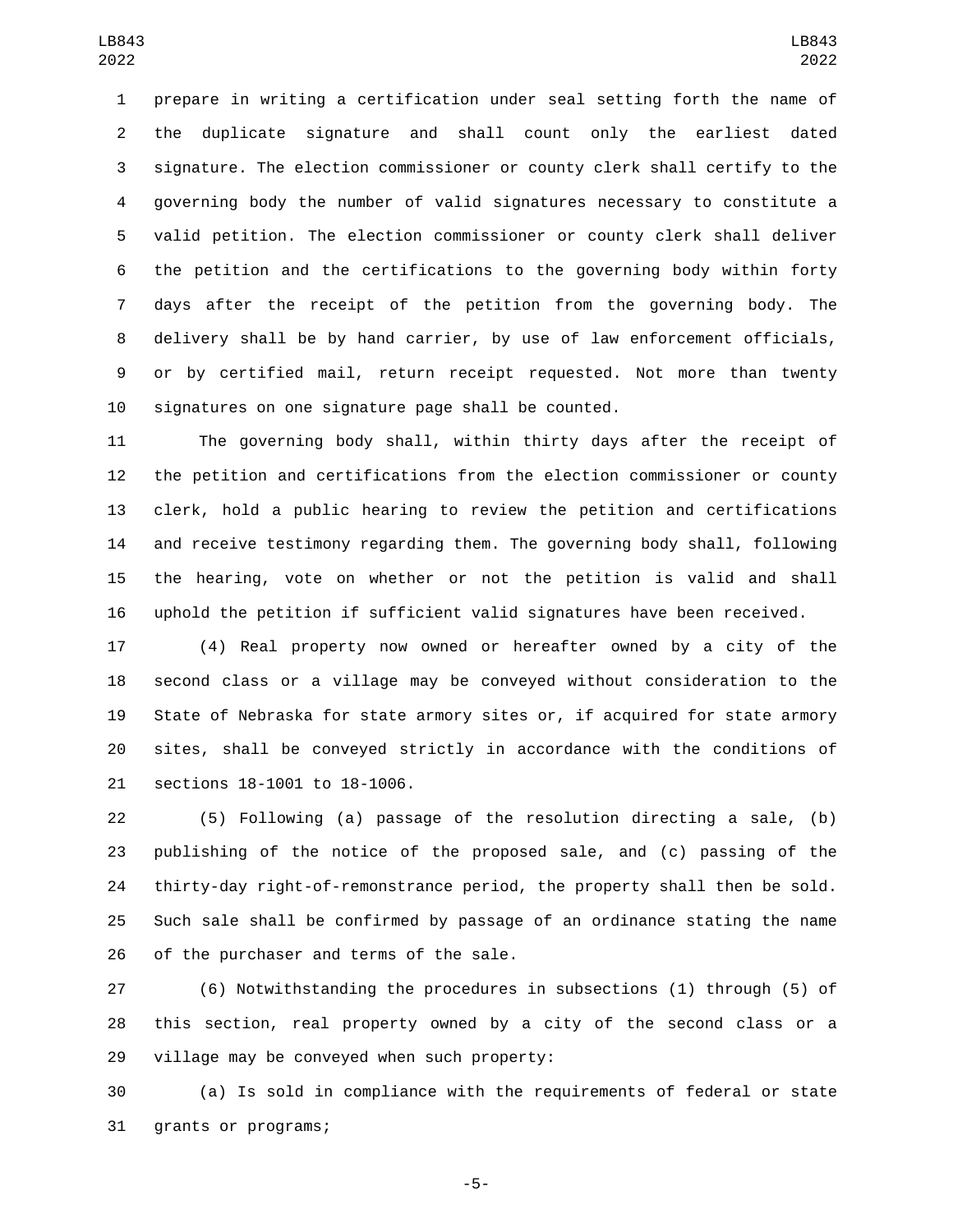prepare in writing a certification under seal setting forth the name of the duplicate signature and shall count only the earliest dated signature. The election commissioner or county clerk shall certify to the governing body the number of valid signatures necessary to constitute a valid petition. The election commissioner or county clerk shall deliver the petition and the certifications to the governing body within forty days after the receipt of the petition from the governing body. The delivery shall be by hand carrier, by use of law enforcement officials, or by certified mail, return receipt requested. Not more than twenty signatures on one signature page shall be counted.

The governing body shall, within thirty days after the receipt of the petition and certifications from the election commissioner or county clerk, hold a public hearing to review the petition and certifications and receive testimony regarding them. The governing body shall, following the hearing, vote on whether or not the petition is valid and shall uphold the petition if sufficient valid signatures have been received.

(4) Real property now owned or hereafter owned by a city of the second class or a village may be conveyed without consideration to the State of Nebraska for state armory sites or, if acquired for state armory sites, shall be conveyed strictly in accordance with the conditions of sections 18-1001 to 18-1006.

(5) Following (a) passage of the resolution directing a sale, (b) publishing of the notice of the proposed sale, and (c) passing of the thirty-day right-of-remonstrance period, the property shall then be sold. Such sale shall be confirmed by passage of an ordinance stating the name of the purchaser and terms of the sale.

(6) Notwithstanding the procedures in subsections (1) through (5) of this section, real property owned by a city of the second class or a village may be conveyed when such property:

(a) Is sold in compliance with the requirements of federal or state grants or programs;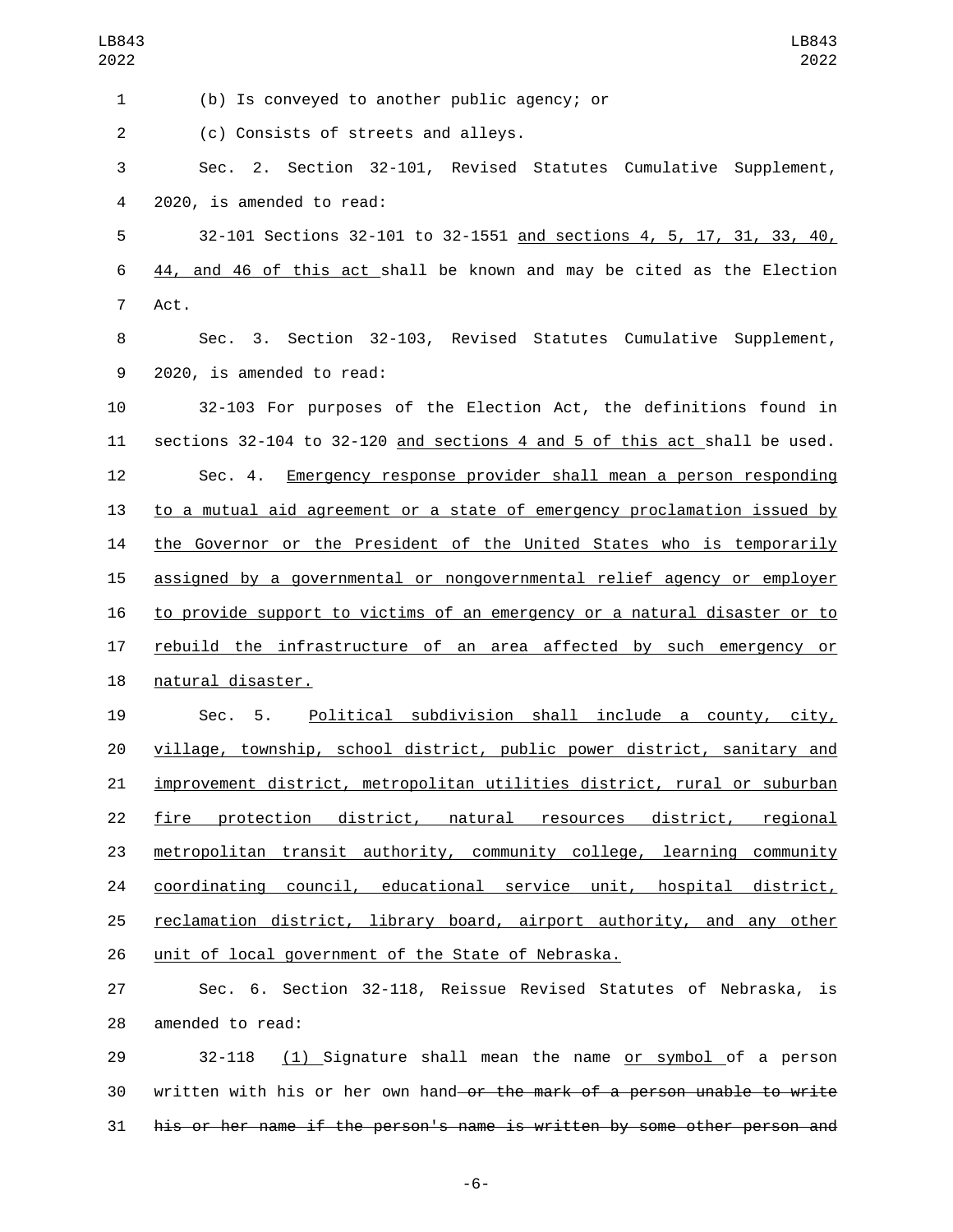(b) Is conveyed to another public agency; or

(c) Consists of streets and alleys.

Sec. 2. Section 32-101, Revised Statutes Cumulative Supplement, 2020, is amended to read:

32-101 Sections 32-101 to 32-1551 <u>and sections 4, 5, 17, 31, 33, 40, 44, and 46 of this act</u> shall be known and may be cited as the Election Act.

Sec. 3. Section 32-103, Revised Statutes Cumulative Supplement, 2020, is amended to read:

32-103 For purposes of the Election Act, the definitions found in sections 32-104 to 32-120 <u>and sections 4 and 5 of this act</u> shall be used.

Sec. 4. <u>Emergency response provider shall mean a person responding to a mutual aid agreement or a state of emergency proclamation issued by the Governor or the President of the United States who is temporarily assigned by a governmental or nongovernmental relief agency or employer to provide support to victims of an emergency or a natural disaster or to rebuild the infrastructure of an area affected by such emergency or natural disaster.</u>

Sec. 5. <u>Political subdivision shall include a county, city, village, township, school district, public power district, sanitary and improvement district, metropolitan utilities district, rural or suburban fire protection district, natural resources district, regional metropolitan transit authority, community college, learning community coordinating council, educational service unit, hospital district, reclamation district, library board, airport authority, and any other unit of local government of the State of Nebraska.</u>

Sec. 6. Section 32-118, Reissue Revised Statutes of Nebraska, is amended to read:

32-118 <u>(1)</u> Signature shall mean the name <u>or symbol</u> of a person written with his or her own hand ~~or the mark of a person unable to write his or her name if the person's name is written by some other person and~~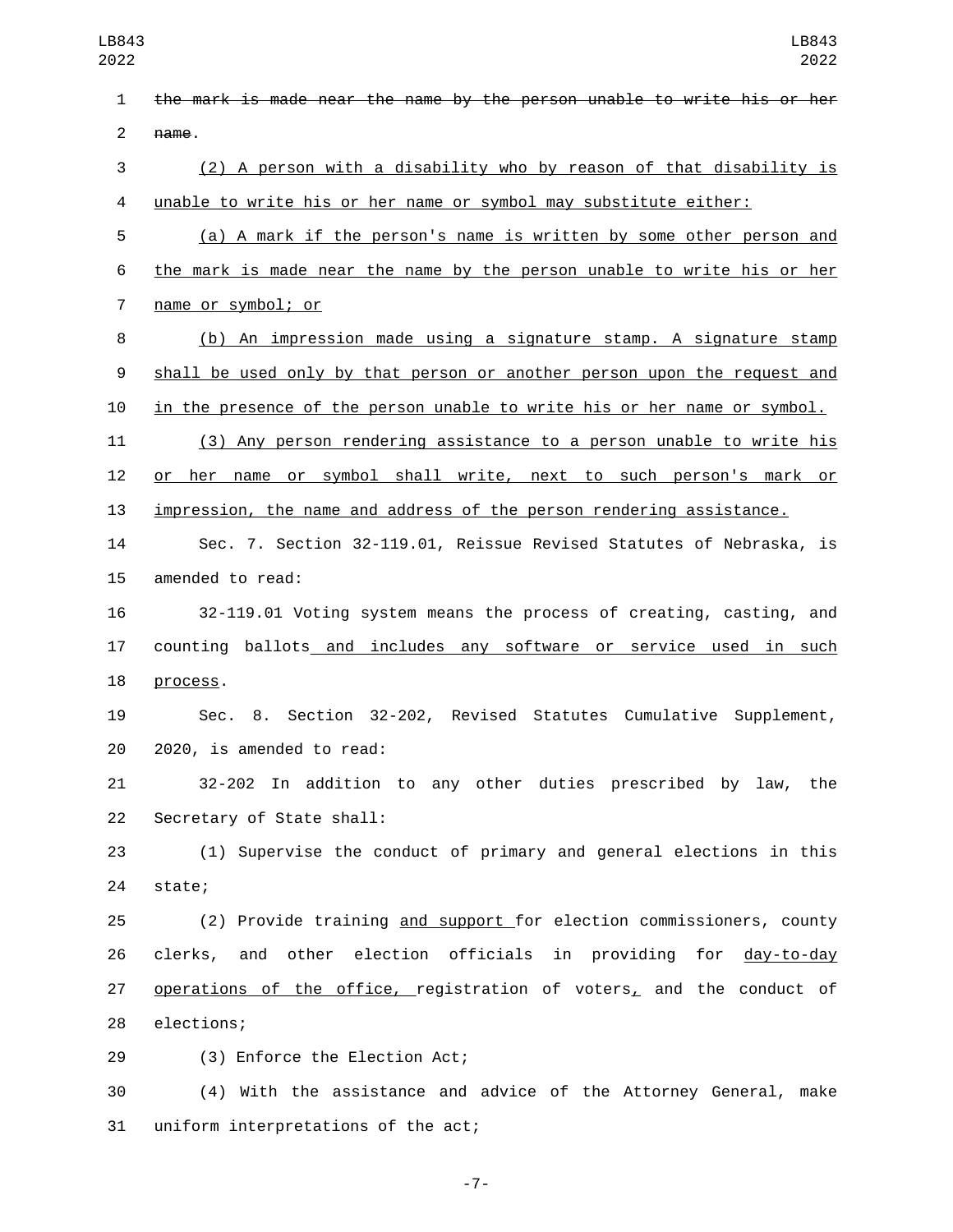~~the mark is made near the name by the person unable to write his or her name~~.

(2) A person with a disability who by reason of that disability is unable to write his or her name or symbol may substitute either:

(a) A mark if the person's name is written by some other person and the mark is made near the name by the person unable to write his or her name or symbol; or

(b) An impression made using a signature stamp. A signature stamp shall be used only by that person or another person upon the request and in the presence of the person unable to write his or her name or symbol.

(3) Any person rendering assistance to a person unable to write his or her name or symbol shall write, next to such person's mark or impression, the name and address of the person rendering assistance.

Sec. 7. Section 32-119.01, Reissue Revised Statutes of Nebraska, is amended to read:

32-119.01 Voting system means the process of creating, casting, and counting ballots and includes any software or service used in such process.

Sec. 8. Section 32-202, Revised Statutes Cumulative Supplement, 2020, is amended to read:

32-202 In addition to any other duties prescribed by law, the Secretary of State shall:

(1) Supervise the conduct of primary and general elections in this state;

(2) Provide training and support for election commissioners, county clerks, and other election officials in providing for day-to-day operations of the office, registration of voters, and the conduct of elections;

(3) Enforce the Election Act;

(4) With the assistance and advice of the Attorney General, make uniform interpretations of the act;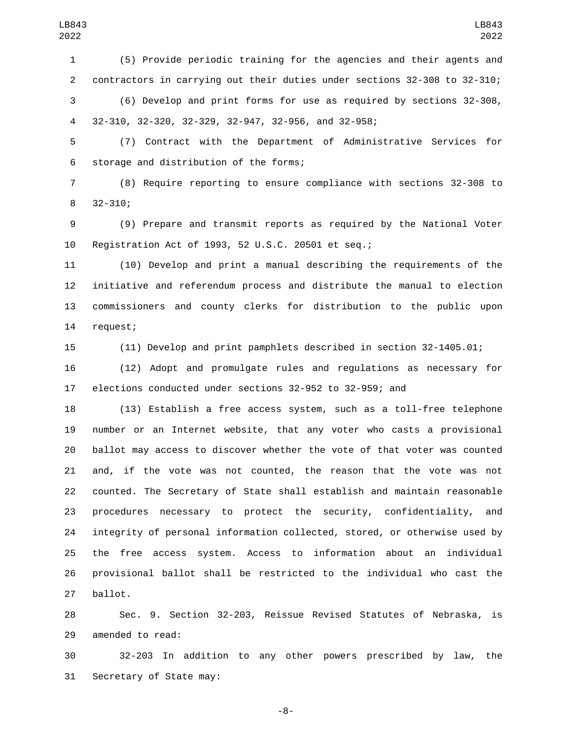(5) Provide periodic training for the agencies and their agents and contractors in carrying out their duties under sections 32-308 to 32-310;

(6) Develop and print forms for use as required by sections 32-308, 32-310, 32-320, 32-329, 32-947, 32-956, and 32-958;

(7) Contract with the Department of Administrative Services for storage and distribution of the forms;

(8) Require reporting to ensure compliance with sections 32-308 to 32-310;

(9) Prepare and transmit reports as required by the National Voter Registration Act of 1993, 52 U.S.C. 20501 et seq.;

(10) Develop and print a manual describing the requirements of the initiative and referendum process and distribute the manual to election commissioners and county clerks for distribution to the public upon request;

(11) Develop and print pamphlets described in section 32-1405.01;

(12) Adopt and promulgate rules and regulations as necessary for elections conducted under sections 32-952 to 32-959; and

(13) Establish a free access system, such as a toll-free telephone number or an Internet website, that any voter who casts a provisional ballot may access to discover whether the vote of that voter was counted and, if the vote was not counted, the reason that the vote was not counted. The Secretary of State shall establish and maintain reasonable procedures necessary to protect the security, confidentiality, and integrity of personal information collected, stored, or otherwise used by the free access system. Access to information about an individual provisional ballot shall be restricted to the individual who cast the ballot.

Sec. 9. Section 32-203, Reissue Revised Statutes of Nebraska, is amended to read:

32-203 In addition to any other powers prescribed by law, the Secretary of State may: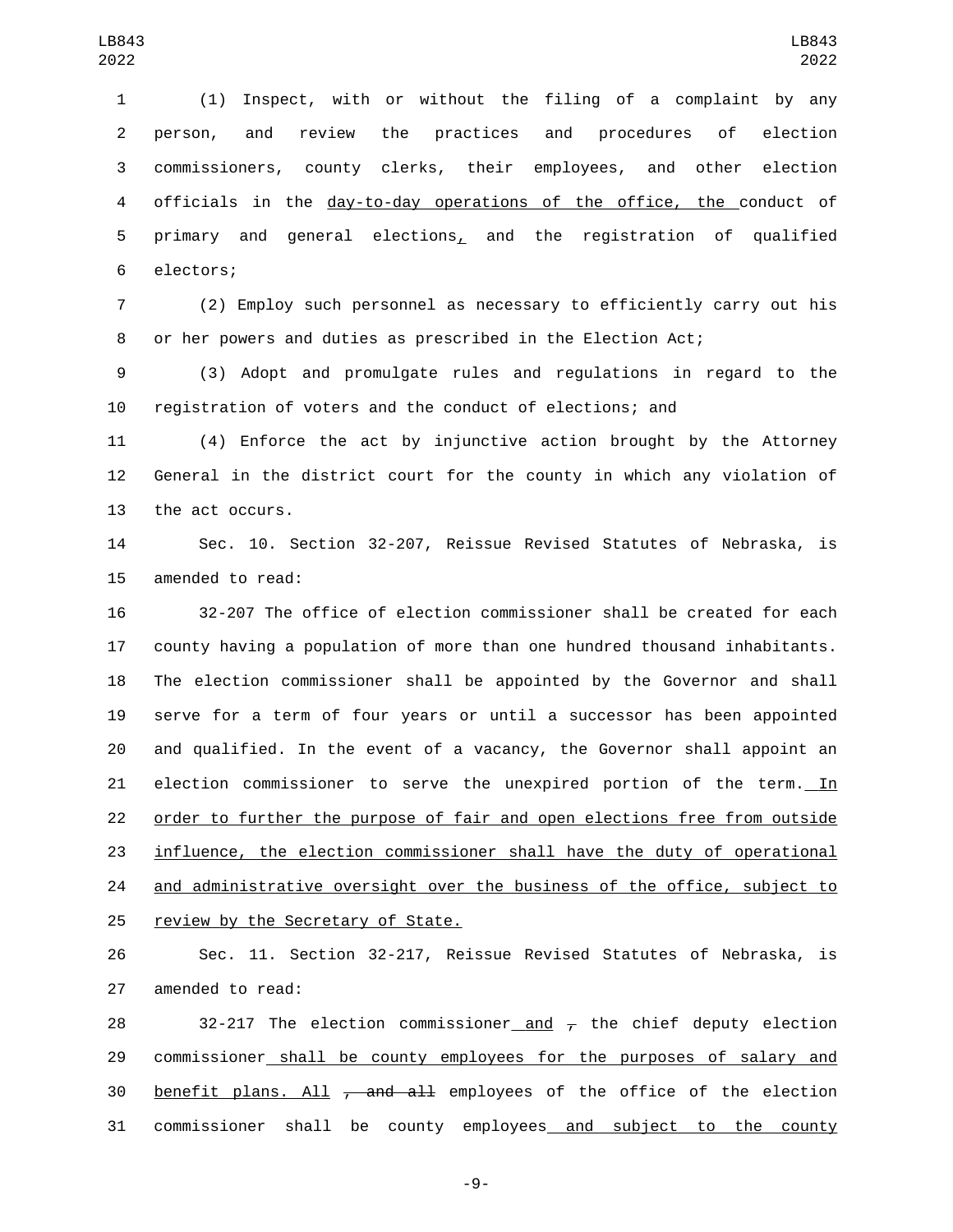(1) Inspect, with or without the filing of a complaint by any person, and review the practices and procedures of election commissioners, county clerks, their employees, and other election officials in the day-to-day operations of the office, the conduct of primary and general elections, and the registration of qualified electors;

(2) Employ such personnel as necessary to efficiently carry out his or her powers and duties as prescribed in the Election Act;

(3) Adopt and promulgate rules and regulations in regard to the registration of voters and the conduct of elections; and

(4) Enforce the act by injunctive action brought by the Attorney General in the district court for the county in which any violation of the act occurs.

Sec. 10. Section 32-207, Reissue Revised Statutes of Nebraska, is amended to read:

32-207 The office of election commissioner shall be created for each county having a population of more than one hundred thousand inhabitants. The election commissioner shall be appointed by the Governor and shall serve for a term of four years or until a successor has been appointed and qualified. In the event of a vacancy, the Governor shall appoint an election commissioner to serve the unexpired portion of the term. In order to further the purpose of fair and open elections free from outside influence, the election commissioner shall have the duty of operational and administrative oversight over the business of the office, subject to review by the Secretary of State.

Sec. 11. Section 32-217, Reissue Revised Statutes of Nebraska, is amended to read:

32-217 The election commissioner and ~~,~~ the chief deputy election commissioner shall be county employees for the purposes of salary and benefit plans. All ~~, and all~~ employees of the office of the election commissioner shall be county employees and subject to the county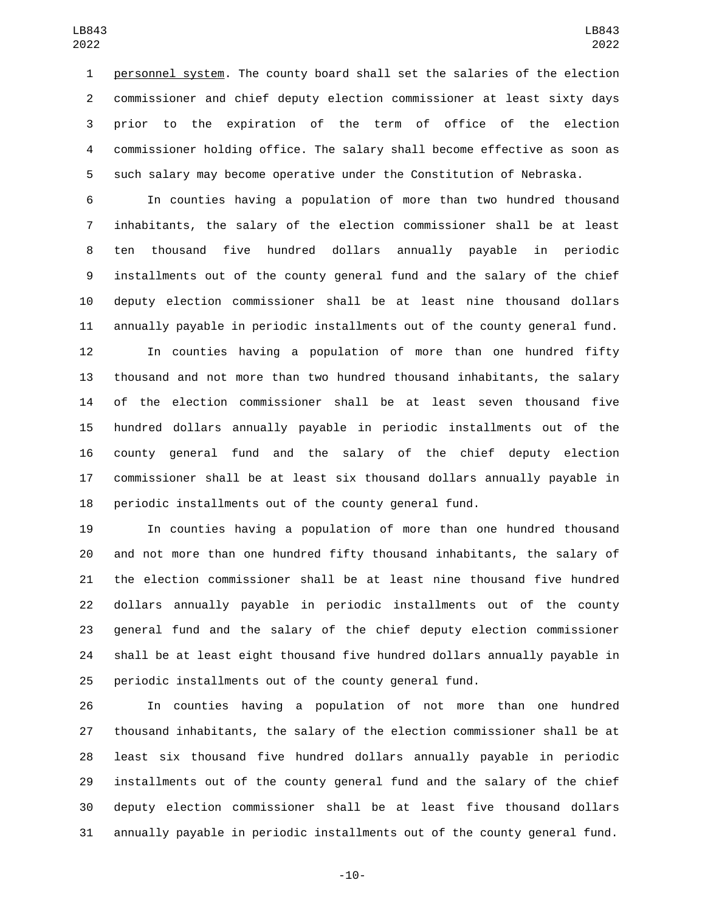personnel system. The county board shall set the salaries of the election commissioner and chief deputy election commissioner at least sixty days prior to the expiration of the term of office of the election commissioner holding office. The salary shall become effective as soon as such salary may become operative under the Constitution of Nebraska.

In counties having a population of more than two hundred thousand inhabitants, the salary of the election commissioner shall be at least ten thousand five hundred dollars annually payable in periodic installments out of the county general fund and the salary of the chief deputy election commissioner shall be at least nine thousand dollars annually payable in periodic installments out of the county general fund.

In counties having a population of more than one hundred fifty thousand and not more than two hundred thousand inhabitants, the salary of the election commissioner shall be at least seven thousand five hundred dollars annually payable in periodic installments out of the county general fund and the salary of the chief deputy election commissioner shall be at least six thousand dollars annually payable in periodic installments out of the county general fund.

In counties having a population of more than one hundred thousand and not more than one hundred fifty thousand inhabitants, the salary of the election commissioner shall be at least nine thousand five hundred dollars annually payable in periodic installments out of the county general fund and the salary of the chief deputy election commissioner shall be at least eight thousand five hundred dollars annually payable in periodic installments out of the county general fund.

In counties having a population of not more than one hundred thousand inhabitants, the salary of the election commissioner shall be at least six thousand five hundred dollars annually payable in periodic installments out of the county general fund and the salary of the chief deputy election commissioner shall be at least five thousand dollars annually payable in periodic installments out of the county general fund.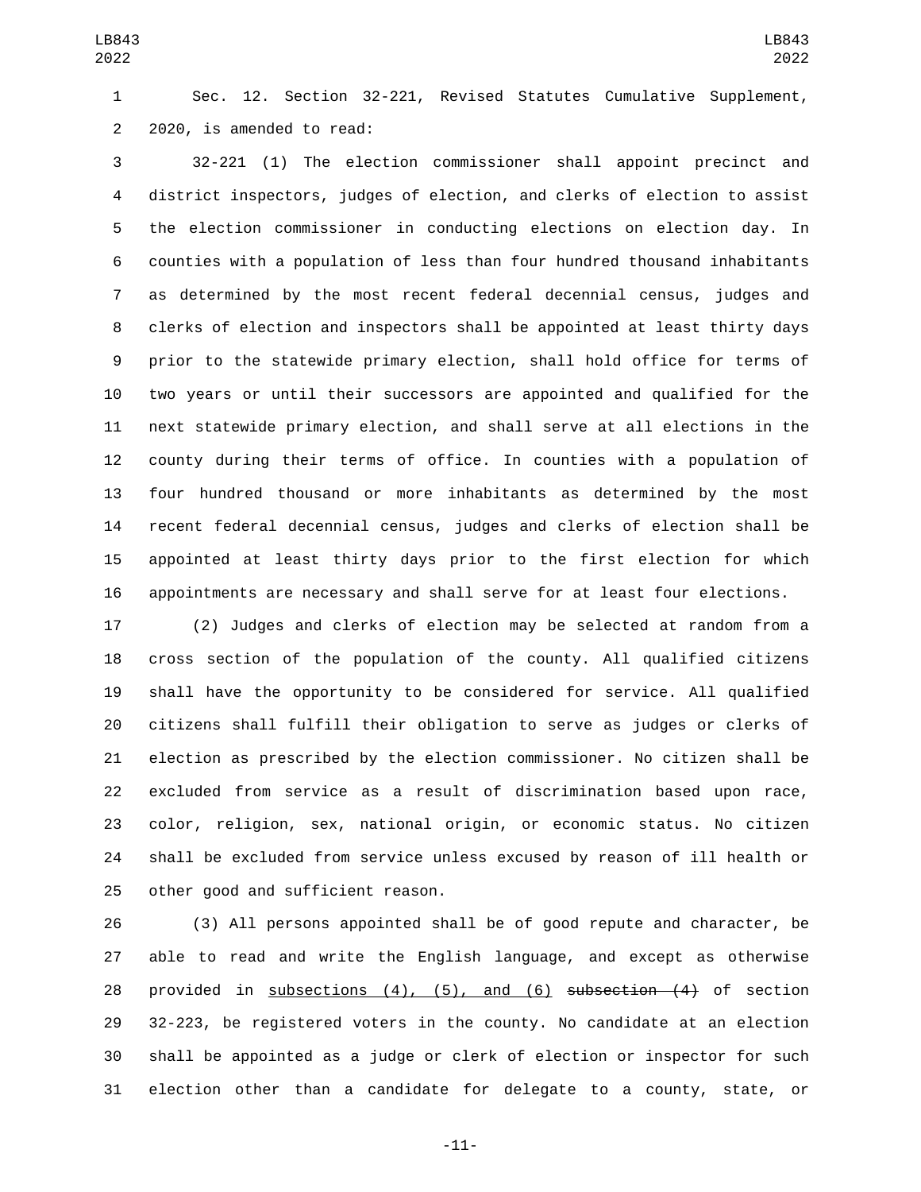Sec. 12. Section 32-221, Revised Statutes Cumulative Supplement, 2020, is amended to read:

32-221 (1) The election commissioner shall appoint precinct and district inspectors, judges of election, and clerks of election to assist the election commissioner in conducting elections on election day. In counties with a population of less than four hundred thousand inhabitants as determined by the most recent federal decennial census, judges and clerks of election and inspectors shall be appointed at least thirty days prior to the statewide primary election, shall hold office for terms of two years or until their successors are appointed and qualified for the next statewide primary election, and shall serve at all elections in the county during their terms of office. In counties with a population of four hundred thousand or more inhabitants as determined by the most recent federal decennial census, judges and clerks of election shall be appointed at least thirty days prior to the first election for which appointments are necessary and shall serve for at least four elections.

(2) Judges and clerks of election may be selected at random from a cross section of the population of the county. All qualified citizens shall have the opportunity to be considered for service. All qualified citizens shall fulfill their obligation to serve as judges or clerks of election as prescribed by the election commissioner. No citizen shall be excluded from service as a result of discrimination based upon race, color, religion, sex, national origin, or economic status. No citizen shall be excluded from service unless excused by reason of ill health or other good and sufficient reason.

(3) All persons appointed shall be of good repute and character, be able to read and write the English language, and except as otherwise provided in <u>subsections (4), (5), and (6)</u> ~~subsection (4)~~ of section 32-223, be registered voters in the county. No candidate at an election shall be appointed as a judge or clerk of election or inspector for such election other than a candidate for delegate to a county, state, or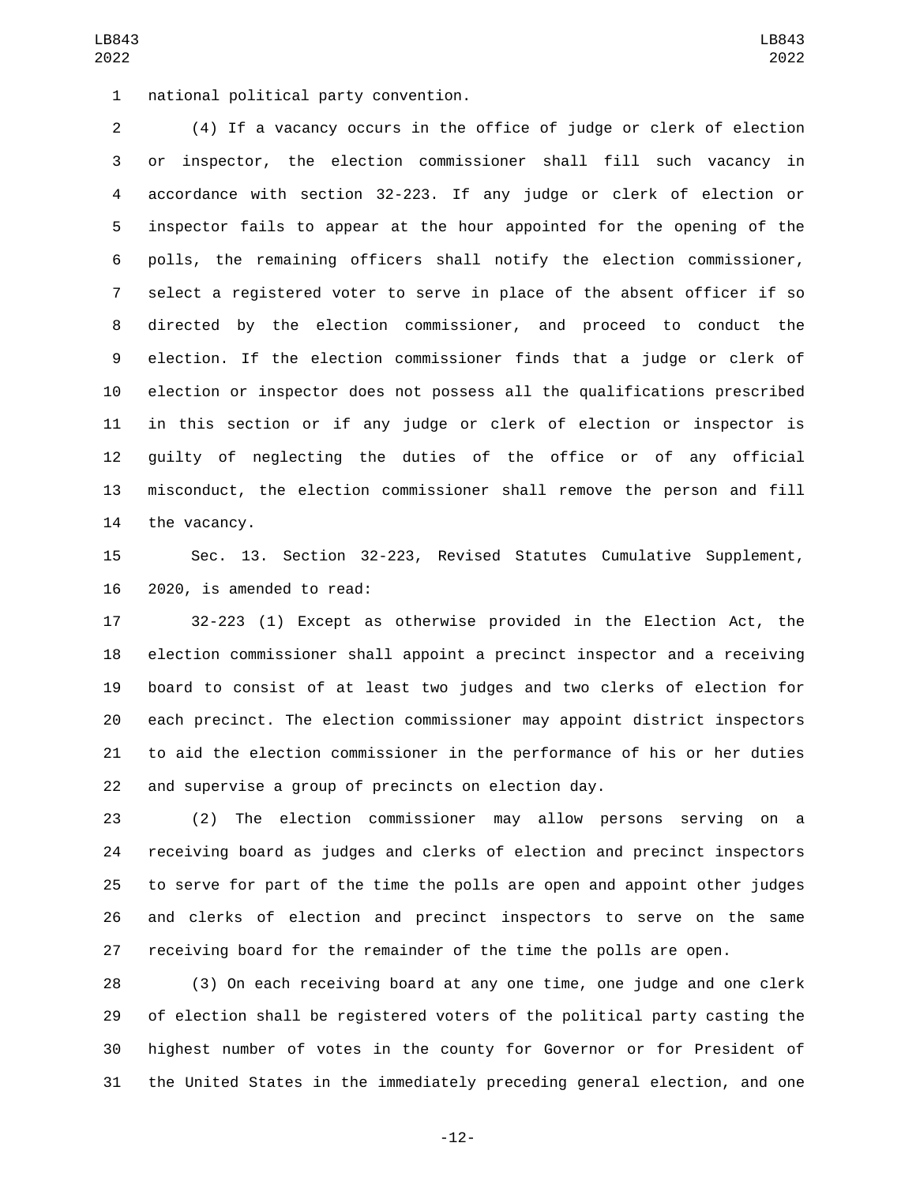national political party convention.

(4) If a vacancy occurs in the office of judge or clerk of election or inspector, the election commissioner shall fill such vacancy in accordance with section 32-223. If any judge or clerk of election or inspector fails to appear at the hour appointed for the opening of the polls, the remaining officers shall notify the election commissioner, select a registered voter to serve in place of the absent officer if so directed by the election commissioner, and proceed to conduct the election. If the election commissioner finds that a judge or clerk of election or inspector does not possess all the qualifications prescribed in this section or if any judge or clerk of election or inspector is guilty of neglecting the duties of the office or of any official misconduct, the election commissioner shall remove the person and fill the vacancy.

Sec. 13. Section 32-223, Revised Statutes Cumulative Supplement, 2020, is amended to read:

32-223 (1) Except as otherwise provided in the Election Act, the election commissioner shall appoint a precinct inspector and a receiving board to consist of at least two judges and two clerks of election for each precinct. The election commissioner may appoint district inspectors to aid the election commissioner in the performance of his or her duties and supervise a group of precincts on election day.

(2) The election commissioner may allow persons serving on a receiving board as judges and clerks of election and precinct inspectors to serve for part of the time the polls are open and appoint other judges and clerks of election and precinct inspectors to serve on the same receiving board for the remainder of the time the polls are open.

(3) On each receiving board at any one time, one judge and one clerk of election shall be registered voters of the political party casting the highest number of votes in the county for Governor or for President of the United States in the immediately preceding general election, and one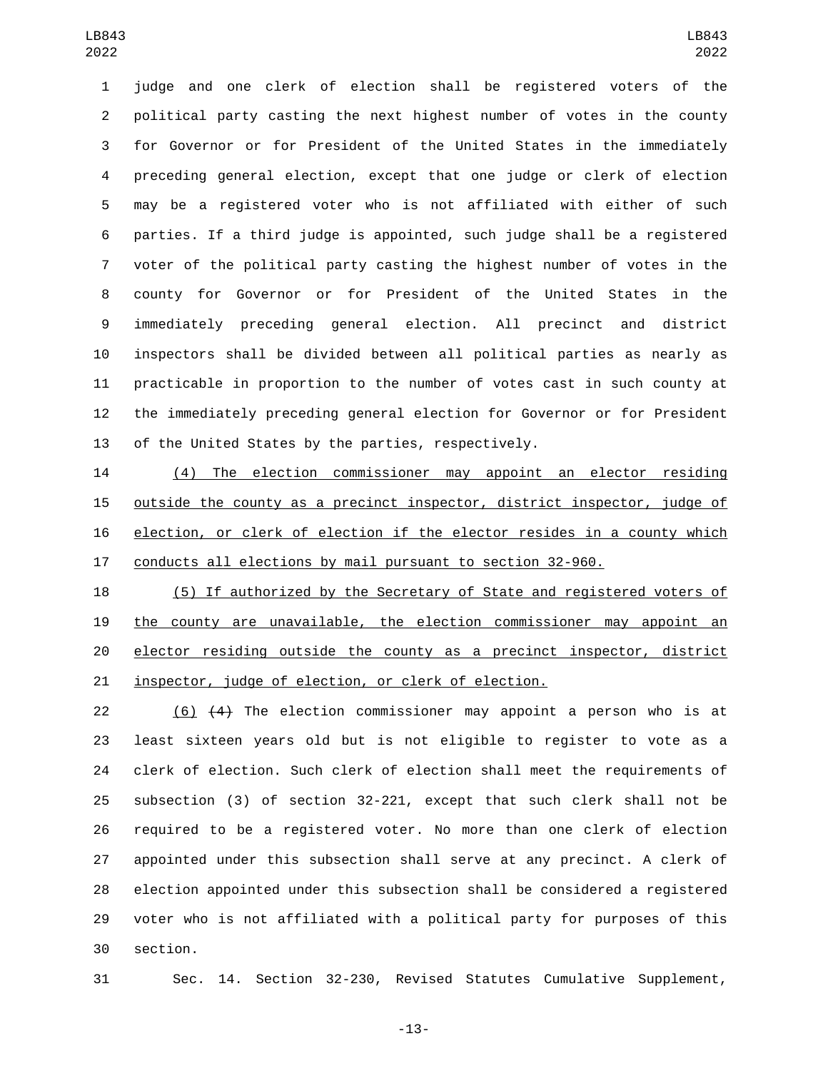judge and one clerk of election shall be registered voters of the political party casting the next highest number of votes in the county for Governor or for President of the United States in the immediately preceding general election, except that one judge or clerk of election may be a registered voter who is not affiliated with either of such parties. If a third judge is appointed, such judge shall be a registered voter of the political party casting the highest number of votes in the county for Governor or for President of the United States in the immediately preceding general election. All precinct and district inspectors shall be divided between all political parties as nearly as practicable in proportion to the number of votes cast in such county at the immediately preceding general election for Governor or for President of the United States by the parties, respectively.

(4) The election commissioner may appoint an elector residing outside the county as a precinct inspector, district inspector, judge of election, or clerk of election if the elector resides in a county which conducts all elections by mail pursuant to section 32-960.

(5) If authorized by the Secretary of State and registered voters of the county are unavailable, the election commissioner may appoint an elector residing outside the county as a precinct inspector, district inspector, judge of election, or clerk of election.

(6) ~~(4)~~ The election commissioner may appoint a person who is at least sixteen years old but is not eligible to register to vote as a clerk of election. Such clerk of election shall meet the requirements of subsection (3) of section 32-221, except that such clerk shall not be required to be a registered voter. No more than one clerk of election appointed under this subsection shall serve at any precinct. A clerk of election appointed under this subsection shall be considered a registered voter who is not affiliated with a political party for purposes of this section.

Sec. 14. Section 32-230, Revised Statutes Cumulative Supplement,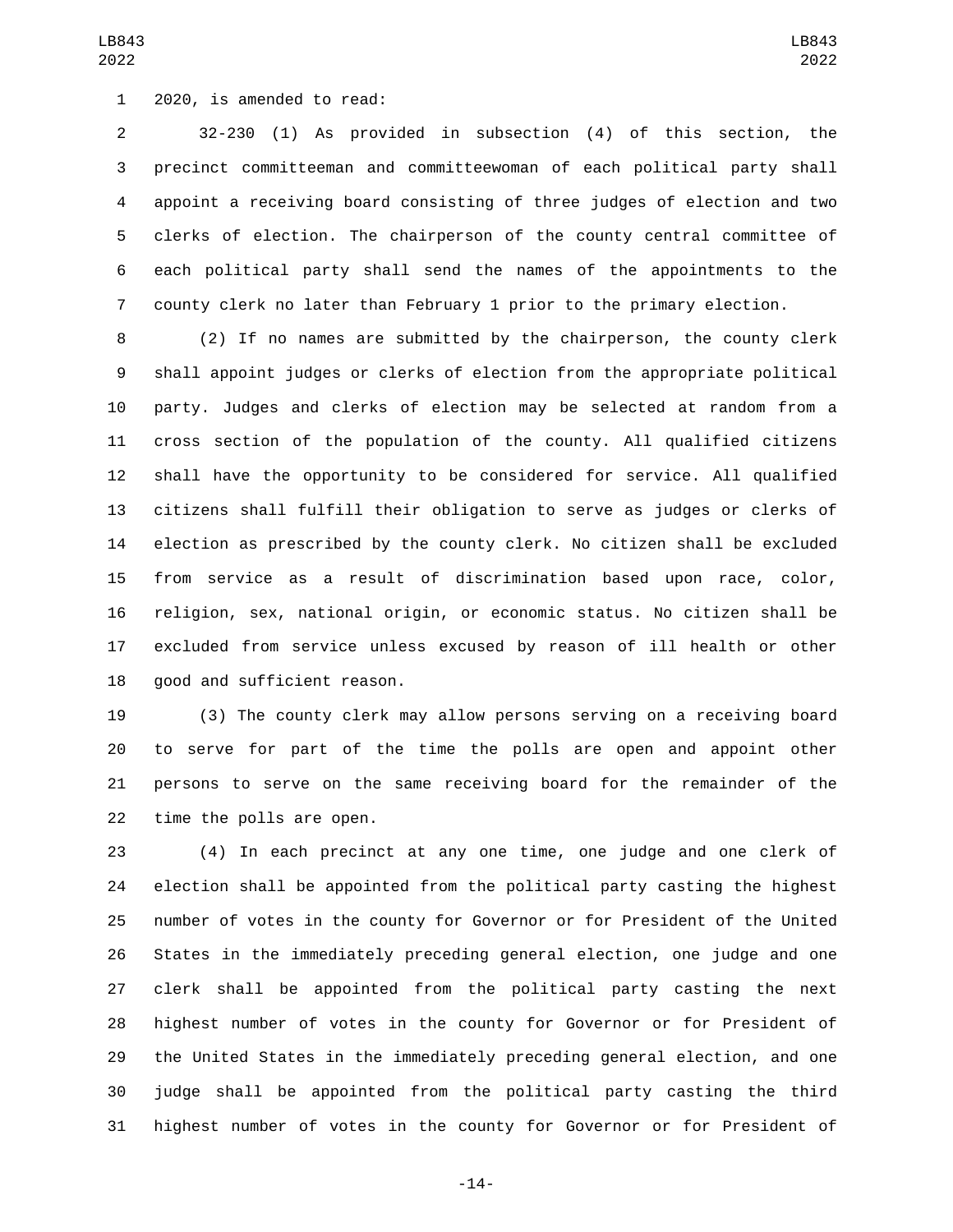2020, is amended to read:

32-230 (1) As provided in subsection (4) of this section, the precinct committeeman and committeewoman of each political party shall appoint a receiving board consisting of three judges of election and two clerks of election. The chairperson of the county central committee of each political party shall send the names of the appointments to the county clerk no later than February 1 prior to the primary election.

(2) If no names are submitted by the chairperson, the county clerk shall appoint judges or clerks of election from the appropriate political party. Judges and clerks of election may be selected at random from a cross section of the population of the county. All qualified citizens shall have the opportunity to be considered for service. All qualified citizens shall fulfill their obligation to serve as judges or clerks of election as prescribed by the county clerk. No citizen shall be excluded from service as a result of discrimination based upon race, color, religion, sex, national origin, or economic status. No citizen shall be excluded from service unless excused by reason of ill health or other good and sufficient reason.

(3) The county clerk may allow persons serving on a receiving board to serve for part of the time the polls are open and appoint other persons to serve on the same receiving board for the remainder of the time the polls are open.

(4) In each precinct at any one time, one judge and one clerk of election shall be appointed from the political party casting the highest number of votes in the county for Governor or for President of the United States in the immediately preceding general election, one judge and one clerk shall be appointed from the political party casting the next highest number of votes in the county for Governor or for President of the United States in the immediately preceding general election, and one judge shall be appointed from the political party casting the third highest number of votes in the county for Governor or for President of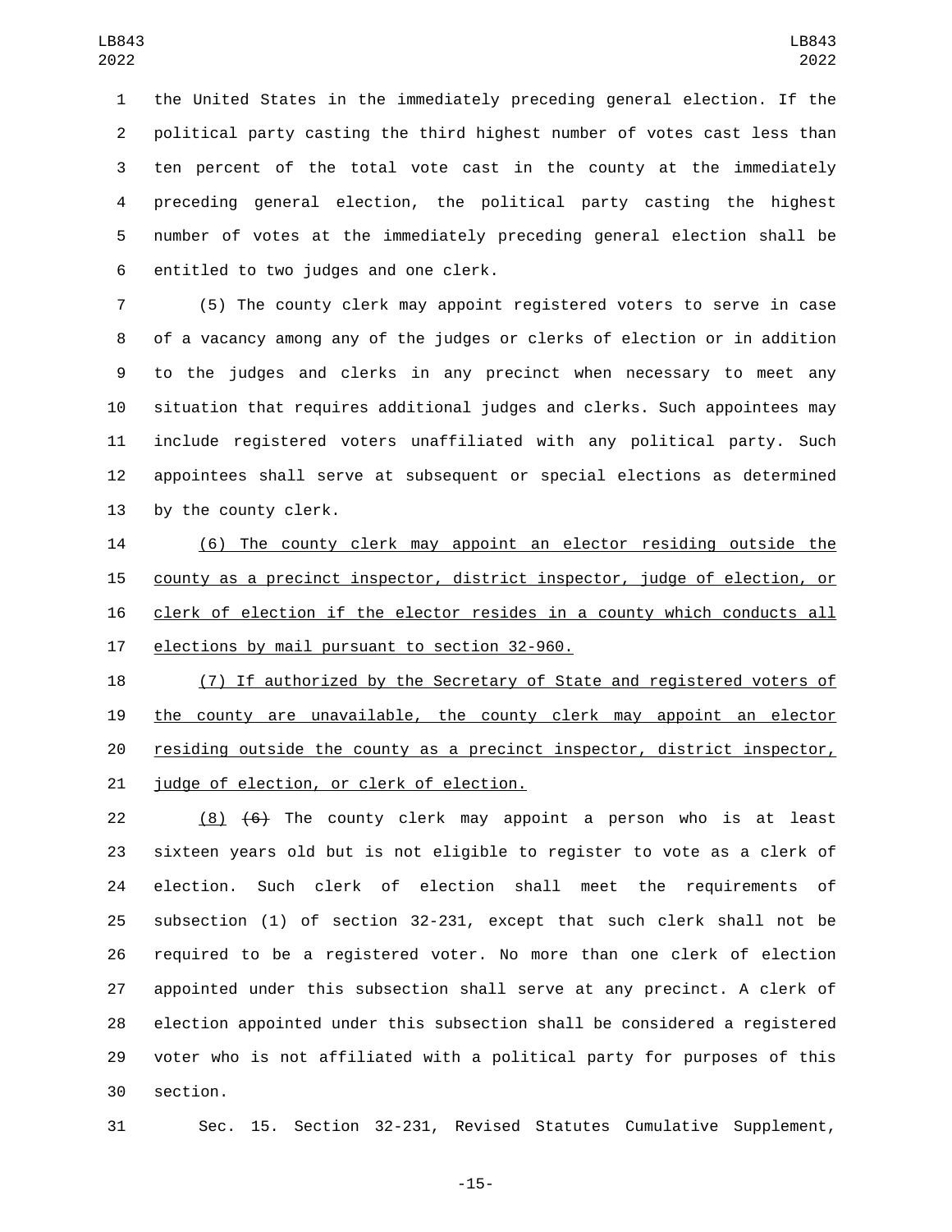the United States in the immediately preceding general election. If the political party casting the third highest number of votes cast less than ten percent of the total vote cast in the county at the immediately preceding general election, the political party casting the highest number of votes at the immediately preceding general election shall be entitled to two judges and one clerk.

(5) The county clerk may appoint registered voters to serve in case of a vacancy among any of the judges or clerks of election or in addition to the judges and clerks in any precinct when necessary to meet any situation that requires additional judges and clerks. Such appointees may include registered voters unaffiliated with any political party. Such appointees shall serve at subsequent or special elections as determined by the county clerk.

(6) The county clerk may appoint an elector residing outside the county as a precinct inspector, district inspector, judge of election, or clerk of election if the elector resides in a county which conducts all elections by mail pursuant to section 32-960.

(7) If authorized by the Secretary of State and registered voters of the county are unavailable, the county clerk may appoint an elector residing outside the county as a precinct inspector, district inspector, judge of election, or clerk of election.

(8) ~~(6)~~ The county clerk may appoint a person who is at least sixteen years old but is not eligible to register to vote as a clerk of election. Such clerk of election shall meet the requirements of subsection (1) of section 32-231, except that such clerk shall not be required to be a registered voter. No more than one clerk of election appointed under this subsection shall serve at any precinct. A clerk of election appointed under this subsection shall be considered a registered voter who is not affiliated with a political party for purposes of this section.

Sec. 15. Section 32-231, Revised Statutes Cumulative Supplement,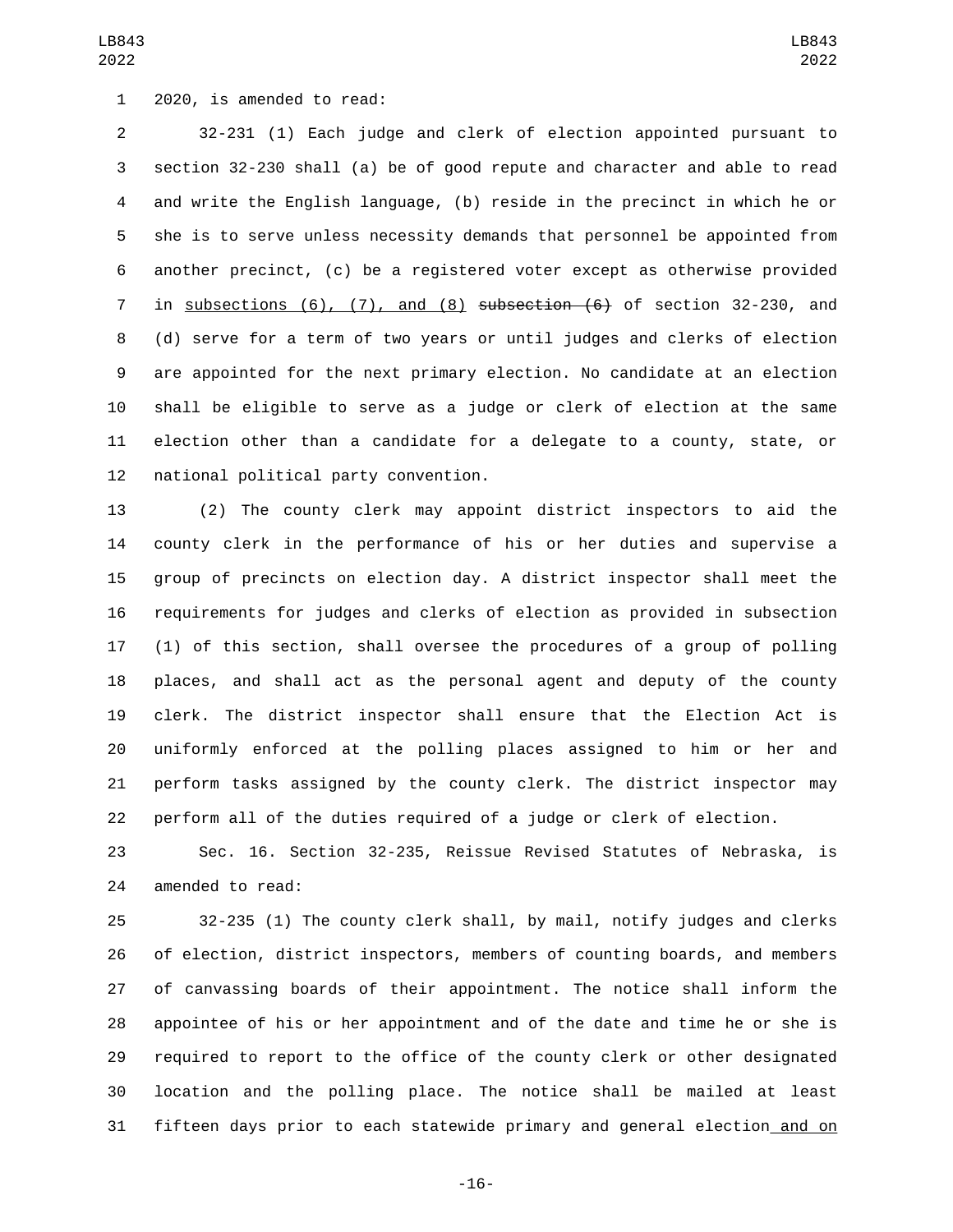2020, is amended to read:

32-231 (1) Each judge and clerk of election appointed pursuant to section 32-230 shall (a) be of good repute and character and able to read and write the English language, (b) reside in the precinct in which he or she is to serve unless necessity demands that personnel be appointed from another precinct, (c) be a registered voter except as otherwise provided in <u>subsections (6), (7), and (8)</u> ~~subsection (6)~~ of section 32-230, and (d) serve for a term of two years or until judges and clerks of election are appointed for the next primary election. No candidate at an election shall be eligible to serve as a judge or clerk of election at the same election other than a candidate for a delegate to a county, state, or national political party convention.

(2) The county clerk may appoint district inspectors to aid the county clerk in the performance of his or her duties and supervise a group of precincts on election day. A district inspector shall meet the requirements for judges and clerks of election as provided in subsection (1) of this section, shall oversee the procedures of a group of polling places, and shall act as the personal agent and deputy of the county clerk. The district inspector shall ensure that the Election Act is uniformly enforced at the polling places assigned to him or her and perform tasks assigned by the county clerk. The district inspector may perform all of the duties required of a judge or clerk of election.

Sec. 16. Section 32-235, Reissue Revised Statutes of Nebraska, is amended to read:

32-235 (1) The county clerk shall, by mail, notify judges and clerks of election, district inspectors, members of counting boards, and members of canvassing boards of their appointment. The notice shall inform the appointee of his or her appointment and of the date and time he or she is required to report to the office of the county clerk or other designated location and the polling place. The notice shall be mailed at least fifteen days prior to each statewide primary and general election<u> and on</u>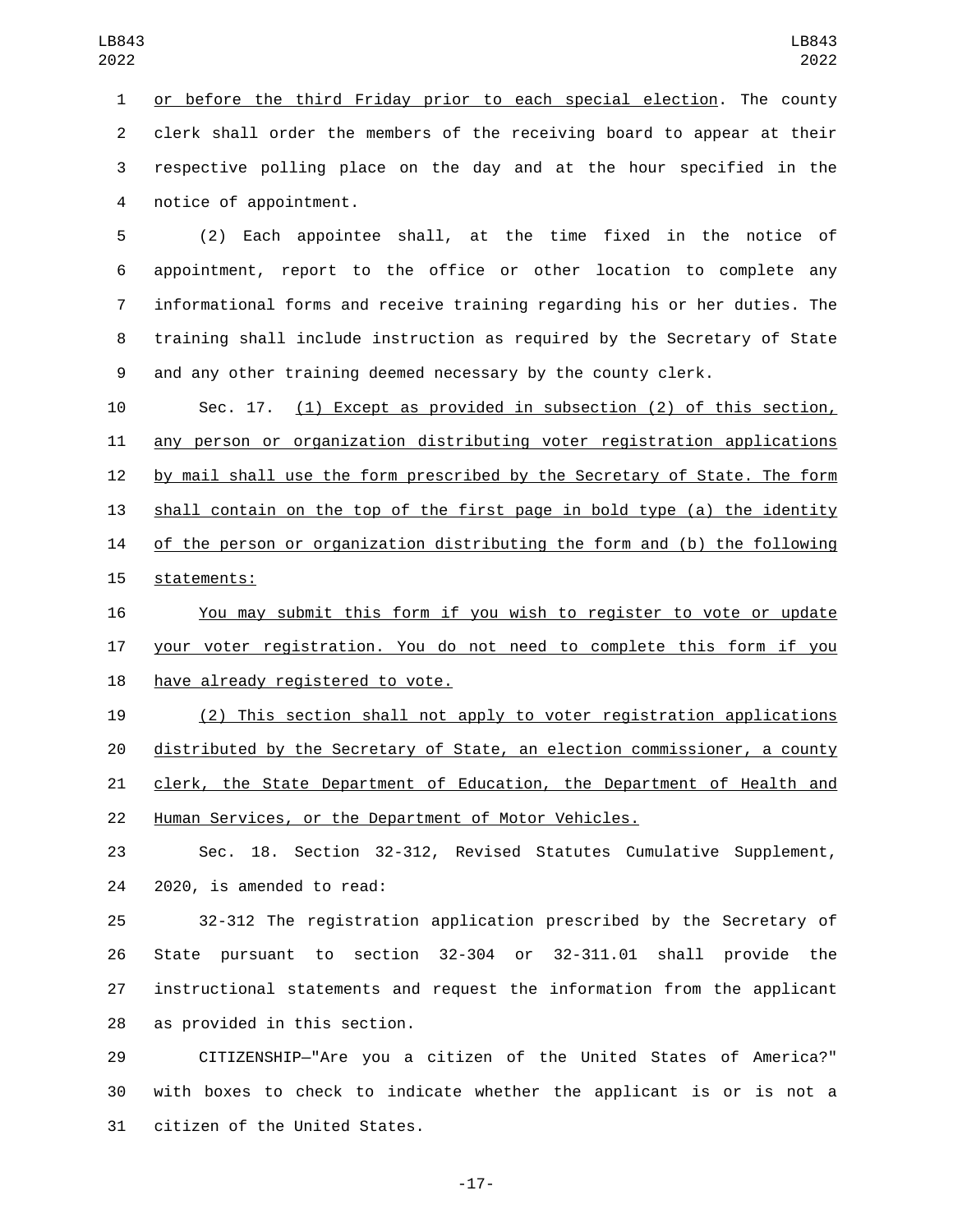or before the third Friday prior to each special election. The county clerk shall order the members of the receiving board to appear at their respective polling place on the day and at the hour specified in the notice of appointment.

(2) Each appointee shall, at the time fixed in the notice of appointment, report to the office or other location to complete any informational forms and receive training regarding his or her duties. The training shall include instruction as required by the Secretary of State and any other training deemed necessary by the county clerk.

Sec. 17. (1) Except as provided in subsection (2) of this section, any person or organization distributing voter registration applications by mail shall use the form prescribed by the Secretary of State. The form shall contain on the top of the first page in bold type (a) the identity of the person or organization distributing the form and (b) the following statements:

You may submit this form if you wish to register to vote or update your voter registration. You do not need to complete this form if you have already registered to vote.

(2) This section shall not apply to voter registration applications distributed by the Secretary of State, an election commissioner, a county clerk, the State Department of Education, the Department of Health and Human Services, or the Department of Motor Vehicles.

Sec. 18. Section 32-312, Revised Statutes Cumulative Supplement, 2020, is amended to read:

32-312 The registration application prescribed by the Secretary of State pursuant to section 32-304 or 32-311.01 shall provide the instructional statements and request the information from the applicant as provided in this section.

CITIZENSHIP—"Are you a citizen of the United States of America?" with boxes to check to indicate whether the applicant is or is not a citizen of the United States.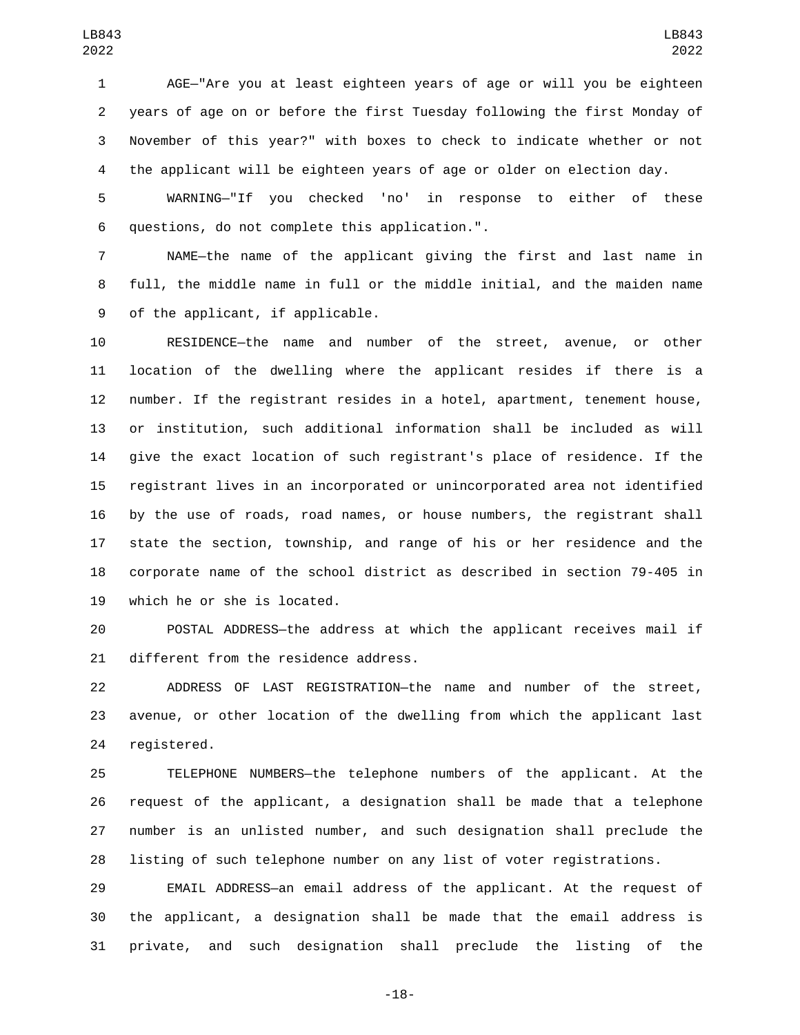AGE—"Are you at least eighteen years of age or will you be eighteen years of age on or before the first Tuesday following the first Monday of November of this year?" with boxes to check to indicate whether or not the applicant will be eighteen years of age or older on election day.

WARNING—"If you checked 'no' in response to either of these questions, do not complete this application.".

NAME—the name of the applicant giving the first and last name in full, the middle name in full or the middle initial, and the maiden name of the applicant, if applicable.

RESIDENCE—the name and number of the street, avenue, or other location of the dwelling where the applicant resides if there is a number. If the registrant resides in a hotel, apartment, tenement house, or institution, such additional information shall be included as will give the exact location of such registrant's place of residence. If the registrant lives in an incorporated or unincorporated area not identified by the use of roads, road names, or house numbers, the registrant shall state the section, township, and range of his or her residence and the corporate name of the school district as described in section 79-405 in which he or she is located.

POSTAL ADDRESS—the address at which the applicant receives mail if different from the residence address.

ADDRESS OF LAST REGISTRATION—the name and number of the street, avenue, or other location of the dwelling from which the applicant last registered.

TELEPHONE NUMBERS—the telephone numbers of the applicant. At the request of the applicant, a designation shall be made that a telephone number is an unlisted number, and such designation shall preclude the listing of such telephone number on any list of voter registrations.

EMAIL ADDRESS—an email address of the applicant. At the request of the applicant, a designation shall be made that the email address is private, and such designation shall preclude the listing of the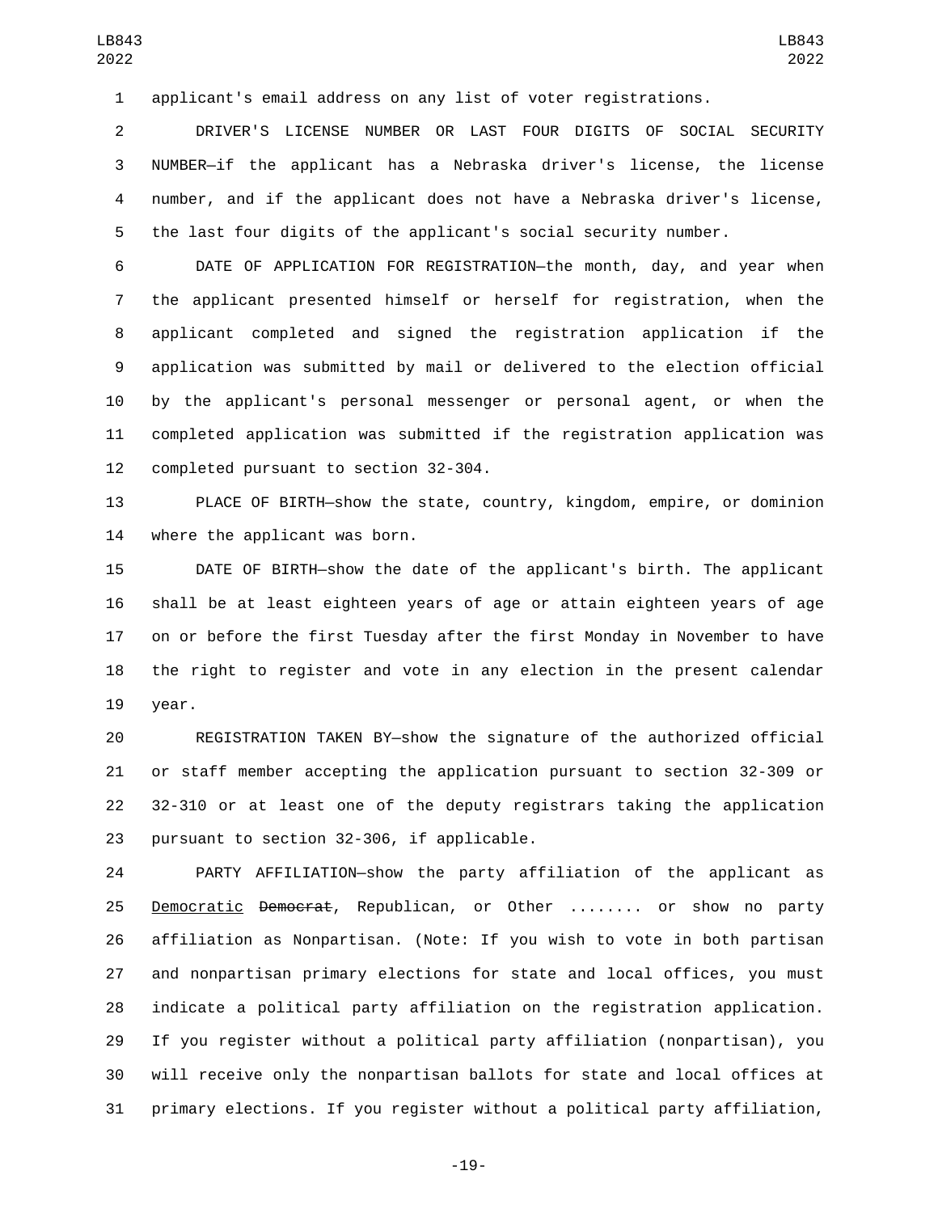applicant's email address on any list of voter registrations.

DRIVER'S LICENSE NUMBER OR LAST FOUR DIGITS OF SOCIAL SECURITY NUMBER—if the applicant has a Nebraska driver's license, the license number, and if the applicant does not have a Nebraska driver's license, the last four digits of the applicant's social security number.

DATE OF APPLICATION FOR REGISTRATION—the month, day, and year when the applicant presented himself or herself for registration, when the applicant completed and signed the registration application if the application was submitted by mail or delivered to the election official by the applicant's personal messenger or personal agent, or when the completed application was submitted if the registration application was completed pursuant to section 32-304.

PLACE OF BIRTH—show the state, country, kingdom, empire, or dominion where the applicant was born.

DATE OF BIRTH—show the date of the applicant's birth. The applicant shall be at least eighteen years of age or attain eighteen years of age on or before the first Tuesday after the first Monday in November to have the right to register and vote in any election in the present calendar year.

REGISTRATION TAKEN BY—show the signature of the authorized official or staff member accepting the application pursuant to section 32-309 or 32-310 or at least one of the deputy registrars taking the application pursuant to section 32-306, if applicable.

PARTY AFFILIATION—show the party affiliation of the applicant as Democratic ~~Democrat~~, Republican, or Other ........ or show no party affiliation as Nonpartisan. (Note: If you wish to vote in both partisan and nonpartisan primary elections for state and local offices, you must indicate a political party affiliation on the registration application. If you register without a political party affiliation (nonpartisan), you will receive only the nonpartisan ballots for state and local offices at primary elections. If you register without a political party affiliation,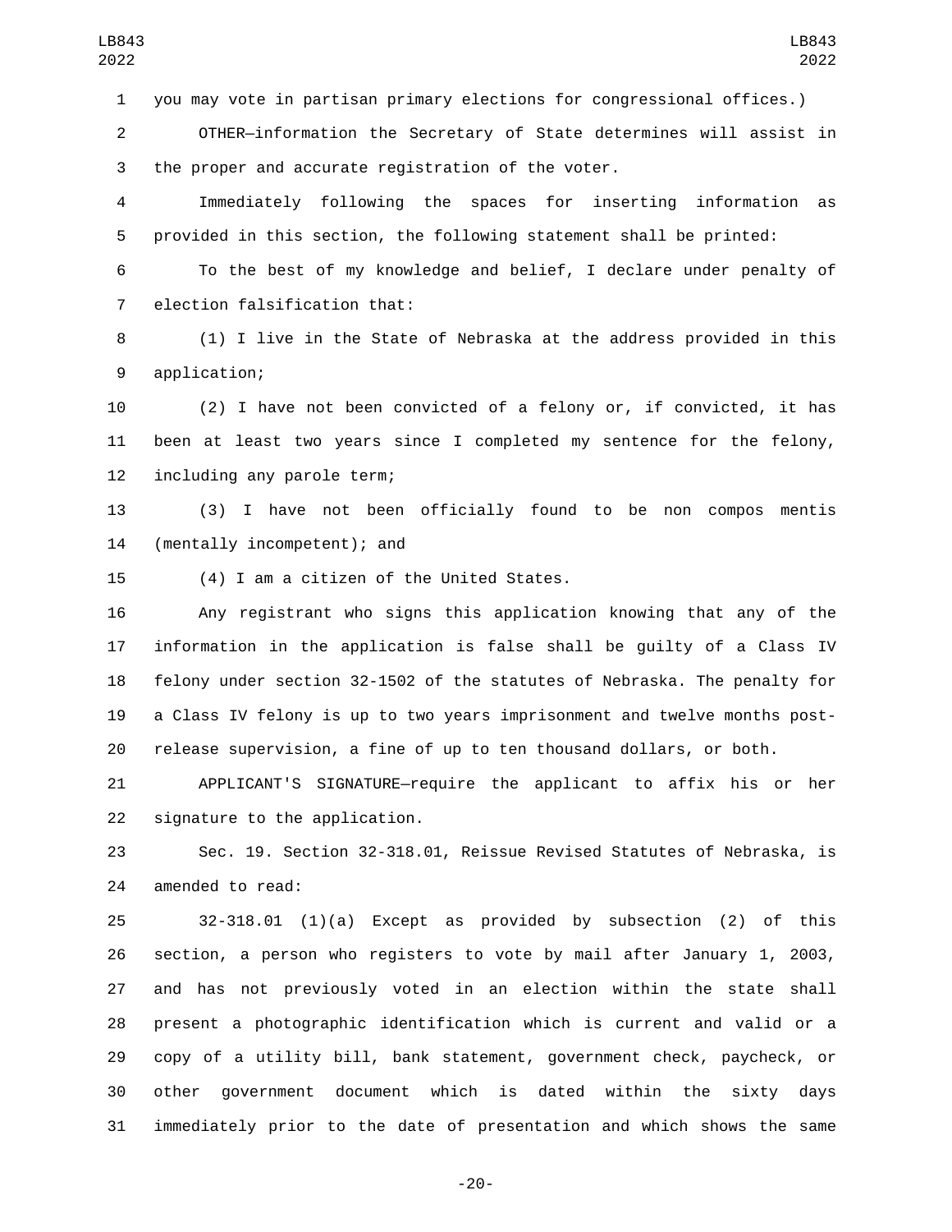you may vote in partisan primary elections for congressional offices.)

OTHER—information the Secretary of State determines will assist in the proper and accurate registration of the voter.

Immediately following the spaces for inserting information as provided in this section, the following statement shall be printed:

To the best of my knowledge and belief, I declare under penalty of election falsification that:

(1) I live in the State of Nebraska at the address provided in this application;

(2) I have not been convicted of a felony or, if convicted, it has been at least two years since I completed my sentence for the felony, including any parole term;

(3) I have not been officially found to be non compos mentis (mentally incompetent); and

(4) I am a citizen of the United States.

Any registrant who signs this application knowing that any of the information in the application is false shall be guilty of a Class IV felony under section 32-1502 of the statutes of Nebraska. The penalty for a Class IV felony is up to two years imprisonment and twelve months post-release supervision, a fine of up to ten thousand dollars, or both.

APPLICANT'S SIGNATURE—require the applicant to affix his or her signature to the application.

Sec. 19. Section 32-318.01, Reissue Revised Statutes of Nebraska, is amended to read:

32-318.01 (1)(a) Except as provided by subsection (2) of this section, a person who registers to vote by mail after January 1, 2003, and has not previously voted in an election within the state shall present a photographic identification which is current and valid or a copy of a utility bill, bank statement, government check, paycheck, or other government document which is dated within the sixty days immediately prior to the date of presentation and which shows the same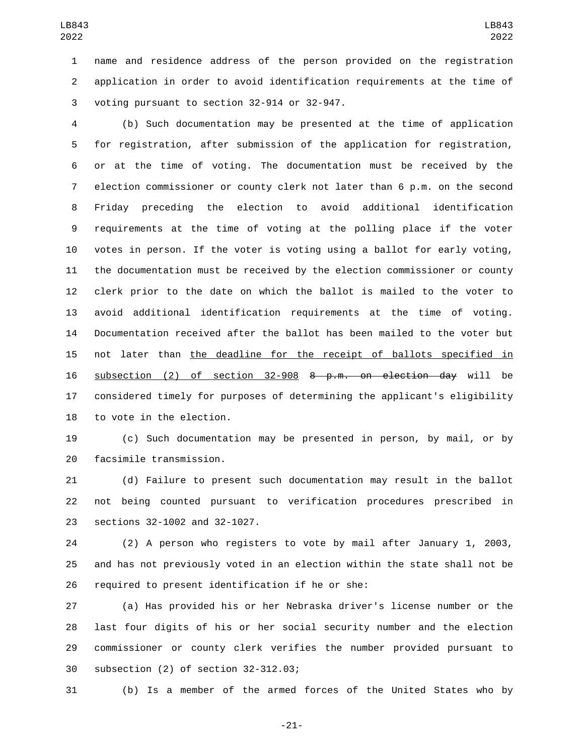name and residence address of the person provided on the registration application in order to avoid identification requirements at the time of voting pursuant to section 32-914 or 32-947.

(b) Such documentation may be presented at the time of application for registration, after submission of the application for registration, or at the time of voting. The documentation must be received by the election commissioner or county clerk not later than 6 p.m. on the second Friday preceding the election to avoid additional identification requirements at the time of voting at the polling place if the voter votes in person. If the voter is voting using a ballot for early voting, the documentation must be received by the election commissioner or county clerk prior to the date on which the ballot is mailed to the voter to avoid additional identification requirements at the time of voting. Documentation received after the ballot has been mailed to the voter but not later than <u>the deadline for the receipt of ballots specified in subsection (2) of section 32-908</u> ~~8 p.m. on election day~~ will be considered timely for purposes of determining the applicant's eligibility to vote in the election.

(c) Such documentation may be presented in person, by mail, or by facsimile transmission.

(d) Failure to present such documentation may result in the ballot not being counted pursuant to verification procedures prescribed in sections 32-1002 and 32-1027.

(2) A person who registers to vote by mail after January 1, 2003, and has not previously voted in an election within the state shall not be required to present identification if he or she:

(a) Has provided his or her Nebraska driver's license number or the last four digits of his or her social security number and the election commissioner or county clerk verifies the number provided pursuant to subsection (2) of section 32-312.03;

(b) Is a member of the armed forces of the United States who by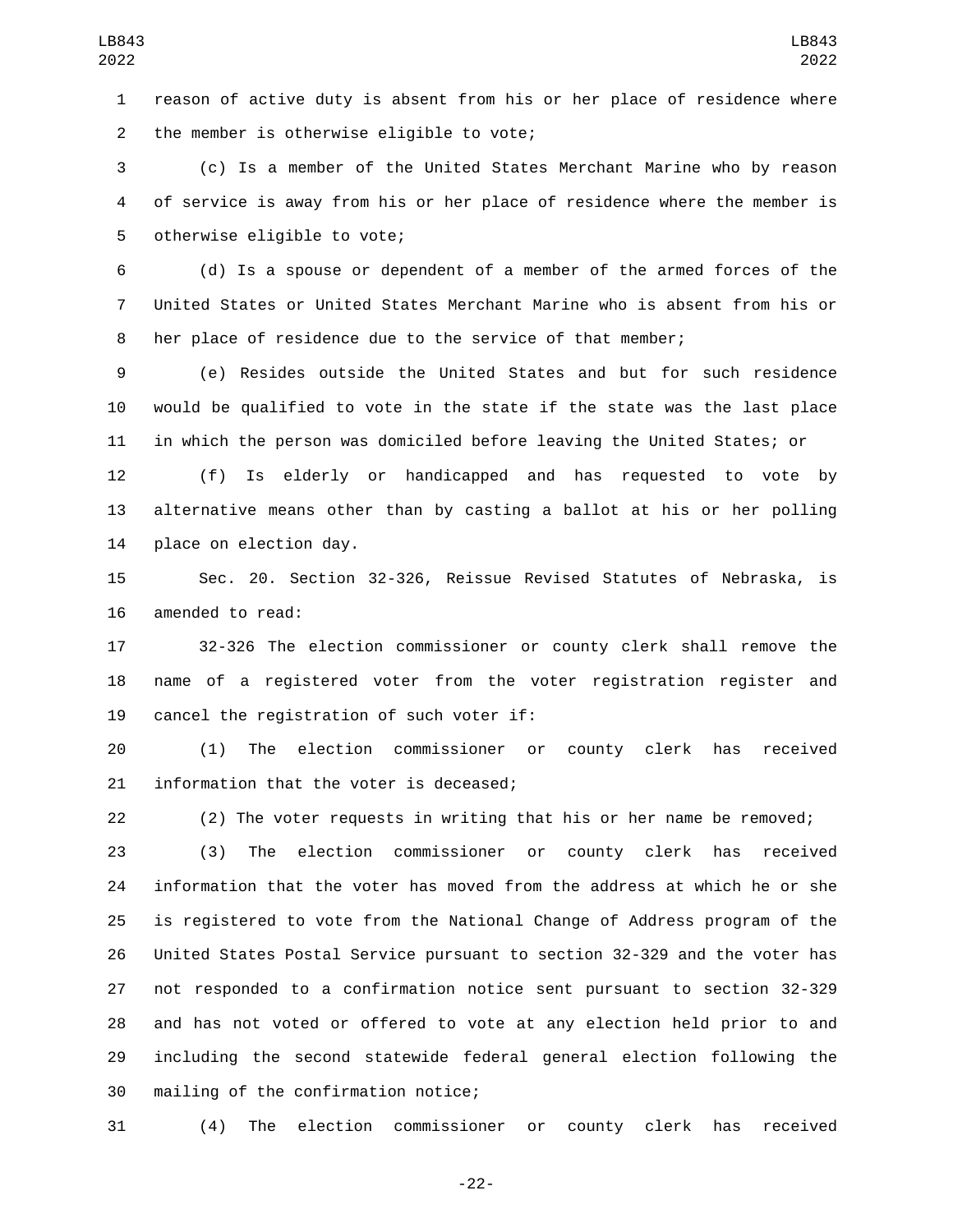reason of active duty is absent from his or her place of residence where the member is otherwise eligible to vote;

(c) Is a member of the United States Merchant Marine who by reason of service is away from his or her place of residence where the member is otherwise eligible to vote;

(d) Is a spouse or dependent of a member of the armed forces of the United States or United States Merchant Marine who is absent from his or her place of residence due to the service of that member;

(e) Resides outside the United States and but for such residence would be qualified to vote in the state if the state was the last place in which the person was domiciled before leaving the United States; or

(f) Is elderly or handicapped and has requested to vote by alternative means other than by casting a ballot at his or her polling place on election day.

Sec. 20. Section 32-326, Reissue Revised Statutes of Nebraska, is amended to read:

32-326 The election commissioner or county clerk shall remove the name of a registered voter from the voter registration register and cancel the registration of such voter if:

(1) The election commissioner or county clerk has received information that the voter is deceased;

(2) The voter requests in writing that his or her name be removed;

(3) The election commissioner or county clerk has received information that the voter has moved from the address at which he or she is registered to vote from the National Change of Address program of the United States Postal Service pursuant to section 32-329 and the voter has not responded to a confirmation notice sent pursuant to section 32-329 and has not voted or offered to vote at any election held prior to and including the second statewide federal general election following the mailing of the confirmation notice;

(4) The election commissioner or county clerk has received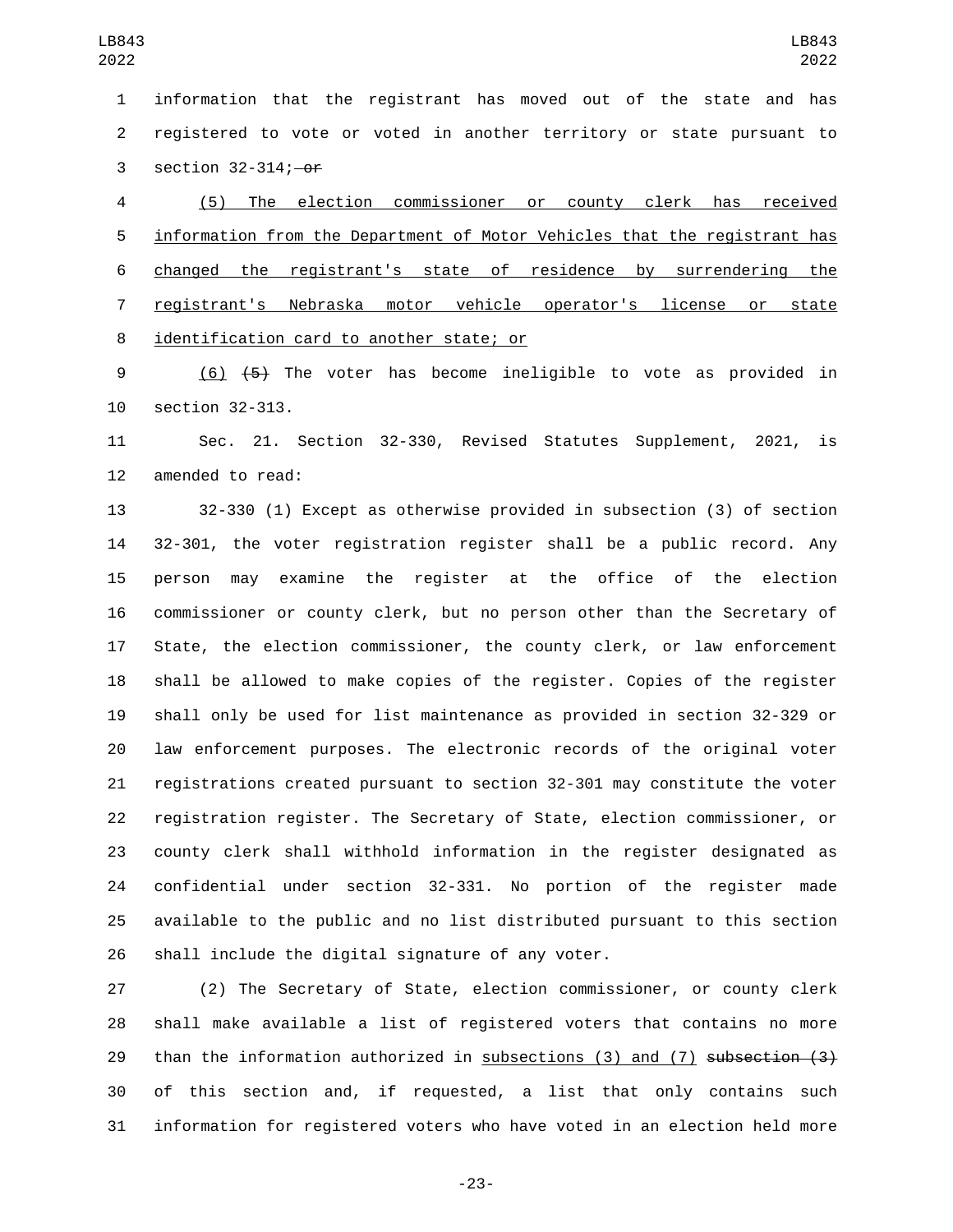information that the registrant has moved out of the state and has registered to vote or voted in another territory or state pursuant to section 32-314; ~~or~~

<u>(5) The election commissioner or county clerk has received information from the Department of Motor Vehicles that the registrant has changed the registrant's state of residence by surrendering the registrant's Nebraska motor vehicle operator's license or state identification card to another state; or</u>

<u>(6)</u> ~~(5)~~ The voter has become ineligible to vote as provided in section 32-313.

Sec. 21. Section 32-330, Revised Statutes Supplement, 2021, is amended to read:

32-330 (1) Except as otherwise provided in subsection (3) of section 32-301, the voter registration register shall be a public record. Any person may examine the register at the office of the election commissioner or county clerk, but no person other than the Secretary of State, the election commissioner, the county clerk, or law enforcement shall be allowed to make copies of the register. Copies of the register shall only be used for list maintenance as provided in section 32-329 or law enforcement purposes. The electronic records of the original voter registrations created pursuant to section 32-301 may constitute the voter registration register. The Secretary of State, election commissioner, or county clerk shall withhold information in the register designated as confidential under section 32-331. No portion of the register made available to the public and no list distributed pursuant to this section shall include the digital signature of any voter.

(2) The Secretary of State, election commissioner, or county clerk shall make available a list of registered voters that contains no more than the information authorized in <u>subsections (3) and (7)</u> ~~subsection (3)~~ of this section and, if requested, a list that only contains such information for registered voters who have voted in an election held more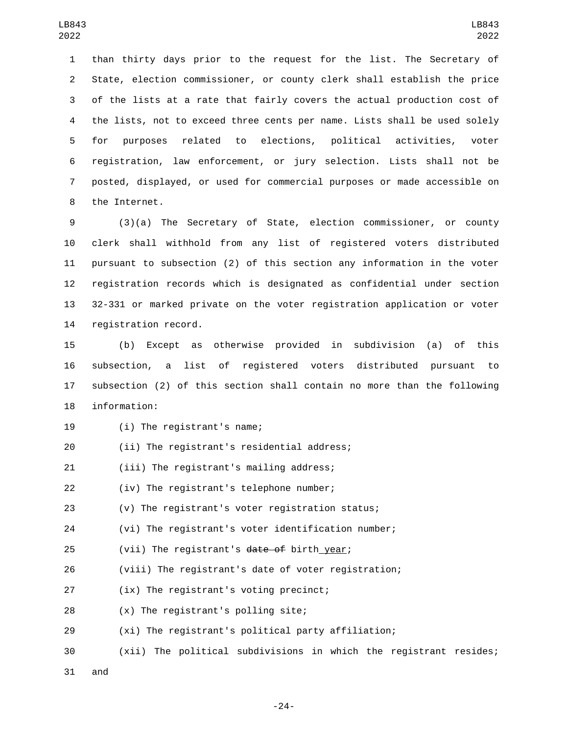than thirty days prior to the request for the list. The Secretary of State, election commissioner, or county clerk shall establish the price of the lists at a rate that fairly covers the actual production cost of the lists, not to exceed three cents per name. Lists shall be used solely for purposes related to elections, political activities, voter registration, law enforcement, or jury selection. Lists shall not be posted, displayed, or used for commercial purposes or made accessible on the Internet.

(3)(a) The Secretary of State, election commissioner, or county clerk shall withhold from any list of registered voters distributed pursuant to subsection (2) of this section any information in the voter registration records which is designated as confidential under section 32-331 or marked private on the voter registration application or voter registration record.

(b) Except as otherwise provided in subdivision (a) of this subsection, a list of registered voters distributed pursuant to subsection (2) of this section shall contain no more than the following information:

(i) The registrant's name;

(ii) The registrant's residential address;

(iii) The registrant's mailing address;

(iv) The registrant's telephone number;

(v) The registrant's voter registration status;

(vi) The registrant's voter identification number;

(vii) The registrant's ~~date of~~ birth year;

(viii) The registrant's date of voter registration;

(ix) The registrant's voting precinct;

(x) The registrant's polling site;

(xi) The registrant's political party affiliation;

(xii) The political subdivisions in which the registrant resides; and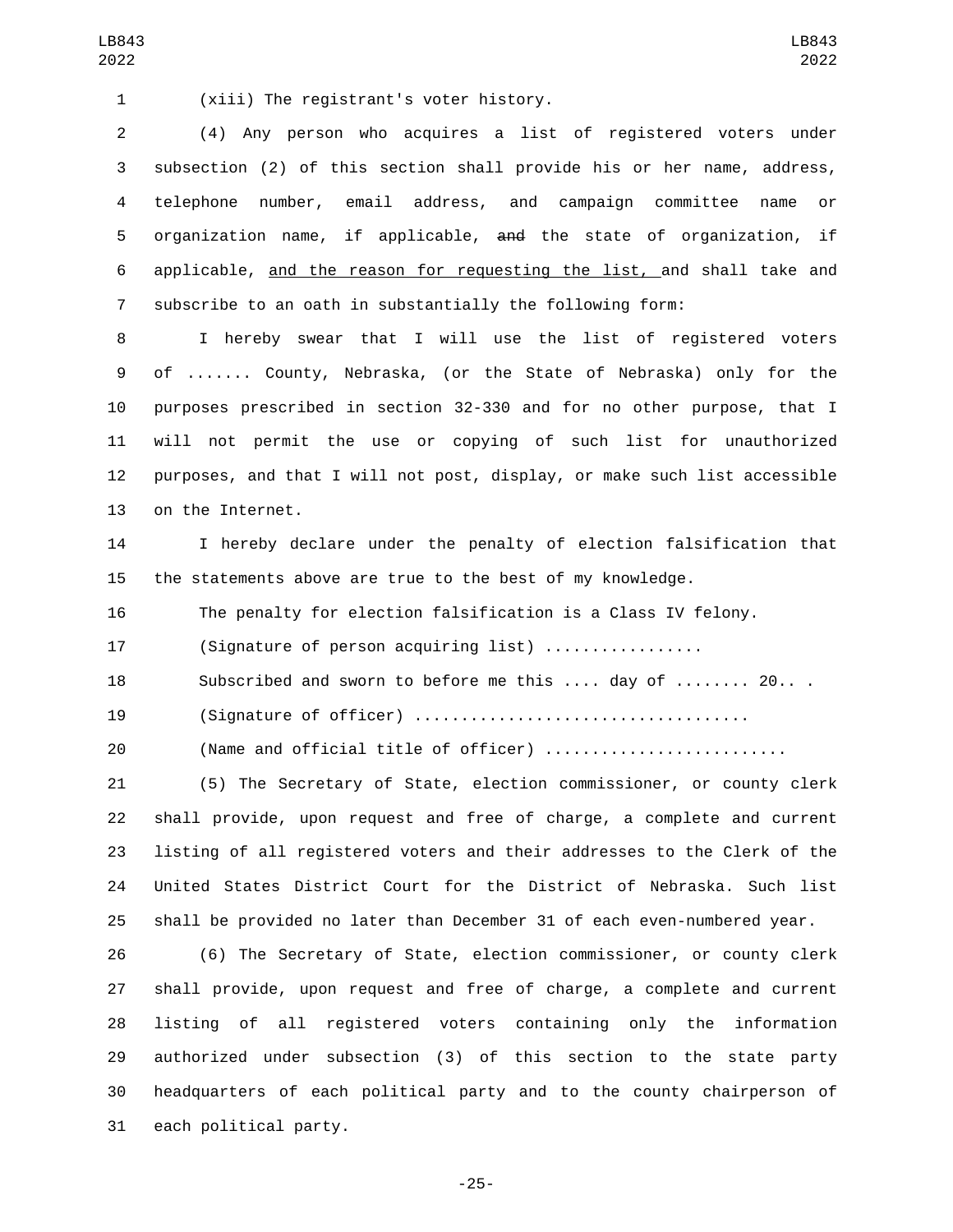(xiii) The registrant's voter history.

(4) Any person who acquires a list of registered voters under subsection (2) of this section shall provide his or her name, address, telephone number, email address, and campaign committee name or organization name, if applicable, ~~and~~ the state of organization, if applicable, <u>and the reason for requesting the list,</u> and shall take and subscribe to an oath in substantially the following form:

I hereby swear that I will use the list of registered voters of ....... County, Nebraska, (or the State of Nebraska) only for the purposes prescribed in section 32-330 and for no other purpose, that I will not permit the use or copying of such list for unauthorized purposes, and that I will not post, display, or make such list accessible on the Internet.

I hereby declare under the penalty of election falsification that the statements above are true to the best of my knowledge.

The penalty for election falsification is a Class IV felony.

(Signature of person acquiring list) .................

Subscribed and sworn to before me this .... day of ........ 20.. .

(Signature of officer) ...................................

(Name and official title of officer) ..........................

(5) The Secretary of State, election commissioner, or county clerk shall provide, upon request and free of charge, a complete and current listing of all registered voters and their addresses to the Clerk of the United States District Court for the District of Nebraska. Such list shall be provided no later than December 31 of each even-numbered year.

(6) The Secretary of State, election commissioner, or county clerk shall provide, upon request and free of charge, a complete and current listing of all registered voters containing only the information authorized under subsection (3) of this section to the state party headquarters of each political party and to the county chairperson of each political party.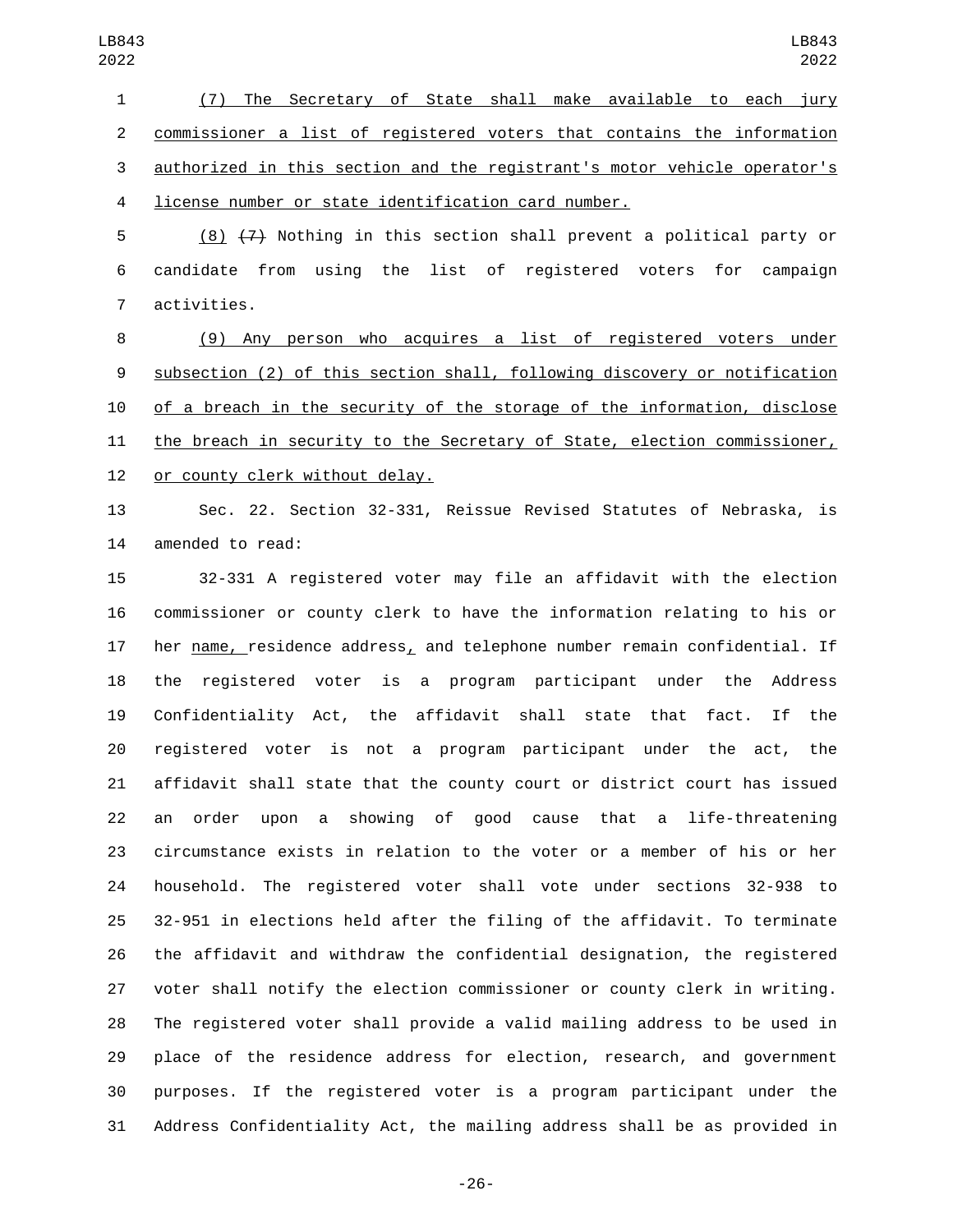(7) The Secretary of State shall make available to each jury commissioner a list of registered voters that contains the information authorized in this section and the registrant's motor vehicle operator's license number or state identification card number.

(8) ~~(7)~~ Nothing in this section shall prevent a political party or candidate from using the list of registered voters for campaign activities.

(9) Any person who acquires a list of registered voters under subsection (2) of this section shall, following discovery or notification of a breach in the security of the storage of the information, disclose the breach in security to the Secretary of State, election commissioner, or county clerk without delay.

Sec. 22. Section 32-331, Reissue Revised Statutes of Nebraska, is amended to read:

32-331 A registered voter may file an affidavit with the election commissioner or county clerk to have the information relating to his or her name, residence address, and telephone number remain confidential. If the registered voter is a program participant under the Address Confidentiality Act, the affidavit shall state that fact. If the registered voter is not a program participant under the act, the affidavit shall state that the county court or district court has issued an order upon a showing of good cause that a life-threatening circumstance exists in relation to the voter or a member of his or her household. The registered voter shall vote under sections 32-938 to 32-951 in elections held after the filing of the affidavit. To terminate the affidavit and withdraw the confidential designation, the registered voter shall notify the election commissioner or county clerk in writing. The registered voter shall provide a valid mailing address to be used in place of the residence address for election, research, and government purposes. If the registered voter is a program participant under the Address Confidentiality Act, the mailing address shall be as provided in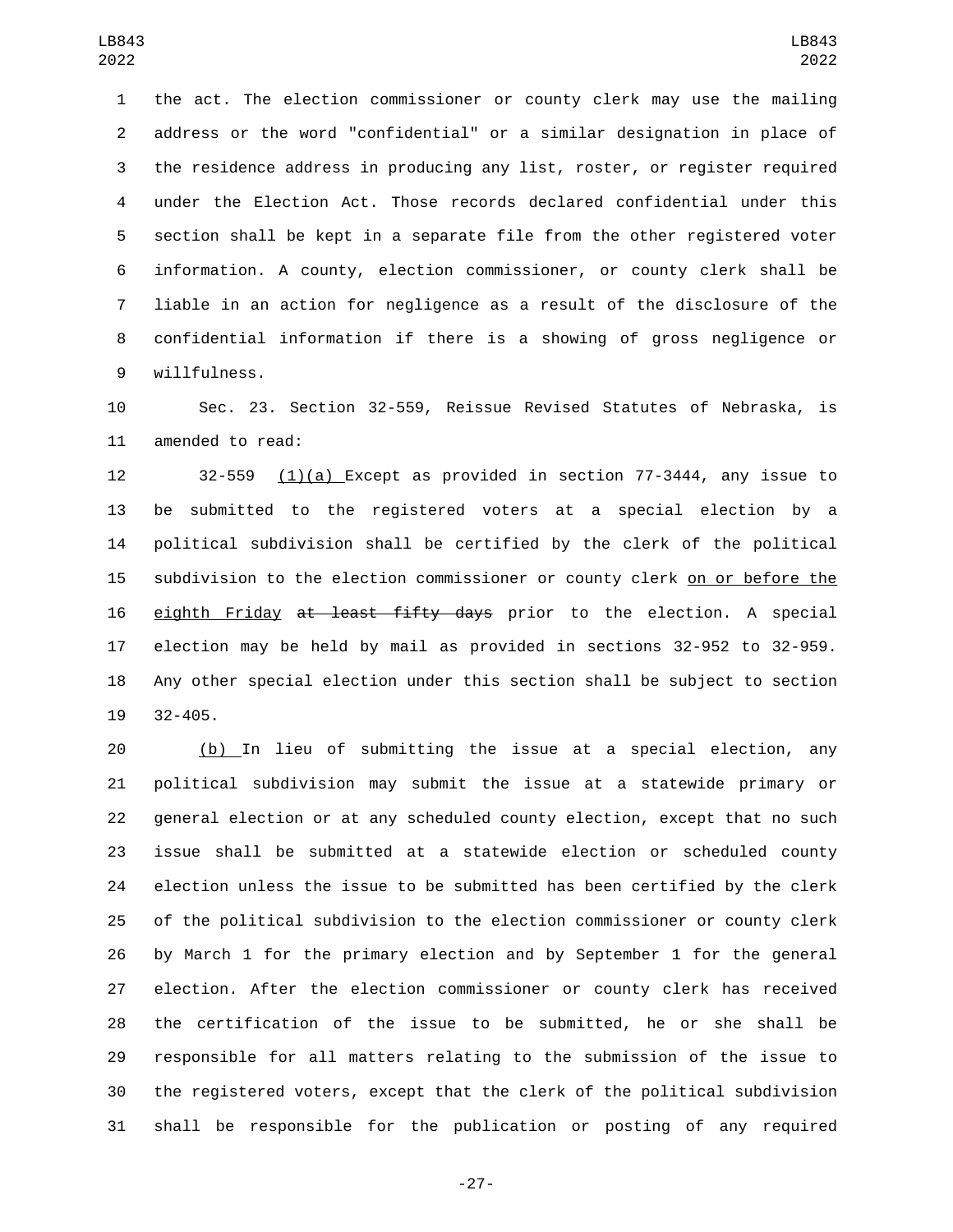the act. The election commissioner or county clerk may use the mailing address or the word "confidential" or a similar designation in place of the residence address in producing any list, roster, or register required under the Election Act. Those records declared confidential under this section shall be kept in a separate file from the other registered voter information. A county, election commissioner, or county clerk shall be liable in an action for negligence as a result of the disclosure of the confidential information if there is a showing of gross negligence or willfulness.

Sec. 23. Section 32-559, Reissue Revised Statutes of Nebraska, is amended to read:

32-559 <u>(1)(a)</u> Except as provided in section 77-3444, any issue to be submitted to the registered voters at a special election by a political subdivision shall be certified by the clerk of the political subdivision to the election commissioner or county clerk <u>on or before the eighth Friday</u> ~~at least fifty days~~ prior to the election. A special election may be held by mail as provided in sections 32-952 to 32-959. Any other special election under this section shall be subject to section 32-405.

<u>(b)</u> In lieu of submitting the issue at a special election, any political subdivision may submit the issue at a statewide primary or general election or at any scheduled county election, except that no such issue shall be submitted at a statewide election or scheduled county election unless the issue to be submitted has been certified by the clerk of the political subdivision to the election commissioner or county clerk by March 1 for the primary election and by September 1 for the general election. After the election commissioner or county clerk has received the certification of the issue to be submitted, he or she shall be responsible for all matters relating to the submission of the issue to the registered voters, except that the clerk of the political subdivision shall be responsible for the publication or posting of any required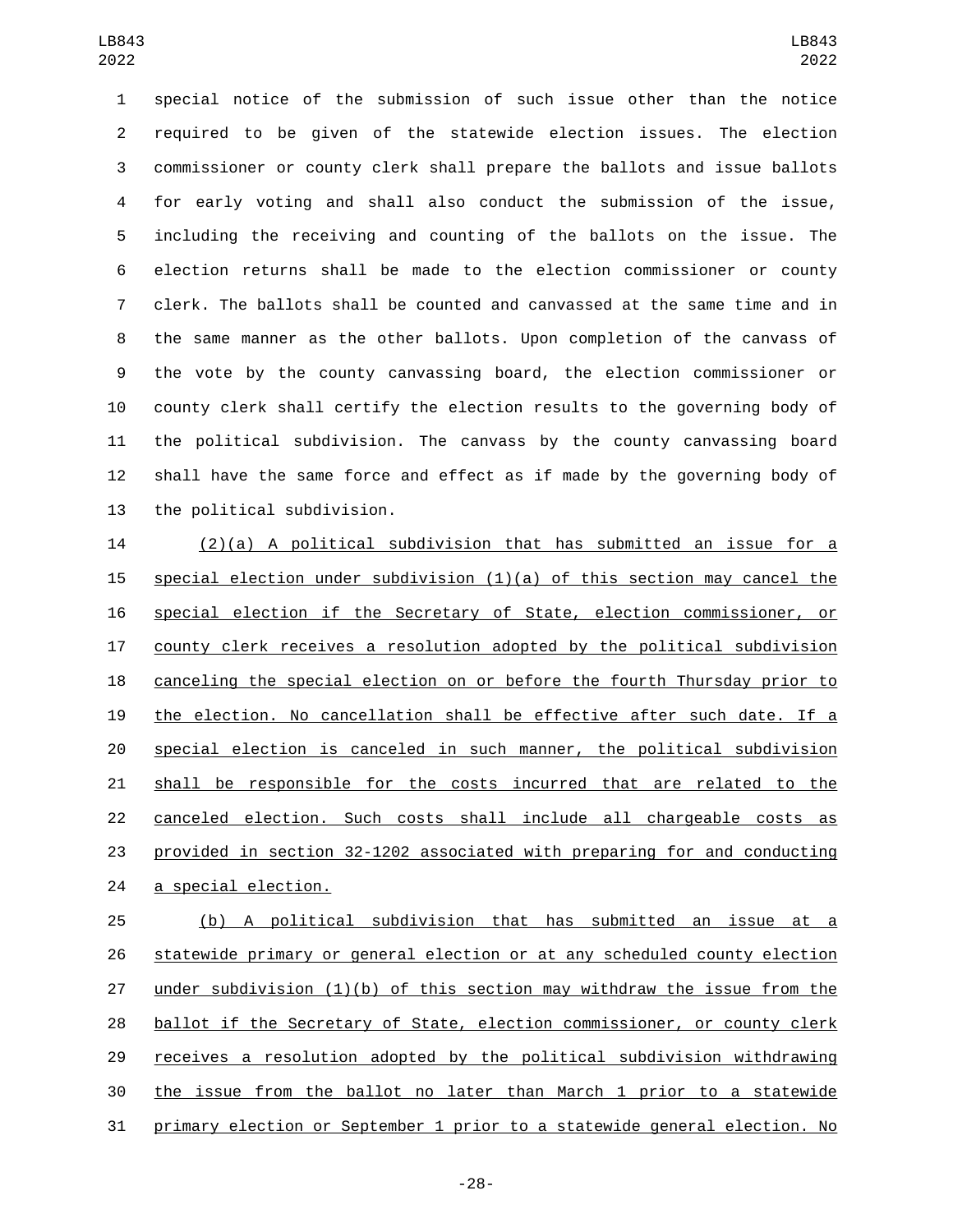special notice of the submission of such issue other than the notice required to be given of the statewide election issues. The election commissioner or county clerk shall prepare the ballots and issue ballots for early voting and shall also conduct the submission of the issue, including the receiving and counting of the ballots on the issue. The election returns shall be made to the election commissioner or county clerk. The ballots shall be counted and canvassed at the same time and in the same manner as the other ballots. Upon completion of the canvass of the vote by the county canvassing board, the election commissioner or county clerk shall certify the election results to the governing body of the political subdivision. The canvass by the county canvassing board shall have the same force and effect as if made by the governing body of the political subdivision.

(2)(a) A political subdivision that has submitted an issue for a special election under subdivision (1)(a) of this section may cancel the special election if the Secretary of State, election commissioner, or county clerk receives a resolution adopted by the political subdivision canceling the special election on or before the fourth Thursday prior to the election. No cancellation shall be effective after such date. If a special election is canceled in such manner, the political subdivision shall be responsible for the costs incurred that are related to the canceled election. Such costs shall include all chargeable costs as provided in section 32-1202 associated with preparing for and conducting a special election.

(b) A political subdivision that has submitted an issue at a statewide primary or general election or at any scheduled county election under subdivision (1)(b) of this section may withdraw the issue from the ballot if the Secretary of State, election commissioner, or county clerk receives a resolution adopted by the political subdivision withdrawing the issue from the ballot no later than March 1 prior to a statewide primary election or September 1 prior to a statewide general election. No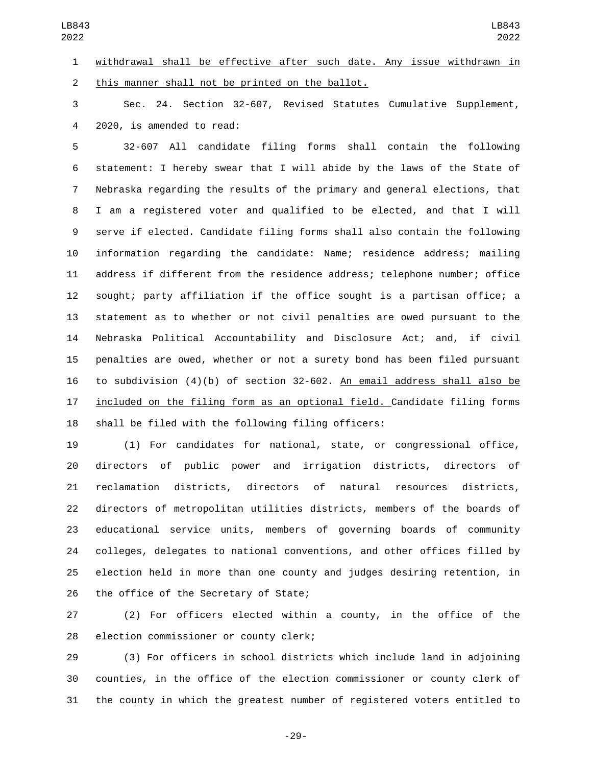withdrawal shall be effective after such date. Any issue withdrawn in this manner shall not be printed on the ballot.

Sec. 24. Section 32-607, Revised Statutes Cumulative Supplement, 2020, is amended to read:

32-607 All candidate filing forms shall contain the following statement: I hereby swear that I will abide by the laws of the State of Nebraska regarding the results of the primary and general elections, that I am a registered voter and qualified to be elected, and that I will serve if elected. Candidate filing forms shall also contain the following information regarding the candidate: Name; residence address; mailing address if different from the residence address; telephone number; office sought; party affiliation if the office sought is a partisan office; a statement as to whether or not civil penalties are owed pursuant to the Nebraska Political Accountability and Disclosure Act; and, if civil penalties are owed, whether or not a surety bond has been filed pursuant to subdivision (4)(b) of section 32-602. An email address shall also be included on the filing form as an optional field. Candidate filing forms shall be filed with the following filing officers:

(1) For candidates for national, state, or congressional office, directors of public power and irrigation districts, directors of reclamation districts, directors of natural resources districts, directors of metropolitan utilities districts, members of the boards of educational service units, members of governing boards of community colleges, delegates to national conventions, and other offices filled by election held in more than one county and judges desiring retention, in the office of the Secretary of State;

(2) For officers elected within a county, in the office of the election commissioner or county clerk;

(3) For officers in school districts which include land in adjoining counties, in the office of the election commissioner or county clerk of the county in which the greatest number of registered voters entitled to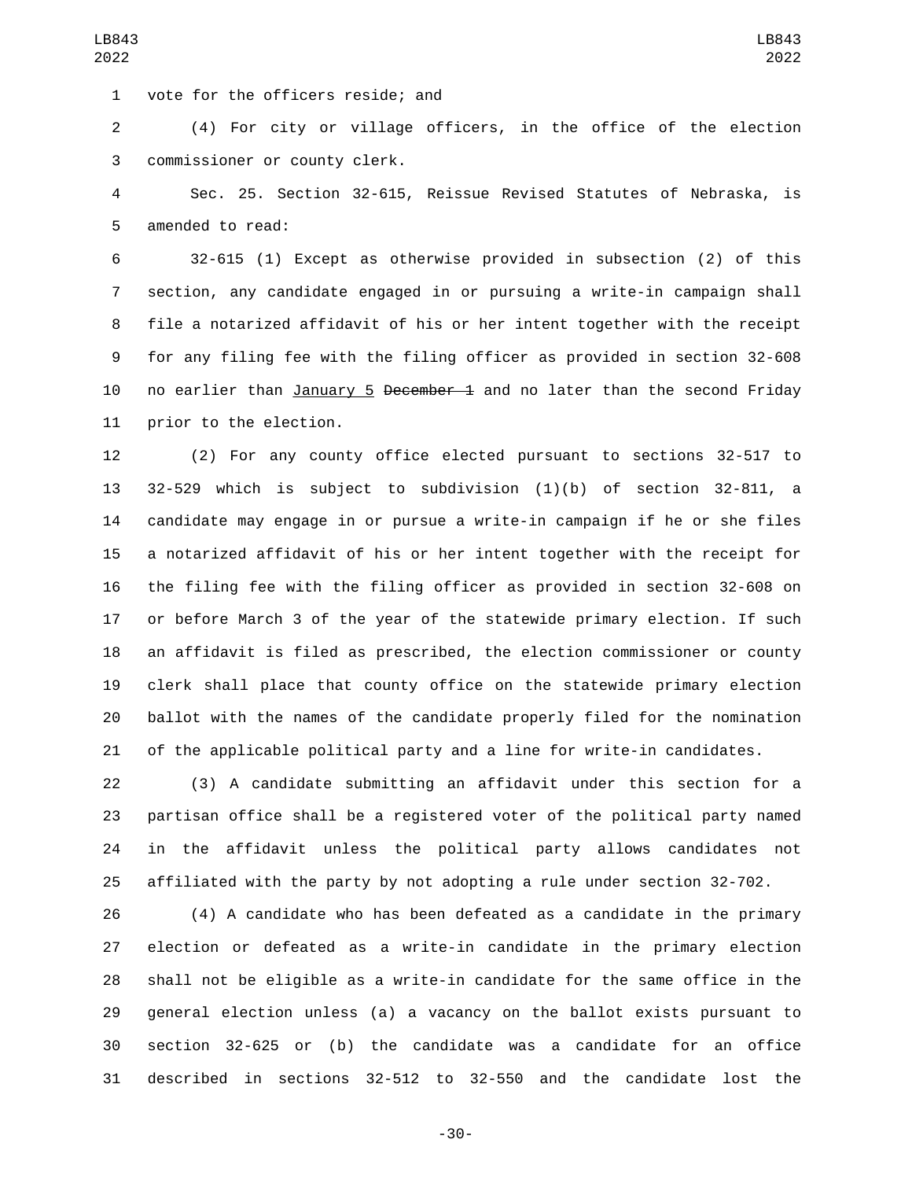vote for the officers reside; and

(4) For city or village officers, in the office of the election commissioner or county clerk.

Sec. 25. Section 32-615, Reissue Revised Statutes of Nebraska, is amended to read:

32-615 (1) Except as otherwise provided in subsection (2) of this section, any candidate engaged in or pursuing a write-in campaign shall file a notarized affidavit of his or her intent together with the receipt for any filing fee with the filing officer as provided in section 32-608 no earlier than <u>January 5</u> ~~December 1~~ and no later than the second Friday prior to the election.

(2) For any county office elected pursuant to sections 32-517 to 32-529 which is subject to subdivision (1)(b) of section 32-811, a candidate may engage in or pursue a write-in campaign if he or she files a notarized affidavit of his or her intent together with the receipt for the filing fee with the filing officer as provided in section 32-608 on or before March 3 of the year of the statewide primary election. If such an affidavit is filed as prescribed, the election commissioner or county clerk shall place that county office on the statewide primary election ballot with the names of the candidate properly filed for the nomination of the applicable political party and a line for write-in candidates.

(3) A candidate submitting an affidavit under this section for a partisan office shall be a registered voter of the political party named in the affidavit unless the political party allows candidates not affiliated with the party by not adopting a rule under section 32-702.

(4) A candidate who has been defeated as a candidate in the primary election or defeated as a write-in candidate in the primary election shall not be eligible as a write-in candidate for the same office in the general election unless (a) a vacancy on the ballot exists pursuant to section 32-625 or (b) the candidate was a candidate for an office described in sections 32-512 to 32-550 and the candidate lost the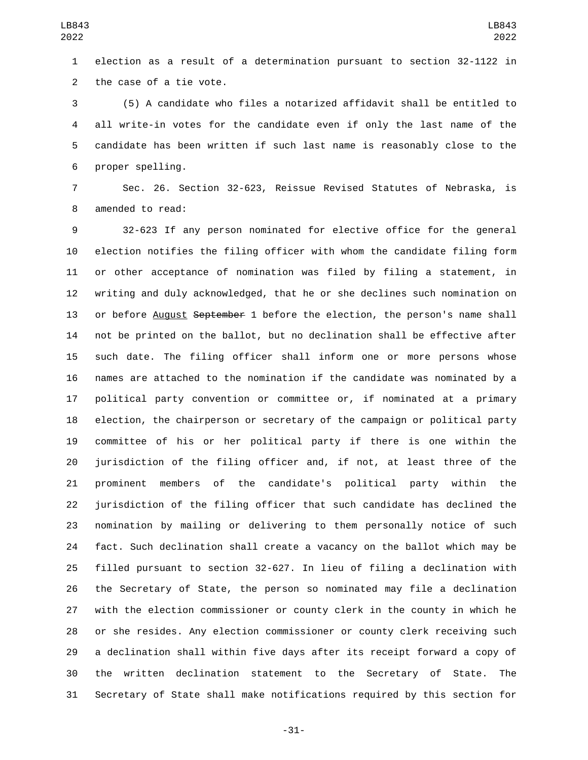election as a result of a determination pursuant to section 32-1122 in the case of a tie vote.

(5) A candidate who files a notarized affidavit shall be entitled to all write-in votes for the candidate even if only the last name of the candidate has been written if such last name is reasonably close to the proper spelling.

Sec. 26. Section 32-623, Reissue Revised Statutes of Nebraska, is amended to read:

32-623 If any person nominated for elective office for the general election notifies the filing officer with whom the candidate filing form or other acceptance of nomination was filed by filing a statement, in writing and duly acknowledged, that he or she declines such nomination on or before <u>August</u> ~~September~~ 1 before the election, the person's name shall not be printed on the ballot, but no declination shall be effective after such date. The filing officer shall inform one or more persons whose names are attached to the nomination if the candidate was nominated by a political party convention or committee or, if nominated at a primary election, the chairperson or secretary of the campaign or political party committee of his or her political party if there is one within the jurisdiction of the filing officer and, if not, at least three of the prominent members of the candidate's political party within the jurisdiction of the filing officer that such candidate has declined the nomination by mailing or delivering to them personally notice of such fact. Such declination shall create a vacancy on the ballot which may be filled pursuant to section 32-627. In lieu of filing a declination with the Secretary of State, the person so nominated may file a declination with the election commissioner or county clerk in the county in which he or she resides. Any election commissioner or county clerk receiving such a declination shall within five days after its receipt forward a copy of the written declination statement to the Secretary of State. The Secretary of State shall make notifications required by this section for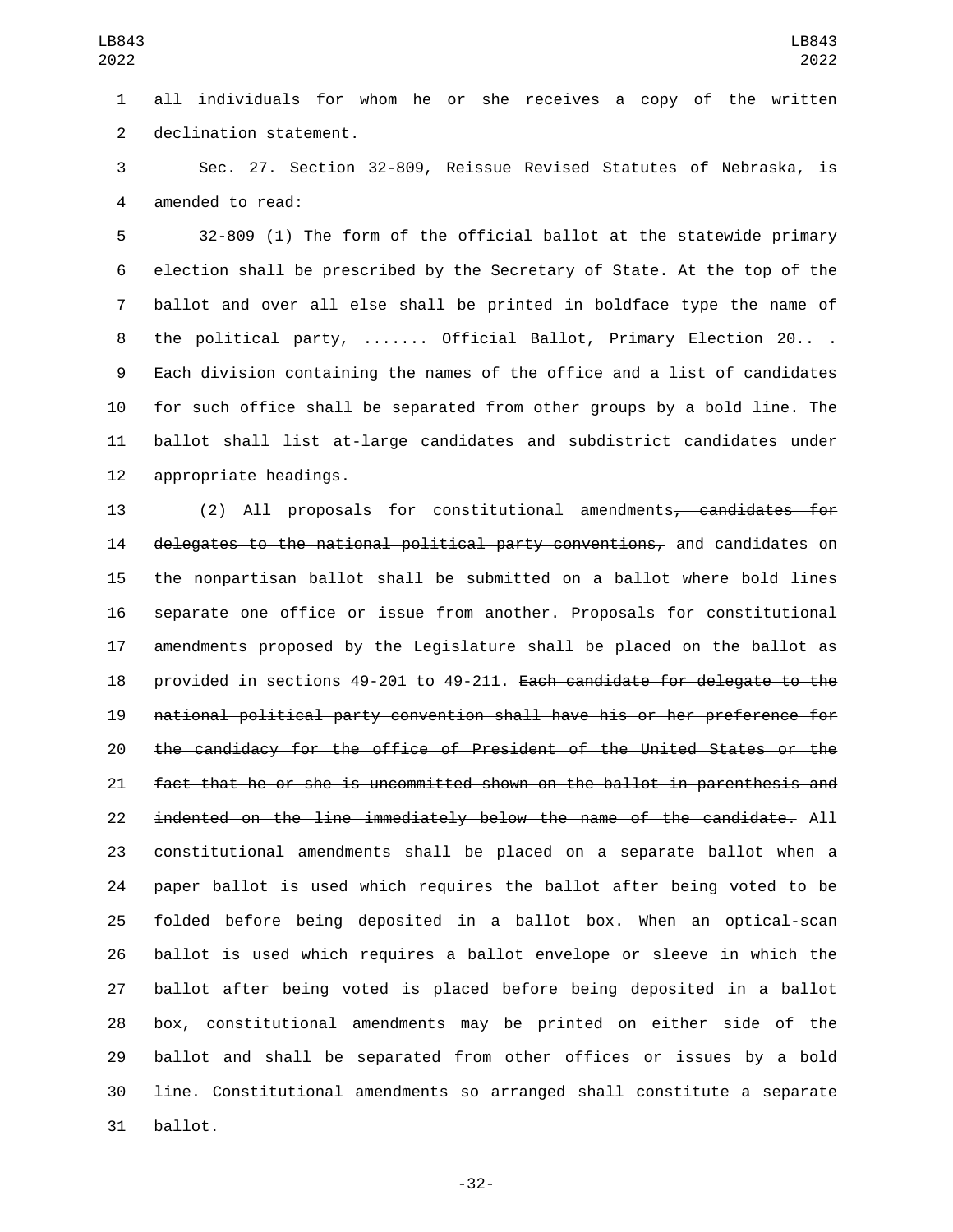all individuals for whom he or she receives a copy of the written declination statement.

Sec. 27. Section 32-809, Reissue Revised Statutes of Nebraska, is amended to read:

32-809 (1) The form of the official ballot at the statewide primary election shall be prescribed by the Secretary of State. At the top of the ballot and over all else shall be printed in boldface type the name of the political party, ....... Official Ballot, Primary Election 20.. . Each division containing the names of the office and a list of candidates for such office shall be separated from other groups by a bold line. The ballot shall list at-large candidates and subdistrict candidates under appropriate headings.

(2) All proposals for constitutional amendments~~, candidates for delegates to the national political party conventions,~~ and candidates on the nonpartisan ballot shall be submitted on a ballot where bold lines separate one office or issue from another. Proposals for constitutional amendments proposed by the Legislature shall be placed on the ballot as provided in sections 49-201 to 49-211. ~~Each candidate for delegate to the national political party convention shall have his or her preference for the candidacy for the office of President of the United States or the fact that he or she is uncommitted shown on the ballot in parenthesis and indented on the line immediately below the name of the candidate.~~ All constitutional amendments shall be placed on a separate ballot when a paper ballot is used which requires the ballot after being voted to be folded before being deposited in a ballot box. When an optical-scan ballot is used which requires a ballot envelope or sleeve in which the ballot after being voted is placed before being deposited in a ballot box, constitutional amendments may be printed on either side of the ballot and shall be separated from other offices or issues by a bold line. Constitutional amendments so arranged shall constitute a separate ballot.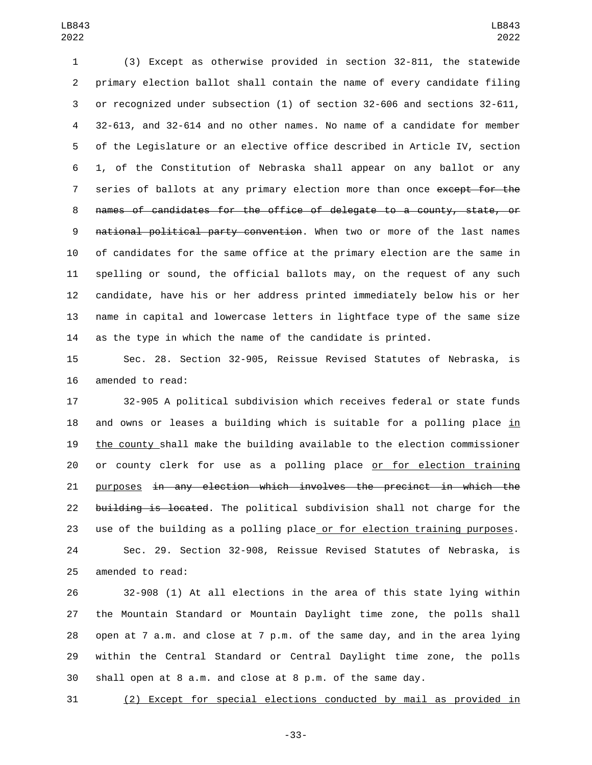(3) Except as otherwise provided in section 32-811, the statewide primary election ballot shall contain the name of every candidate filing or recognized under subsection (1) of section 32-606 and sections 32-611, 32-613, and 32-614 and no other names. No name of a candidate for member of the Legislature or an elective office described in Article IV, section 1, of the Constitution of Nebraska shall appear on any ballot or any series of ballots at any primary election more than once ~~except for the names of candidates for the office of delegate to a county, state, or national political party convention~~. When two or more of the last names of candidates for the same office at the primary election are the same in spelling or sound, the official ballots may, on the request of any such candidate, have his or her address printed immediately below his or her name in capital and lowercase letters in lightface type of the same size as the type in which the name of the candidate is printed.

Sec. 28. Section 32-905, Reissue Revised Statutes of Nebraska, is amended to read:

32-905 A political subdivision which receives federal or state funds and owns or leases a building which is suitable for a polling place <u>in the county</u> shall make the building available to the election commissioner or county clerk for use as a polling place <u>or for election training purposes</u> ~~in any election which involves the precinct in which the building is located~~. The political subdivision shall not charge for the use of the building as a polling place<u> or for election training purposes</u>.

Sec. 29. Section 32-908, Reissue Revised Statutes of Nebraska, is amended to read:

32-908 (1) At all elections in the area of this state lying within the Mountain Standard or Mountain Daylight time zone, the polls shall open at 7 a.m. and close at 7 p.m. of the same day, and in the area lying within the Central Standard or Central Daylight time zone, the polls shall open at 8 a.m. and close at 8 p.m. of the same day.

<u>(2) Except for special elections conducted by mail as provided in</u>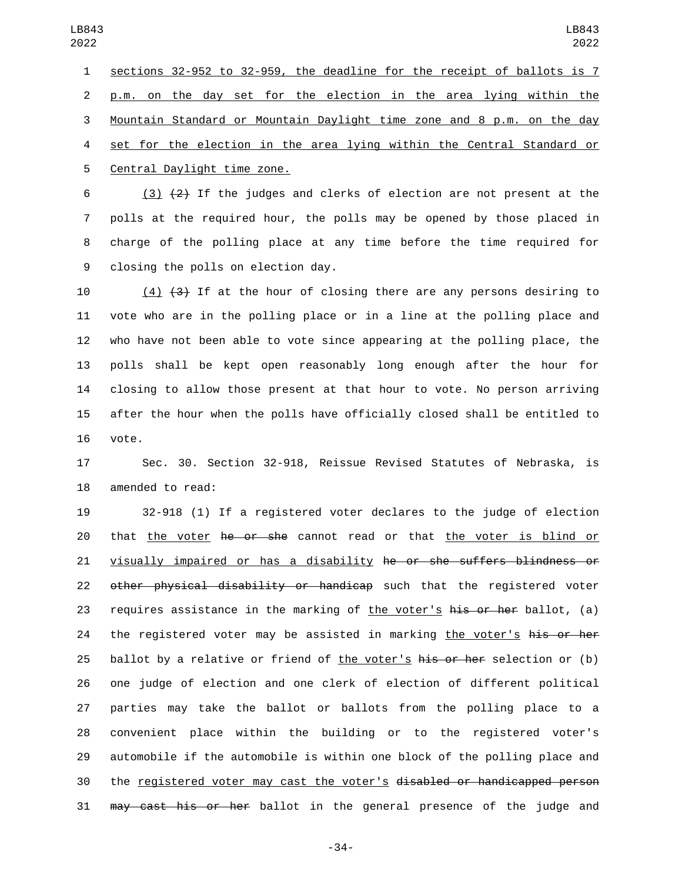sections 32-952 to 32-959, the deadline for the receipt of ballots is 7 p.m. on the day set for the election in the area lying within the Mountain Standard or Mountain Daylight time zone and 8 p.m. on the day set for the election in the area lying within the Central Standard or Central Daylight time zone.

(3) ~~(2)~~ If the judges and clerks of election are not present at the polls at the required hour, the polls may be opened by those placed in charge of the polling place at any time before the time required for closing the polls on election day.

(4) ~~(3)~~ If at the hour of closing there are any persons desiring to vote who are in the polling place or in a line at the polling place and who have not been able to vote since appearing at the polling place, the polls shall be kept open reasonably long enough after the hour for closing to allow those present at that hour to vote. No person arriving after the hour when the polls have officially closed shall be entitled to vote.

Sec. 30. Section 32-918, Reissue Revised Statutes of Nebraska, is amended to read:

32-918 (1) If a registered voter declares to the judge of election that the voter ~~he or she~~ cannot read or that the voter is blind or visually impaired or has a disability ~~he or she suffers blindness or other physical disability or handicap~~ such that the registered voter requires assistance in the marking of the voter's ~~his or her~~ ballot, (a) the registered voter may be assisted in marking the voter's ~~his or her~~ ballot by a relative or friend of the voter's ~~his or her~~ selection or (b) one judge of election and one clerk of election of different political parties may take the ballot or ballots from the polling place to a convenient place within the building or to the registered voter's automobile if the automobile is within one block of the polling place and the registered voter may cast the voter's ~~disabled or handicapped person may cast his or her~~ ballot in the general presence of the judge and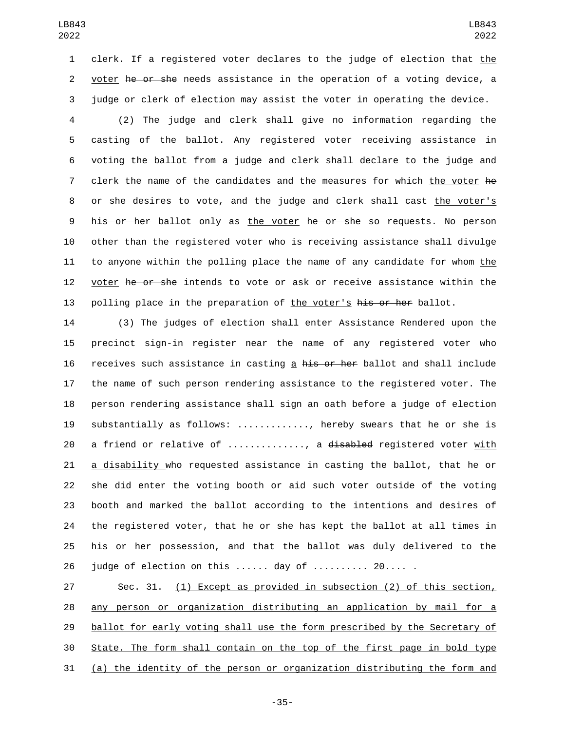clerk. If a registered voter declares to the judge of election that the voter he or she needs assistance in the operation of a voting device, a judge or clerk of election may assist the voter in operating the device.

(2) The judge and clerk shall give no information regarding the casting of the ballot. Any registered voter receiving assistance in voting the ballot from a judge and clerk shall declare to the judge and clerk the name of the candidates and the measures for which the voter he or she desires to vote, and the judge and clerk shall cast the voter's his or her ballot only as the voter he or she so requests. No person other than the registered voter who is receiving assistance shall divulge to anyone within the polling place the name of any candidate for whom the voter he or she intends to vote or ask or receive assistance within the polling place in the preparation of the voter's his or her ballot.

(3) The judges of election shall enter Assistance Rendered upon the precinct sign-in register near the name of any registered voter who receives such assistance in casting a his or her ballot and shall include the name of such person rendering assistance to the registered voter. The person rendering assistance shall sign an oath before a judge of election substantially as follows: ............., hereby swears that he or she is a friend or relative of .............., a disabled registered voter with a disability who requested assistance in casting the ballot, that he or she did enter the voting booth or aid such voter outside of the voting booth and marked the ballot according to the intentions and desires of the registered voter, that he or she has kept the ballot at all times in his or her possession, and that the ballot was duly delivered to the judge of election on this ...... day of .......... 20.... .

Sec. 31. (1) Except as provided in subsection (2) of this section, any person or organization distributing an application by mail for a ballot for early voting shall use the form prescribed by the Secretary of State. The form shall contain on the top of the first page in bold type (a) the identity of the person or organization distributing the form and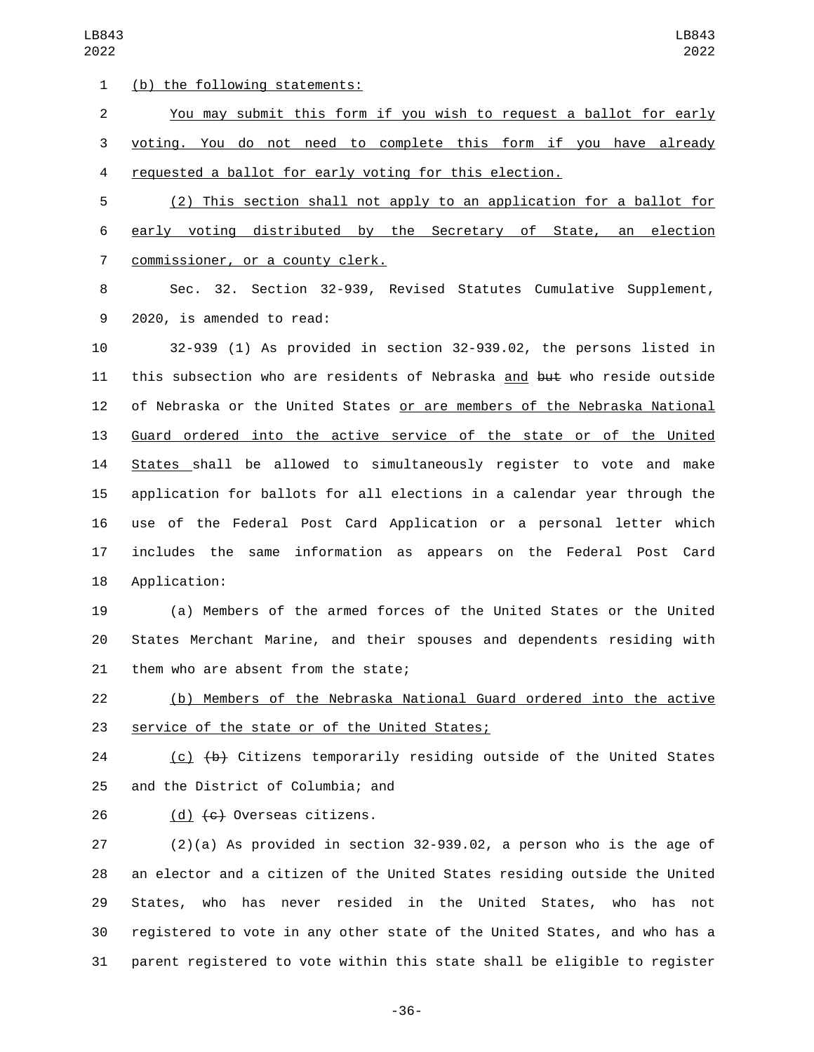(b) the following statements:

You may submit this form if you wish to request a ballot for early voting. You do not need to complete this form if you have already requested a ballot for early voting for this election.

(2) This section shall not apply to an application for a ballot for early voting distributed by the Secretary of State, an election commissioner, or a county clerk.

Sec. 32. Section 32-939, Revised Statutes Cumulative Supplement, 2020, is amended to read:

32-939 (1) As provided in section 32-939.02, the persons listed in this subsection who are residents of Nebraska and ~~but~~ who reside outside of Nebraska or the United States or are members of the Nebraska National Guard ordered into the active service of the state or of the United States shall be allowed to simultaneously register to vote and make application for ballots for all elections in a calendar year through the use of the Federal Post Card Application or a personal letter which includes the same information as appears on the Federal Post Card Application:

(a) Members of the armed forces of the United States or the United States Merchant Marine, and their spouses and dependents residing with them who are absent from the state;

(b) Members of the Nebraska National Guard ordered into the active service of the state or of the United States;

(c) ~~(b)~~ Citizens temporarily residing outside of the United States and the District of Columbia; and

(d) ~~(c)~~ Overseas citizens.

(2)(a) As provided in section 32-939.02, a person who is the age of an elector and a citizen of the United States residing outside the United States, who has never resided in the United States, who has not registered to vote in any other state of the United States, and who has a parent registered to vote within this state shall be eligible to register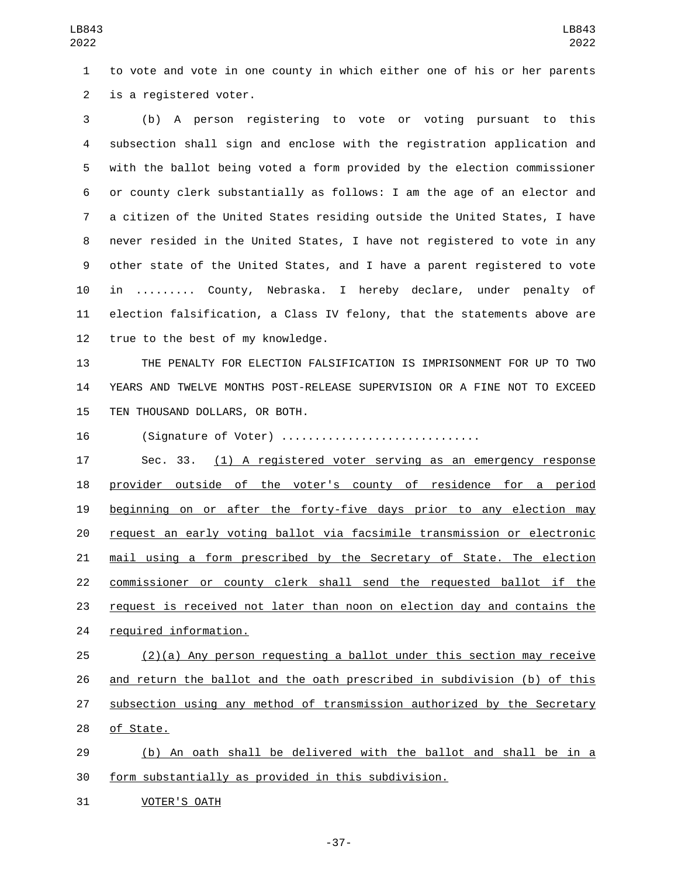to vote and vote in one county in which either one of his or her parents is a registered voter.

(b) A person registering to vote or voting pursuant to this subsection shall sign and enclose with the registration application and with the ballot being voted a form provided by the election commissioner or county clerk substantially as follows: I am the age of an elector and a citizen of the United States residing outside the United States, I have never resided in the United States, I have not registered to vote in any other state of the United States, and I have a parent registered to vote in ......... County, Nebraska. I hereby declare, under penalty of election falsification, a Class IV felony, that the statements above are true to the best of my knowledge.

THE PENALTY FOR ELECTION FALSIFICATION IS IMPRISONMENT FOR UP TO TWO YEARS AND TWELVE MONTHS POST-RELEASE SUPERVISION OR A FINE NOT TO EXCEED TEN THOUSAND DOLLARS, OR BOTH.

(Signature of Voter) ..............................

Sec. 33. (1) A registered voter serving as an emergency response provider outside of the voter's county of residence for a period beginning on or after the forty-five days prior to any election may request an early voting ballot via facsimile transmission or electronic mail using a form prescribed by the Secretary of State. The election commissioner or county clerk shall send the requested ballot if the request is received not later than noon on election day and contains the required information.

(2)(a) Any person requesting a ballot under this section may receive and return the ballot and the oath prescribed in subdivision (b) of this subsection using any method of transmission authorized by the Secretary of State.

(b) An oath shall be delivered with the ballot and shall be in a form substantially as provided in this subdivision.

VOTER'S OATH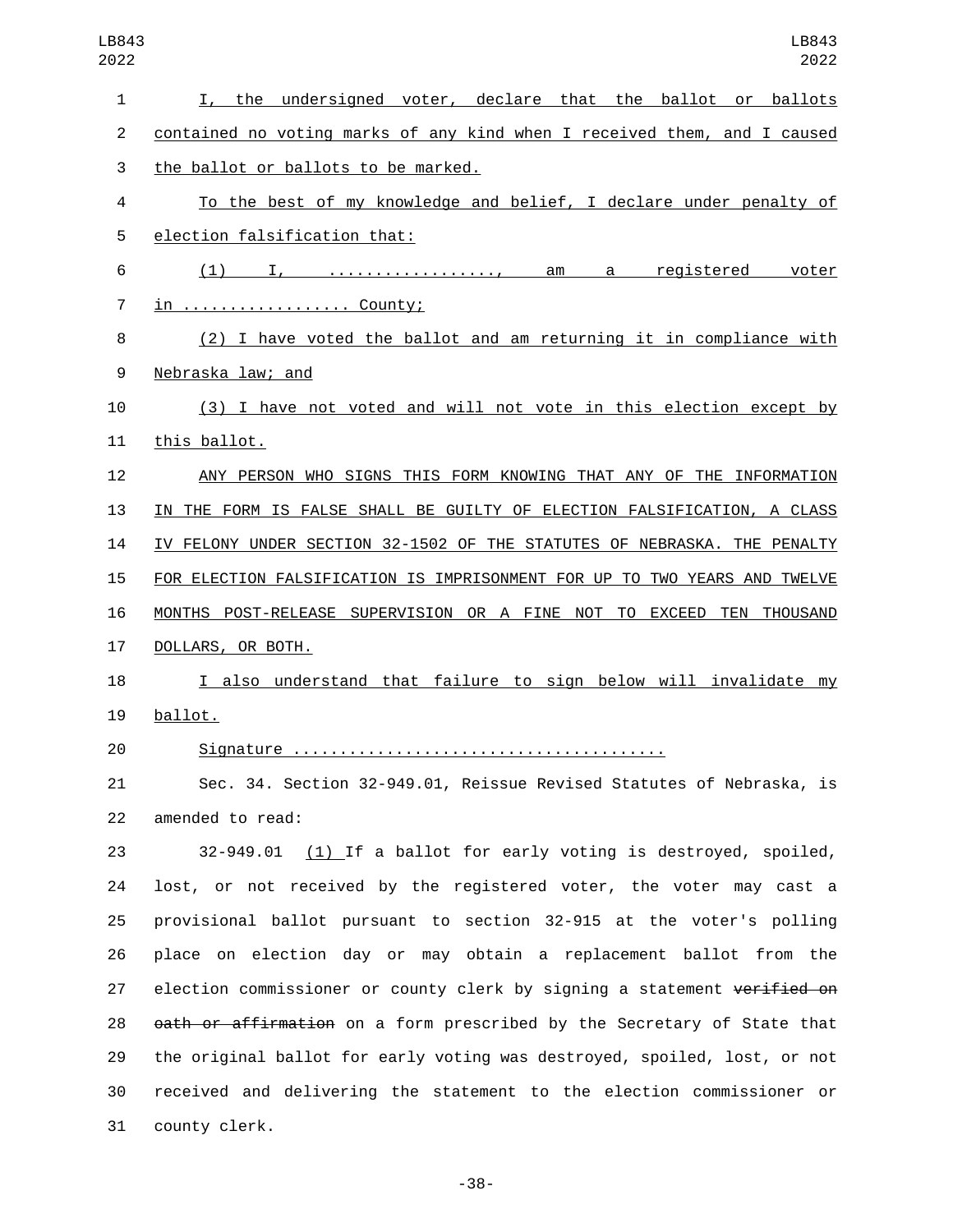I, the undersigned voter, declare that the ballot or ballots contained no voting marks of any kind when I received them, and I caused the ballot or ballots to be marked.

To the best of my knowledge and belief, I declare under penalty of election falsification that:

(1) I, ................., am a registered voter in ................. County;

(2) I have voted the ballot and am returning it in compliance with Nebraska law; and

(3) I have not voted and will not vote in this election except by this ballot.

ANY PERSON WHO SIGNS THIS FORM KNOWING THAT ANY OF THE INFORMATION IN THE FORM IS FALSE SHALL BE GUILTY OF ELECTION FALSIFICATION, A CLASS IV FELONY UNDER SECTION 32-1502 OF THE STATUTES OF NEBRASKA. THE PENALTY FOR ELECTION FALSIFICATION IS IMPRISONMENT FOR UP TO TWO YEARS AND TWELVE MONTHS POST-RELEASE SUPERVISION OR A FINE NOT TO EXCEED TEN THOUSAND DOLLARS, OR BOTH.

I also understand that failure to sign below will invalidate my ballot.

Signature ......................................

Sec. 34. Section 32-949.01, Reissue Revised Statutes of Nebraska, is amended to read:

32-949.01 (1) If a ballot for early voting is destroyed, spoiled, lost, or not received by the registered voter, the voter may cast a provisional ballot pursuant to section 32-915 at the voter's polling place on election day or may obtain a replacement ballot from the election commissioner or county clerk by signing a statement ~~verified on oath or affirmation~~ on a form prescribed by the Secretary of State that the original ballot for early voting was destroyed, spoiled, lost, or not received and delivering the statement to the election commissioner or county clerk.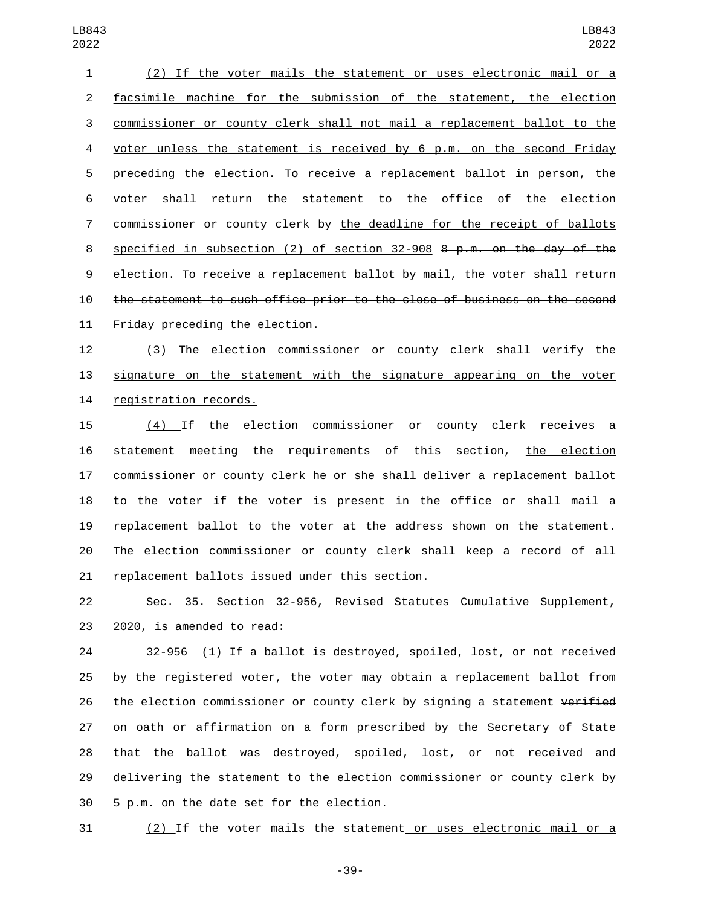(2) If the voter mails the statement or uses electronic mail or a facsimile machine for the submission of the statement, the election commissioner or county clerk shall not mail a replacement ballot to the voter unless the statement is received by 6 p.m. on the second Friday preceding the election. To receive a replacement ballot in person, the voter shall return the statement to the office of the election commissioner or county clerk by the deadline for the receipt of ballots specified in subsection (2) of section 32-908 ~~8 p.m. on the day of the election. To receive a replacement ballot by mail, the voter shall return the statement to such office prior to the close of business on the second Friday preceding the election~~.

(3) The election commissioner or county clerk shall verify the signature on the statement with the signature appearing on the voter registration records.

(4) If the election commissioner or county clerk receives a statement meeting the requirements of this section, the election commissioner or county clerk ~~he or she~~ shall deliver a replacement ballot to the voter if the voter is present in the office or shall mail a replacement ballot to the voter at the address shown on the statement. The election commissioner or county clerk shall keep a record of all replacement ballots issued under this section.

Sec. 35. Section 32-956, Revised Statutes Cumulative Supplement, 2020, is amended to read:

32-956 (1) If a ballot is destroyed, spoiled, lost, or not received by the registered voter, the voter may obtain a replacement ballot from the election commissioner or county clerk by signing a statement ~~verified on oath or affirmation~~ on a form prescribed by the Secretary of State that the ballot was destroyed, spoiled, lost, or not received and delivering the statement to the election commissioner or county clerk by 5 p.m. on the date set for the election.

(2) If the voter mails the statement or uses electronic mail or a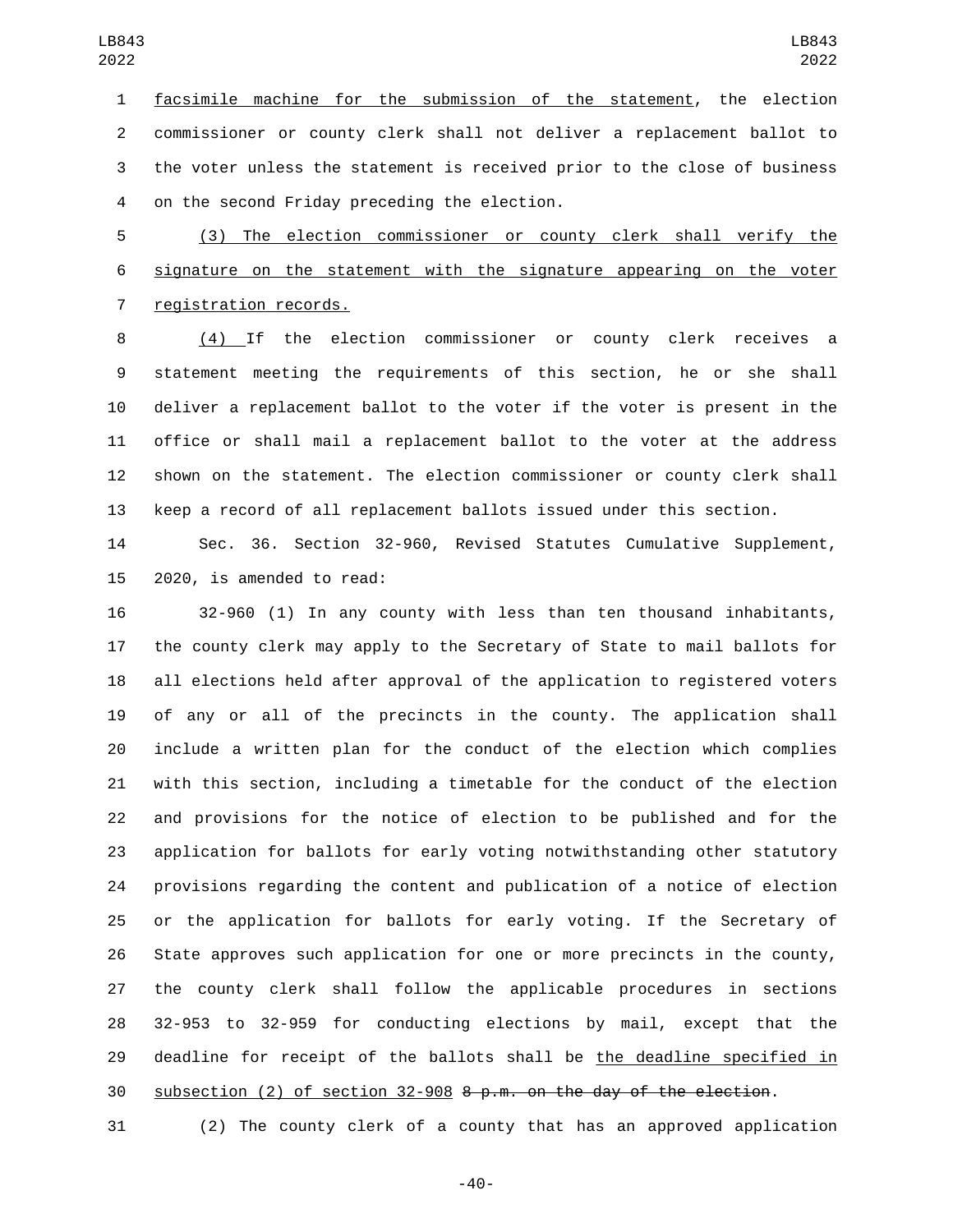facsimile machine for the submission of the statement, the election commissioner or county clerk shall not deliver a replacement ballot to the voter unless the statement is received prior to the close of business on the second Friday preceding the election.

(3) The election commissioner or county clerk shall verify the signature on the statement with the signature appearing on the voter registration records.

(4) If the election commissioner or county clerk receives a statement meeting the requirements of this section, he or she shall deliver a replacement ballot to the voter if the voter is present in the office or shall mail a replacement ballot to the voter at the address shown on the statement. The election commissioner or county clerk shall keep a record of all replacement ballots issued under this section.

Sec. 36. Section 32-960, Revised Statutes Cumulative Supplement, 2020, is amended to read:

32-960 (1) In any county with less than ten thousand inhabitants, the county clerk may apply to the Secretary of State to mail ballots for all elections held after approval of the application to registered voters of any or all of the precincts in the county. The application shall include a written plan for the conduct of the election which complies with this section, including a timetable for the conduct of the election and provisions for the notice of election to be published and for the application for ballots for early voting notwithstanding other statutory provisions regarding the content and publication of a notice of election or the application for ballots for early voting. If the Secretary of State approves such application for one or more precincts in the county, the county clerk shall follow the applicable procedures in sections 32-953 to 32-959 for conducting elections by mail, except that the deadline for receipt of the ballots shall be the deadline specified in subsection (2) of section 32-908 ~~8 p.m. on the day of the election~~.

(2) The county clerk of a county that has an approved application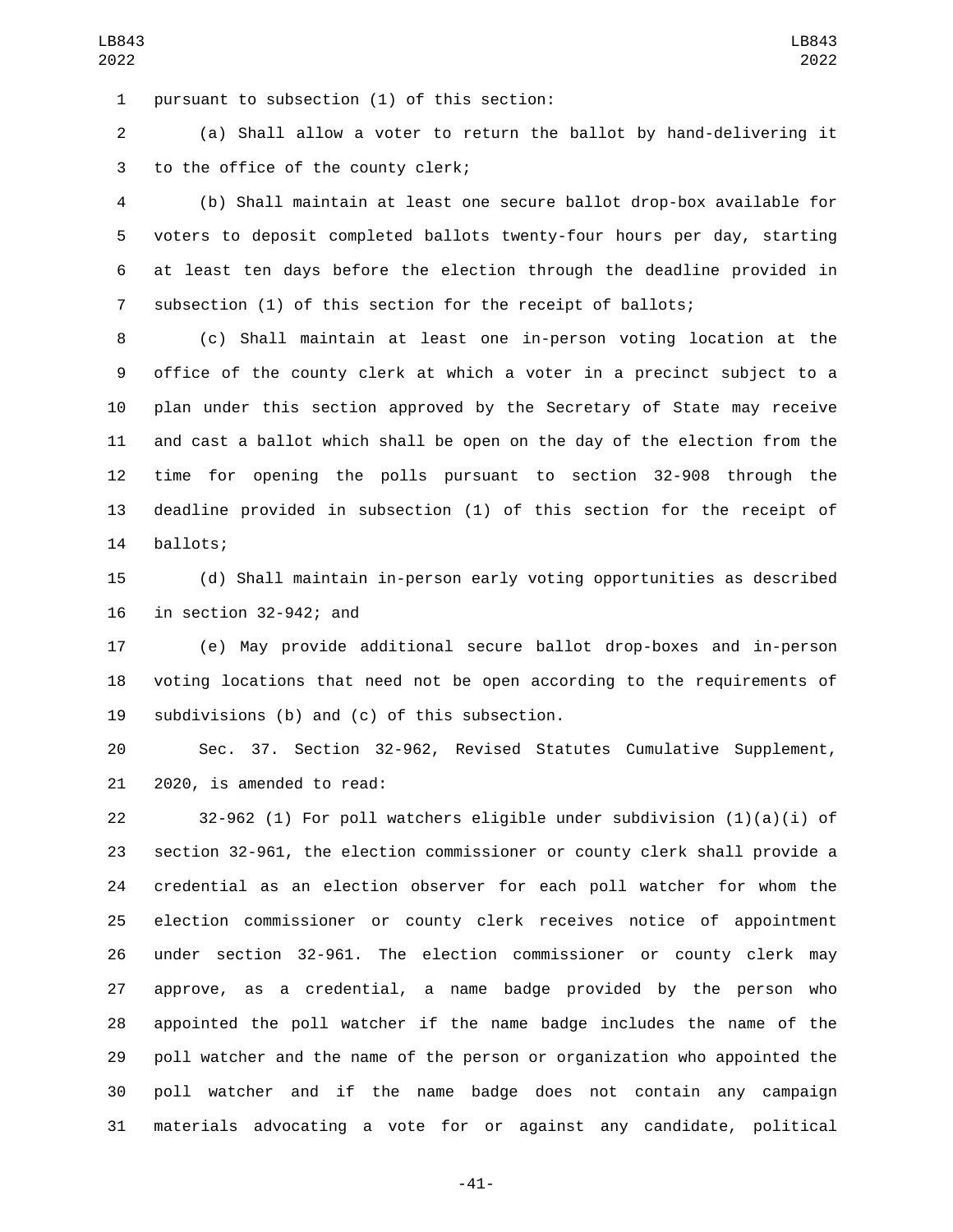pursuant to subsection (1) of this section:

(a) Shall allow a voter to return the ballot by hand-delivering it to the office of the county clerk;

(b) Shall maintain at least one secure ballot drop-box available for voters to deposit completed ballots twenty-four hours per day, starting at least ten days before the election through the deadline provided in subsection (1) of this section for the receipt of ballots;

(c) Shall maintain at least one in-person voting location at the office of the county clerk at which a voter in a precinct subject to a plan under this section approved by the Secretary of State may receive and cast a ballot which shall be open on the day of the election from the time for opening the polls pursuant to section 32-908 through the deadline provided in subsection (1) of this section for the receipt of ballots;

(d) Shall maintain in-person early voting opportunities as described in section 32-942; and

(e) May provide additional secure ballot drop-boxes and in-person voting locations that need not be open according to the requirements of subdivisions (b) and (c) of this subsection.

Sec. 37. Section 32-962, Revised Statutes Cumulative Supplement, 2020, is amended to read:

32-962 (1) For poll watchers eligible under subdivision (1)(a)(i) of section 32-961, the election commissioner or county clerk shall provide a credential as an election observer for each poll watcher for whom the election commissioner or county clerk receives notice of appointment under section 32-961. The election commissioner or county clerk may approve, as a credential, a name badge provided by the person who appointed the poll watcher if the name badge includes the name of the poll watcher and the name of the person or organization who appointed the poll watcher and if the name badge does not contain any campaign materials advocating a vote for or against any candidate, political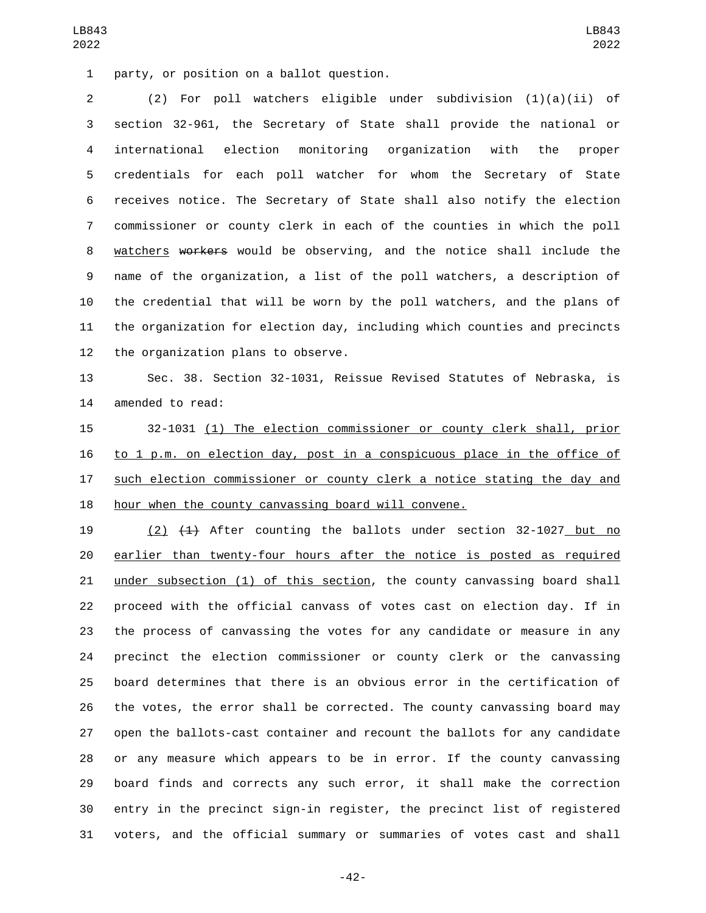party, or position on a ballot question.

(2) For poll watchers eligible under subdivision (1)(a)(ii) of section 32-961, the Secretary of State shall provide the national or international election monitoring organization with the proper credentials for each poll watcher for whom the Secretary of State receives notice. The Secretary of State shall also notify the election commissioner or county clerk in each of the counties in which the poll watchers ~~workers~~ would be observing, and the notice shall include the name of the organization, a list of the poll watchers, a description of the credential that will be worn by the poll watchers, and the plans of the organization for election day, including which counties and precincts the organization plans to observe.

Sec. 38. Section 32-1031, Reissue Revised Statutes of Nebraska, is amended to read:

32-1031 (1) The election commissioner or county clerk shall, prior to 1 p.m. on election day, post in a conspicuous place in the office of such election commissioner or county clerk a notice stating the day and hour when the county canvassing board will convene.

(2) ~~(1)~~ After counting the ballots under section 32-1027 but no earlier than twenty-four hours after the notice is posted as required under subsection (1) of this section, the county canvassing board shall proceed with the official canvass of votes cast on election day. If in the process of canvassing the votes for any candidate or measure in any precinct the election commissioner or county clerk or the canvassing board determines that there is an obvious error in the certification of the votes, the error shall be corrected. The county canvassing board may open the ballots-cast container and recount the ballots for any candidate or any measure which appears to be in error. If the county canvassing board finds and corrects any such error, it shall make the correction entry in the precinct sign-in register, the precinct list of registered voters, and the official summary or summaries of votes cast and shall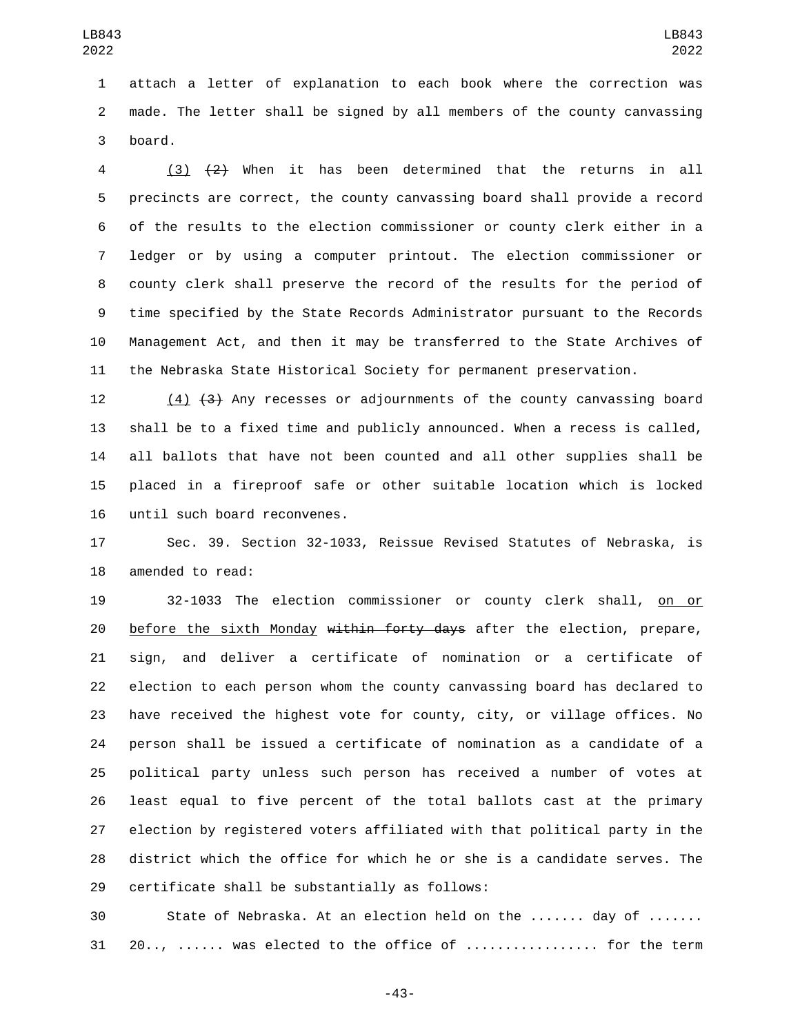attach a letter of explanation to each book where the correction was made. The letter shall be signed by all members of the county canvassing board.

(3) ~~(2)~~ When it has been determined that the returns in all precincts are correct, the county canvassing board shall provide a record of the results to the election commissioner or county clerk either in a ledger or by using a computer printout. The election commissioner or county clerk shall preserve the record of the results for the period of time specified by the State Records Administrator pursuant to the Records Management Act, and then it may be transferred to the State Archives of the Nebraska State Historical Society for permanent preservation.

(4) ~~(3)~~ Any recesses or adjournments of the county canvassing board shall be to a fixed time and publicly announced. When a recess is called, all ballots that have not been counted and all other supplies shall be placed in a fireproof safe or other suitable location which is locked until such board reconvenes.

Sec. 39. Section 32-1033, Reissue Revised Statutes of Nebraska, is amended to read:

32-1033 The election commissioner or county clerk shall, on or before the sixth Monday ~~within forty days~~ after the election, prepare, sign, and deliver a certificate of nomination or a certificate of election to each person whom the county canvassing board has declared to have received the highest vote for county, city, or village offices. No person shall be issued a certificate of nomination as a candidate of a political party unless such person has received a number of votes at least equal to five percent of the total ballots cast at the primary election by registered voters affiliated with that political party in the district which the office for which he or she is a candidate serves. The certificate shall be substantially as follows:

State of Nebraska. At an election held on the ....... day of ....... 20.., ...... was elected to the office of ................ for the term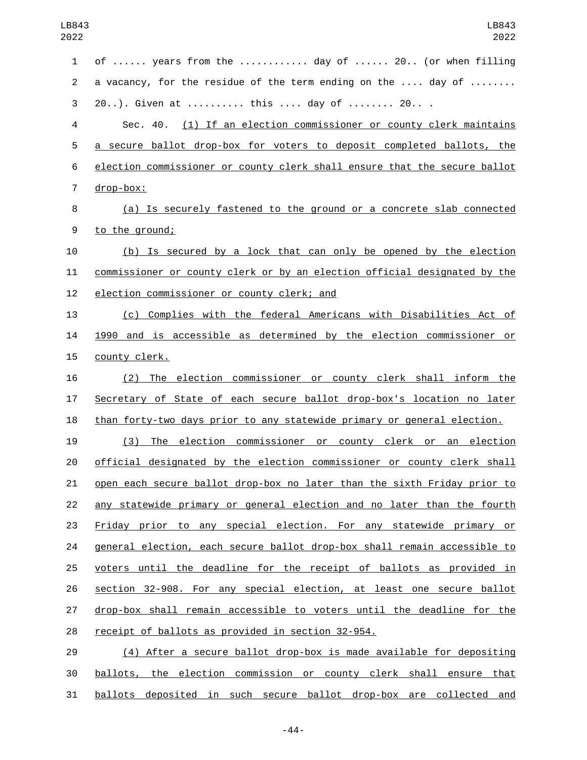of ...... years from the ........... day of ...... 20.. (or when filling a vacancy, for the residue of the term ending on the .... day of ........ 20..). Given at .......... this .... day of ........ 20.. .

Sec. 40. (1) If an election commissioner or county clerk maintains a secure ballot drop-box for voters to deposit completed ballots, the election commissioner or county clerk shall ensure that the secure ballot drop-box:

(a) Is securely fastened to the ground or a concrete slab connected to the ground;

(b) Is secured by a lock that can only be opened by the election commissioner or county clerk or by an election official designated by the election commissioner or county clerk; and

(c) Complies with the federal Americans with Disabilities Act of 1990 and is accessible as determined by the election commissioner or county clerk.

(2) The election commissioner or county clerk shall inform the Secretary of State of each secure ballot drop-box's location no later than forty-two days prior to any statewide primary or general election.

(3) The election commissioner or county clerk or an election official designated by the election commissioner or county clerk shall open each secure ballot drop-box no later than the sixth Friday prior to any statewide primary or general election and no later than the fourth Friday prior to any special election. For any statewide primary or general election, each secure ballot drop-box shall remain accessible to voters until the deadline for the receipt of ballots as provided in section 32-908. For any special election, at least one secure ballot drop-box shall remain accessible to voters until the deadline for the receipt of ballots as provided in section 32-954.

(4) After a secure ballot drop-box is made available for depositing ballots, the election commission or county clerk shall ensure that ballots deposited in such secure ballot drop-box are collected and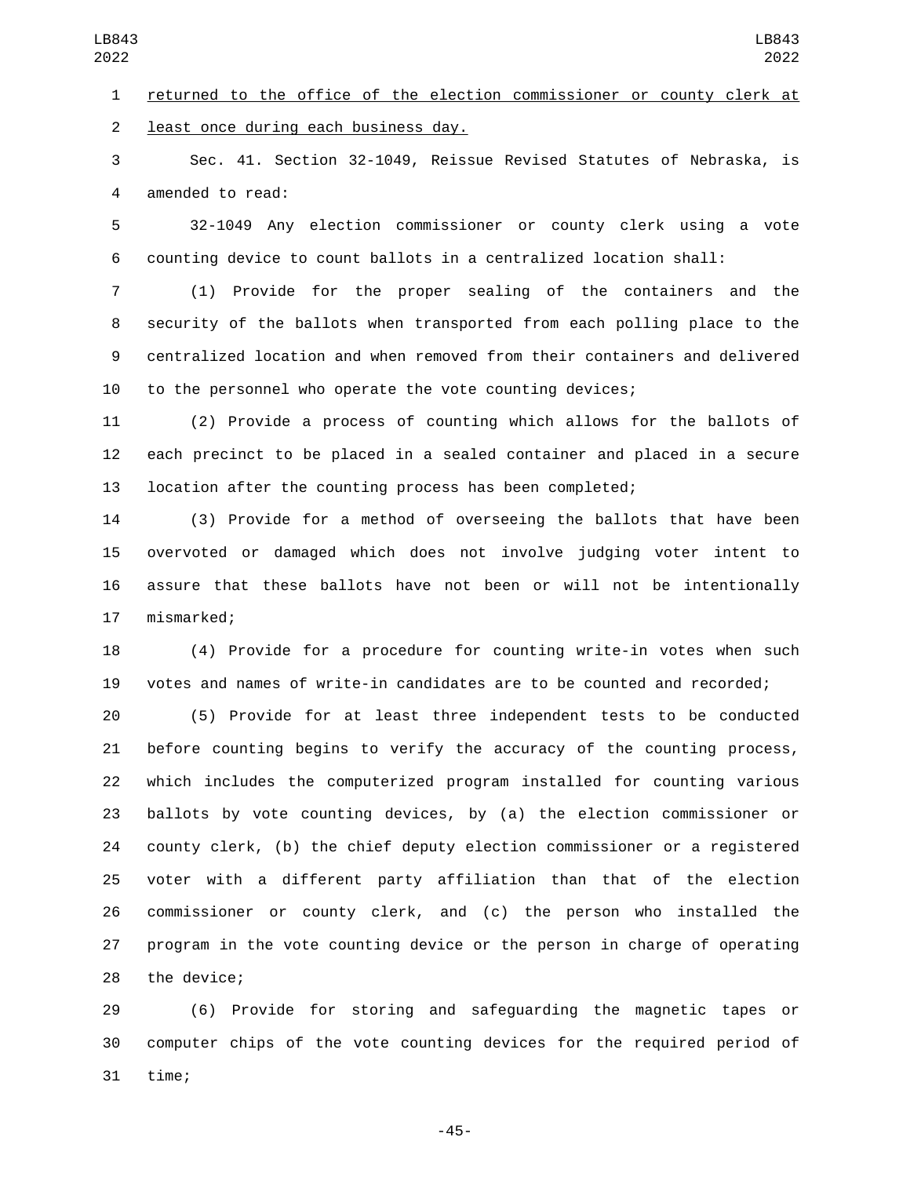returned to the office of the election commissioner or county clerk at least once during each business day.

Sec. 41. Section 32-1049, Reissue Revised Statutes of Nebraska, is amended to read:

32-1049 Any election commissioner or county clerk using a vote counting device to count ballots in a centralized location shall:

(1) Provide for the proper sealing of the containers and the security of the ballots when transported from each polling place to the centralized location and when removed from their containers and delivered to the personnel who operate the vote counting devices;

(2) Provide a process of counting which allows for the ballots of each precinct to be placed in a sealed container and placed in a secure location after the counting process has been completed;

(3) Provide for a method of overseeing the ballots that have been overvoted or damaged which does not involve judging voter intent to assure that these ballots have not been or will not be intentionally mismarked;

(4) Provide for a procedure for counting write-in votes when such votes and names of write-in candidates are to be counted and recorded;

(5) Provide for at least three independent tests to be conducted before counting begins to verify the accuracy of the counting process, which includes the computerized program installed for counting various ballots by vote counting devices, by (a) the election commissioner or county clerk, (b) the chief deputy election commissioner or a registered voter with a different party affiliation than that of the election commissioner or county clerk, and (c) the person who installed the program in the vote counting device or the person in charge of operating the device;

(6) Provide for storing and safeguarding the magnetic tapes or computer chips of the vote counting devices for the required period of time;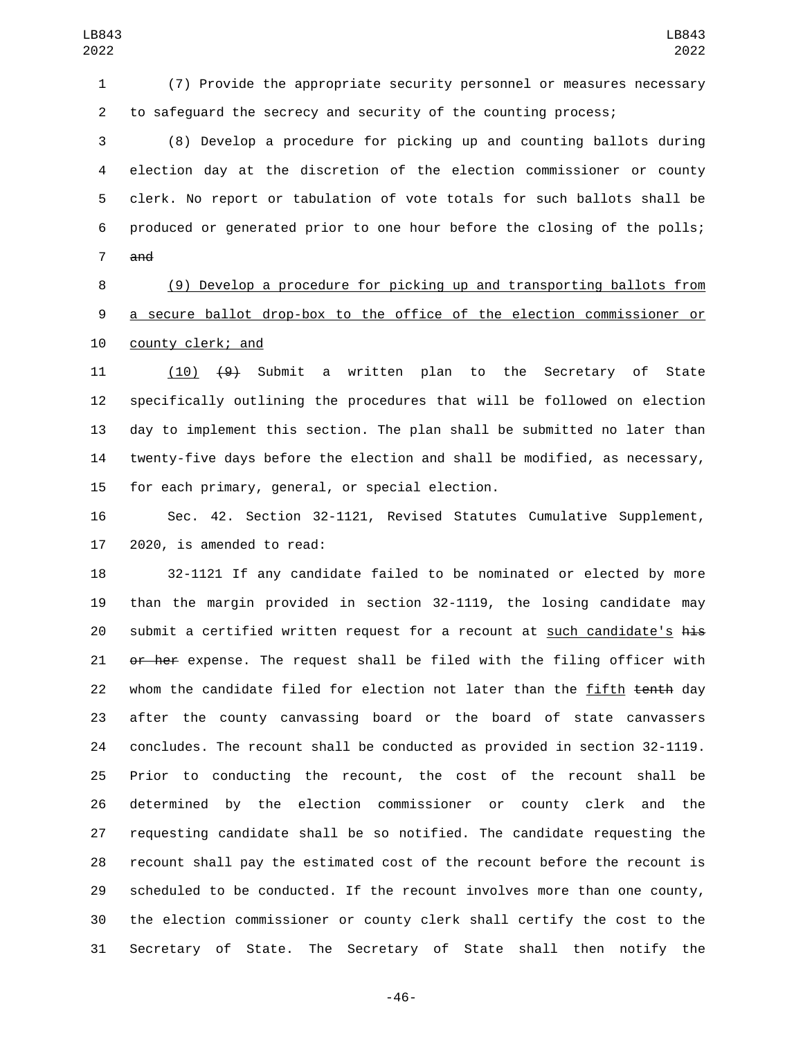(7) Provide the appropriate security personnel or measures necessary to safeguard the secrecy and security of the counting process;

(8) Develop a procedure for picking up and counting ballots during election day at the discretion of the election commissioner or county clerk. No report or tabulation of vote totals for such ballots shall be produced or generated prior to one hour before the closing of the polls; ~~and~~

<u>(9) Develop a procedure for picking up and transporting ballots from a secure ballot drop-box to the office of the election commissioner or county clerk; and</u>

<u>(10)</u> ~~(9)~~ Submit a written plan to the Secretary of State specifically outlining the procedures that will be followed on election day to implement this section. The plan shall be submitted no later than twenty-five days before the election and shall be modified, as necessary, for each primary, general, or special election.

Sec. 42. Section 32-1121, Revised Statutes Cumulative Supplement, 2020, is amended to read:

32-1121 If any candidate failed to be nominated or elected by more than the margin provided in section 32-1119, the losing candidate may submit a certified written request for a recount at <u>such candidate's</u> ~~his or her~~ expense. The request shall be filed with the filing officer with whom the candidate filed for election not later than the <u>fifth</u> ~~tenth~~ day after the county canvassing board or the board of state canvassers concludes. The recount shall be conducted as provided in section 32-1119. Prior to conducting the recount, the cost of the recount shall be determined by the election commissioner or county clerk and the requesting candidate shall be so notified. The candidate requesting the recount shall pay the estimated cost of the recount before the recount is scheduled to be conducted. If the recount involves more than one county, the election commissioner or county clerk shall certify the cost to the Secretary of State. The Secretary of State shall then notify the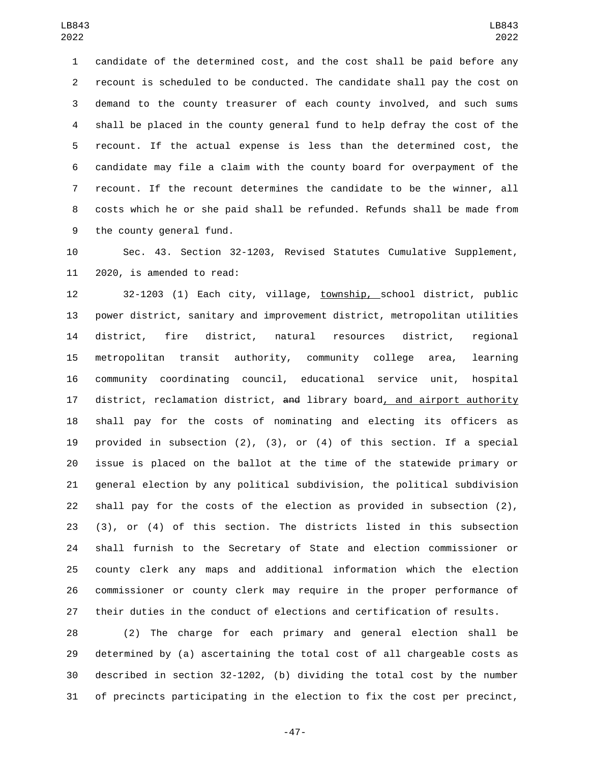candidate of the determined cost, and the cost shall be paid before any recount is scheduled to be conducted. The candidate shall pay the cost on demand to the county treasurer of each county involved, and such sums shall be placed in the county general fund to help defray the cost of the recount. If the actual expense is less than the determined cost, the candidate may file a claim with the county board for overpayment of the recount. If the recount determines the candidate to be the winner, all costs which he or she paid shall be refunded. Refunds shall be made from the county general fund.

Sec. 43. Section 32-1203, Revised Statutes Cumulative Supplement, 2020, is amended to read:

32-1203 (1) Each city, village, township, school district, public power district, sanitary and improvement district, metropolitan utilities district, fire district, natural resources district, regional metropolitan transit authority, community college area, learning community coordinating council, educational service unit, hospital district, reclamation district, ~~and~~ library board, and airport authority shall pay for the costs of nominating and electing its officers as provided in subsection (2), (3), or (4) of this section. If a special issue is placed on the ballot at the time of the statewide primary or general election by any political subdivision, the political subdivision shall pay for the costs of the election as provided in subsection (2), (3), or (4) of this section. The districts listed in this subsection shall furnish to the Secretary of State and election commissioner or county clerk any maps and additional information which the election commissioner or county clerk may require in the proper performance of their duties in the conduct of elections and certification of results.

(2) The charge for each primary and general election shall be determined by (a) ascertaining the total cost of all chargeable costs as described in section 32-1202, (b) dividing the total cost by the number of precincts participating in the election to fix the cost per precinct,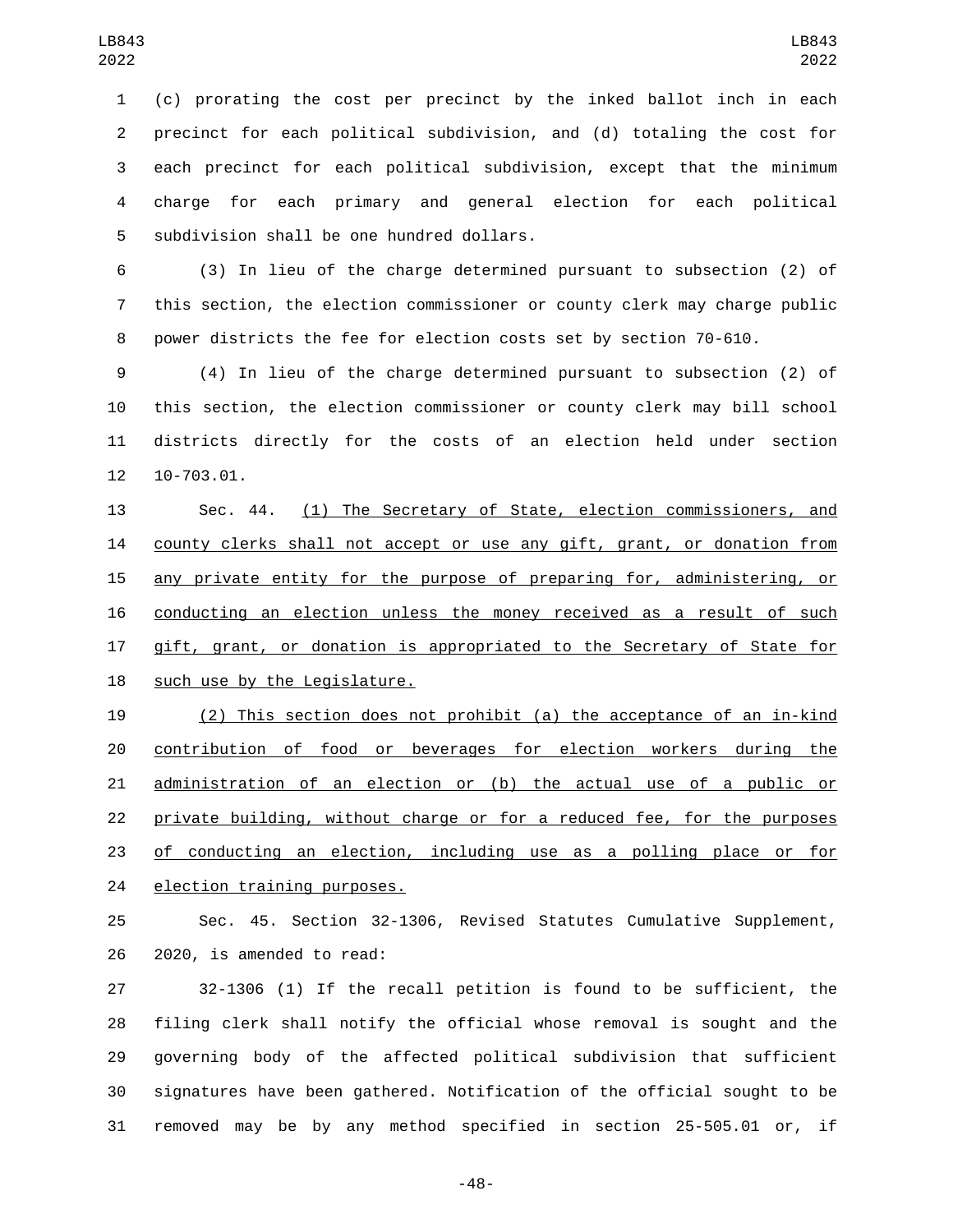(c) prorating the cost per precinct by the inked ballot inch in each precinct for each political subdivision, and (d) totaling the cost for each precinct for each political subdivision, except that the minimum charge for each primary and general election for each political subdivision shall be one hundred dollars.

(3) In lieu of the charge determined pursuant to subsection (2) of this section, the election commissioner or county clerk may charge public power districts the fee for election costs set by section 70-610.

(4) In lieu of the charge determined pursuant to subsection (2) of this section, the election commissioner or county clerk may bill school districts directly for the costs of an election held under section 10-703.01.

Sec. 44. (1) The Secretary of State, election commissioners, and county clerks shall not accept or use any gift, grant, or donation from any private entity for the purpose of preparing for, administering, or conducting an election unless the money received as a result of such gift, grant, or donation is appropriated to the Secretary of State for such use by the Legislature.

(2) This section does not prohibit (a) the acceptance of an in-kind contribution of food or beverages for election workers during the administration of an election or (b) the actual use of a public or private building, without charge or for a reduced fee, for the purposes of conducting an election, including use as a polling place or for election training purposes.

Sec. 45. Section 32-1306, Revised Statutes Cumulative Supplement, 2020, is amended to read:

32-1306 (1) If the recall petition is found to be sufficient, the filing clerk shall notify the official whose removal is sought and the governing body of the affected political subdivision that sufficient signatures have been gathered. Notification of the official sought to be removed may be by any method specified in section 25-505.01 or, if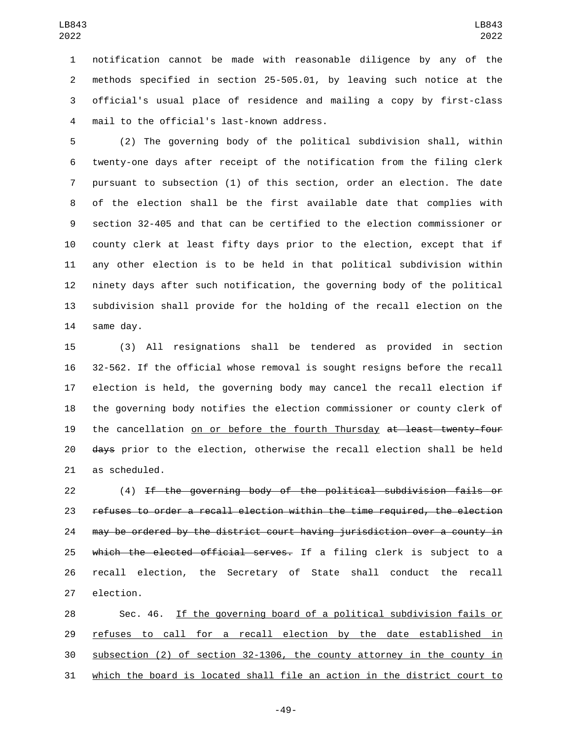notification cannot be made with reasonable diligence by any of the methods specified in section 25-505.01, by leaving such notice at the official's usual place of residence and mailing a copy by first-class mail to the official's last-known address.

(2) The governing body of the political subdivision shall, within twenty-one days after receipt of the notification from the filing clerk pursuant to subsection (1) of this section, order an election. The date of the election shall be the first available date that complies with section 32-405 and that can be certified to the election commissioner or county clerk at least fifty days prior to the election, except that if any other election is to be held in that political subdivision within ninety days after such notification, the governing body of the political subdivision shall provide for the holding of the recall election on the same day.

(3) All resignations shall be tendered as provided in section 32-562. If the official whose removal is sought resigns before the recall election is held, the governing body may cancel the recall election if the governing body notifies the election commissioner or county clerk of the cancellation <u>on or before the fourth Thursday</u> ~~at least twenty-four days~~ prior to the election, otherwise the recall election shall be held as scheduled.

(4) ~~If the governing body of the political subdivision fails or refuses to order a recall election within the time required, the election may be ordered by the district court having jurisdiction over a county in which the elected official serves.~~ If a filing clerk is subject to a recall election, the Secretary of State shall conduct the recall election.

Sec. 46. <u>If the governing board of a political subdivision fails or refuses to call for a recall election by the date established in subsection (2) of section 32-1306, the county attorney in the county in which the board is located shall file an action in the district court to</u>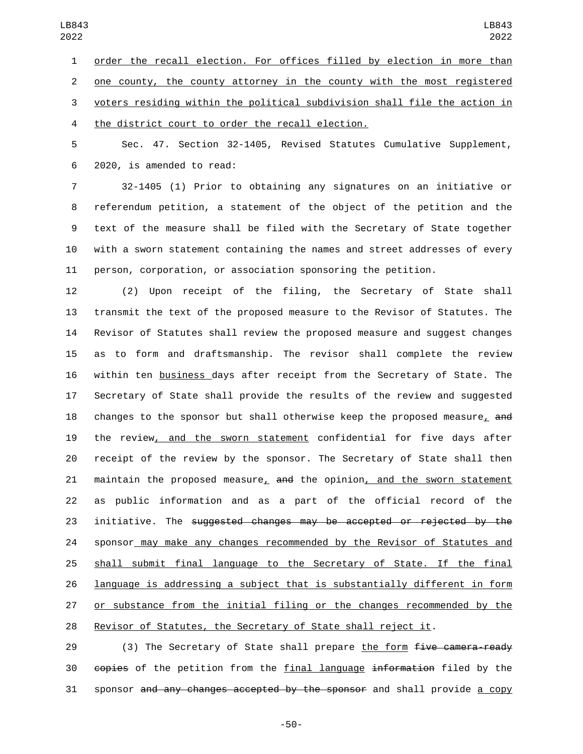order the recall election. For offices filled by election in more than one county, the county attorney in the county with the most registered voters residing within the political subdivision shall file the action in the district court to order the recall election.

Sec. 47. Section 32-1405, Revised Statutes Cumulative Supplement, 2020, is amended to read:

32-1405 (1) Prior to obtaining any signatures on an initiative or referendum petition, a statement of the object of the petition and the text of the measure shall be filed with the Secretary of State together with a sworn statement containing the names and street addresses of every person, corporation, or association sponsoring the petition.

(2) Upon receipt of the filing, the Secretary of State shall transmit the text of the proposed measure to the Revisor of Statutes. The Revisor of Statutes shall review the proposed measure and suggest changes as to form and draftsmanship. The revisor shall complete the review within ten business days after receipt from the Secretary of State. The Secretary of State shall provide the results of the review and suggested changes to the sponsor but shall otherwise keep the proposed measure, ~~and~~ the review, and the sworn statement confidential for five days after receipt of the review by the sponsor. The Secretary of State shall then maintain the proposed measure, ~~and~~ the opinion, and the sworn statement as public information and as a part of the official record of the initiative. The ~~suggested changes may be accepted or rejected by the~~ sponsor may make any changes recommended by the Revisor of Statutes and shall submit final language to the Secretary of State. If the final language is addressing a subject that is substantially different in form or substance from the initial filing or the changes recommended by the Revisor of Statutes, the Secretary of State shall reject it.

(3) The Secretary of State shall prepare the form ~~five camera-ready copies~~ of the petition from the final language ~~information~~ filed by the sponsor ~~and any changes accepted by the sponsor~~ and shall provide a copy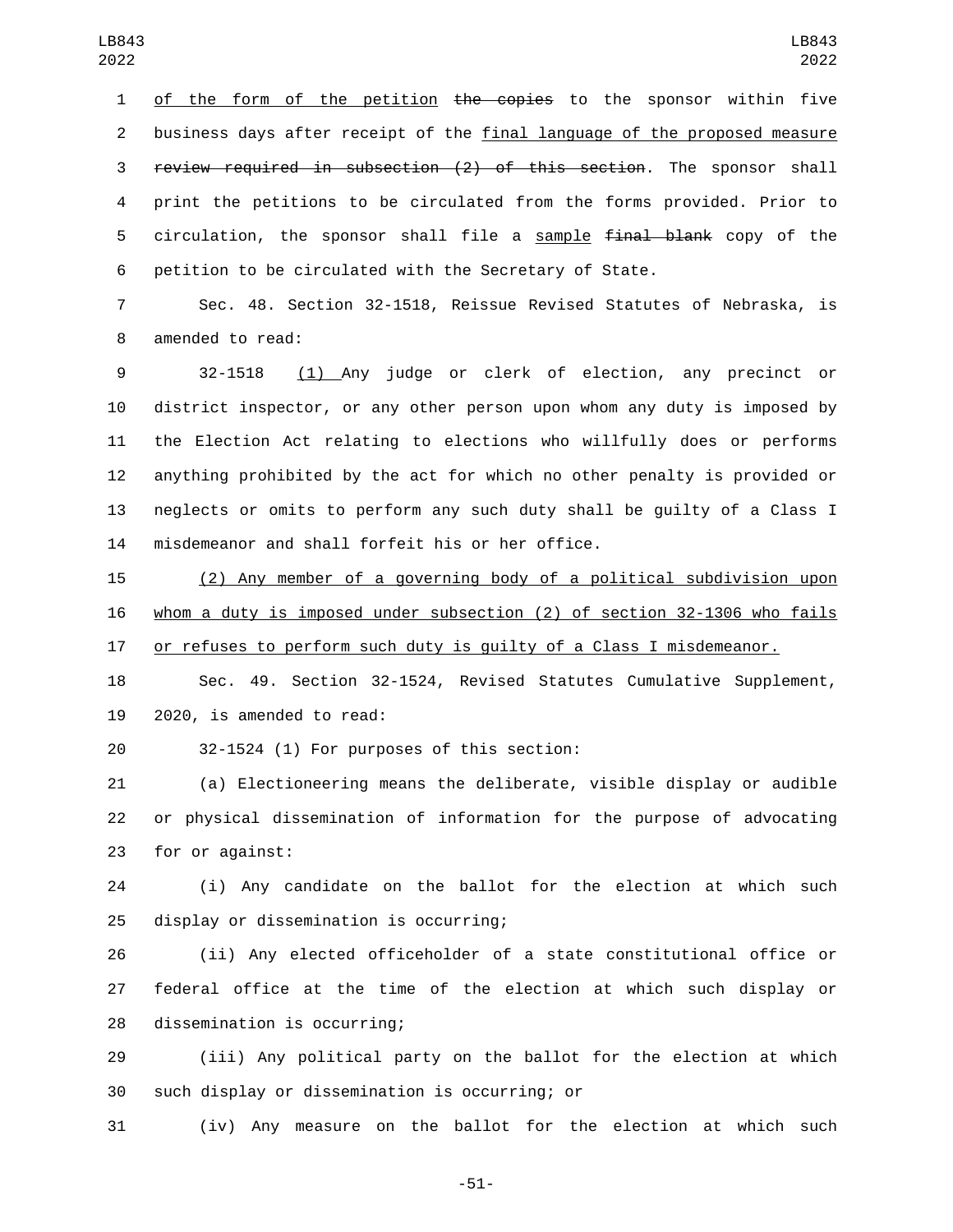<u>of the form of the petition</u> ~~the copies~~ to the sponsor within five business days after receipt of the <u>final language of the proposed measure</u> ~~review required in subsection (2) of this section~~. The sponsor shall print the petitions to be circulated from the forms provided. Prior to circulation, the sponsor shall file a <u>sample</u> ~~final blank~~ copy of the petition to be circulated with the Secretary of State.

Sec. 48. Section 32-1518, Reissue Revised Statutes of Nebraska, is amended to read:

32-1518 <u>(1)</u> Any judge or clerk of election, any precinct or district inspector, or any other person upon whom any duty is imposed by the Election Act relating to elections who willfully does or performs anything prohibited by the act for which no other penalty is provided or neglects or omits to perform any such duty shall be guilty of a Class I misdemeanor and shall forfeit his or her office.

<u>(2) Any member of a governing body of a political subdivision upon whom a duty is imposed under subsection (2) of section 32-1306 who fails or refuses to perform such duty is guilty of a Class I misdemeanor.</u>

Sec. 49. Section 32-1524, Revised Statutes Cumulative Supplement, 2020, is amended to read:

32-1524 (1) For purposes of this section:

(a) Electioneering means the deliberate, visible display or audible or physical dissemination of information for the purpose of advocating for or against:

(i) Any candidate on the ballot for the election at which such display or dissemination is occurring;

(ii) Any elected officeholder of a state constitutional office or federal office at the time of the election at which such display or dissemination is occurring;

(iii) Any political party on the ballot for the election at which such display or dissemination is occurring; or

(iv) Any measure on the ballot for the election at which such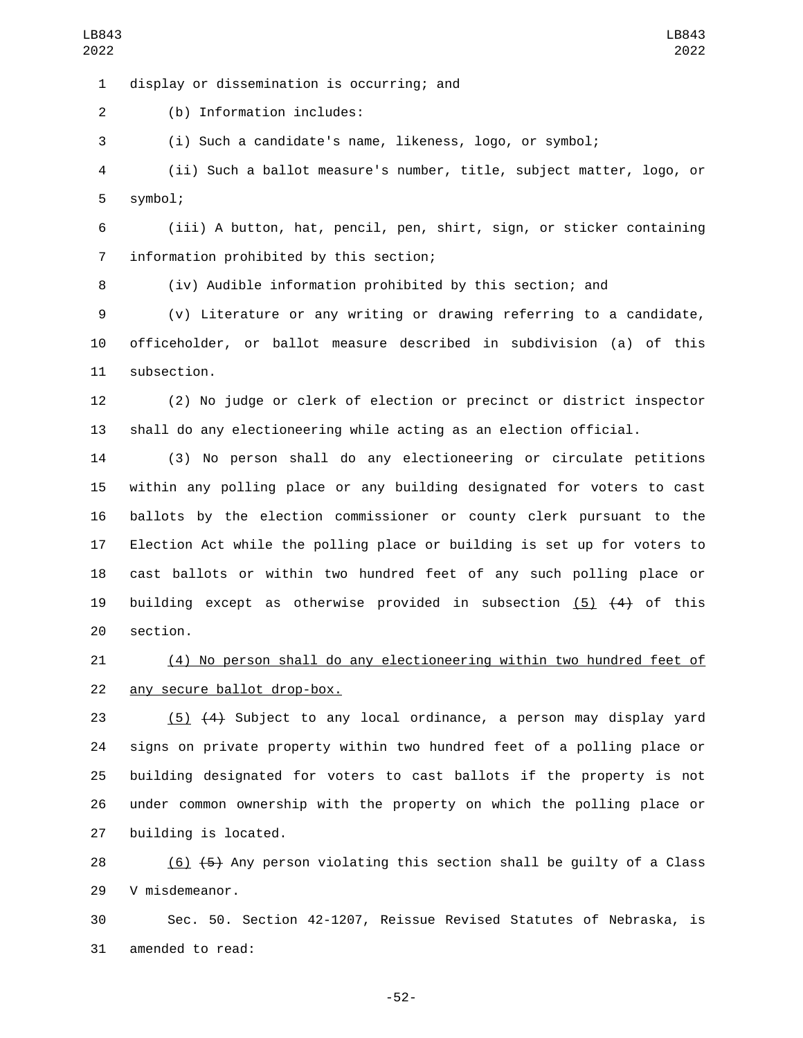display or dissemination is occurring; and

(b) Information includes:

(i) Such a candidate's name, likeness, logo, or symbol;

(ii) Such a ballot measure's number, title, subject matter, logo, or symbol;

(iii) A button, hat, pencil, pen, shirt, sign, or sticker containing information prohibited by this section;

(iv) Audible information prohibited by this section; and

(v) Literature or any writing or drawing referring to a candidate, officeholder, or ballot measure described in subdivision (a) of this subsection.

(2) No judge or clerk of election or precinct or district inspector shall do any electioneering while acting as an election official.

(3) No person shall do any electioneering or circulate petitions within any polling place or any building designated for voters to cast ballots by the election commissioner or county clerk pursuant to the Election Act while the polling place or building is set up for voters to cast ballots or within two hundred feet of any such polling place or building except as otherwise provided in subsection <u>(5)</u> ~~(4)~~ of this section.

<u>(4) No person shall do any electioneering within two hundred feet of any secure ballot drop-box.</u>

<u>(5)</u> ~~(4)~~ Subject to any local ordinance, a person may display yard signs on private property within two hundred feet of a polling place or building designated for voters to cast ballots if the property is not under common ownership with the property on which the polling place or building is located.

<u>(6)</u> ~~(5)~~ Any person violating this section shall be guilty of a Class V misdemeanor.

Sec. 50. Section 42-1207, Reissue Revised Statutes of Nebraska, is amended to read: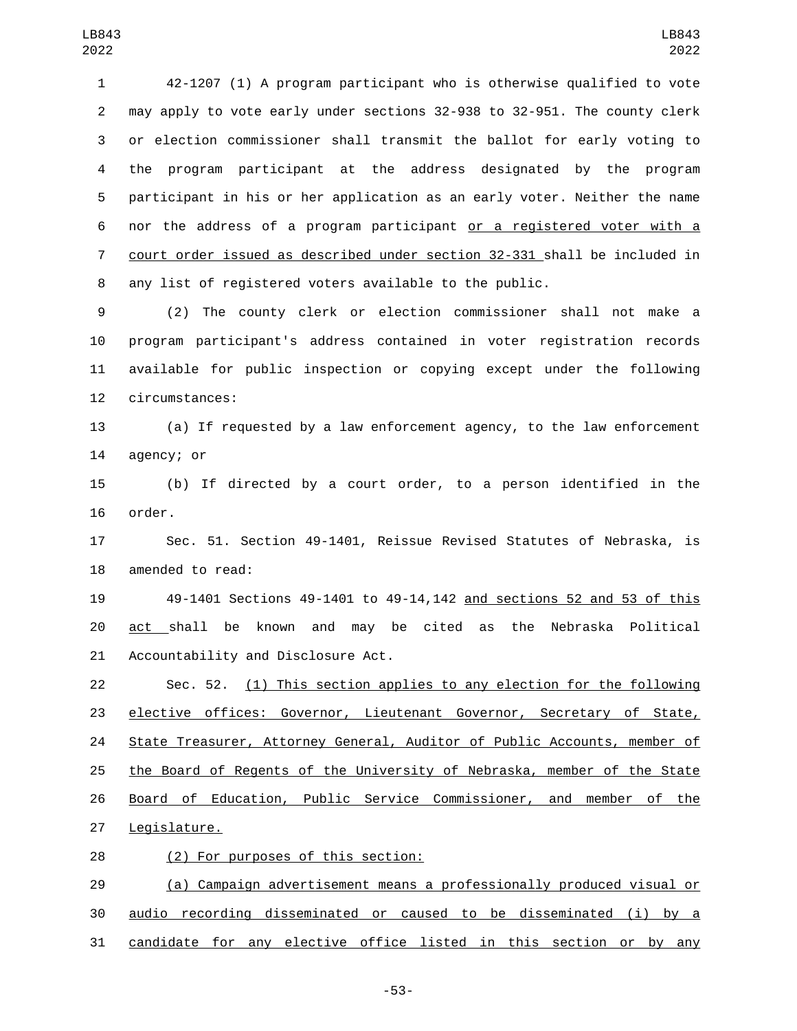42-1207 (1) A program participant who is otherwise qualified to vote may apply to vote early under sections 32-938 to 32-951. The county clerk or election commissioner shall transmit the ballot for early voting to the program participant at the address designated by the program participant in his or her application as an early voter. Neither the name nor the address of a program participant or a registered voter with a court order issued as described under section 32-331 shall be included in any list of registered voters available to the public.

(2) The county clerk or election commissioner shall not make a program participant's address contained in voter registration records available for public inspection or copying except under the following circumstances:

(a) If requested by a law enforcement agency, to the law enforcement agency; or

(b) If directed by a court order, to a person identified in the order.

Sec. 51. Section 49-1401, Reissue Revised Statutes of Nebraska, is amended to read:

49-1401 Sections 49-1401 to 49-14,142 and sections 52 and 53 of this act shall be known and may be cited as the Nebraska Political Accountability and Disclosure Act.

Sec. 52. (1) This section applies to any election for the following elective offices: Governor, Lieutenant Governor, Secretary of State, State Treasurer, Attorney General, Auditor of Public Accounts, member of the Board of Regents of the University of Nebraska, member of the State Board of Education, Public Service Commissioner, and member of the Legislature.

(2) For purposes of this section:

(a) Campaign advertisement means a professionally produced visual or audio recording disseminated or caused to be disseminated (i) by a candidate for any elective office listed in this section or by any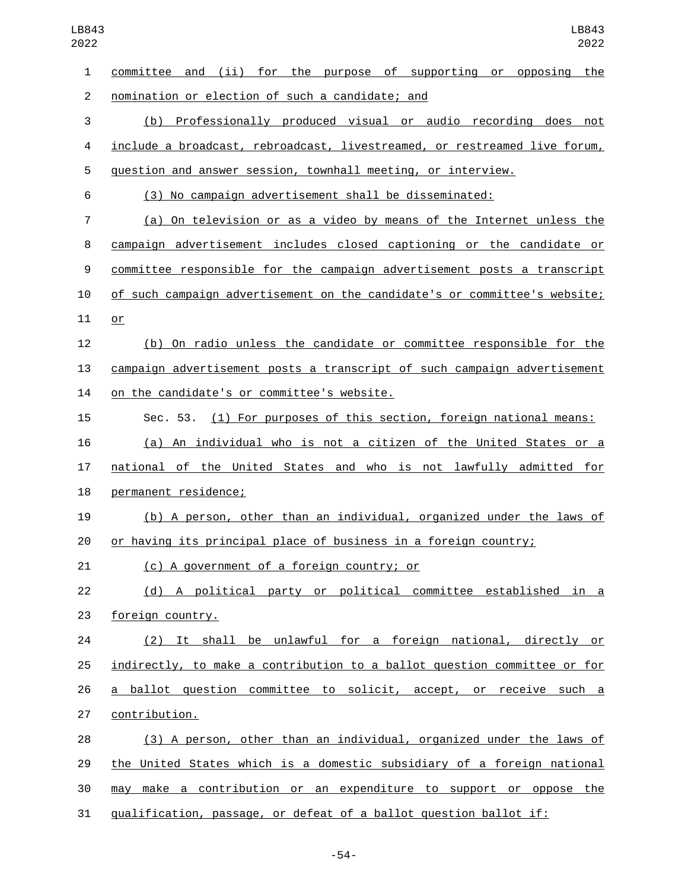committee and (ii) for the purpose of supporting or opposing the nomination or election of such a candidate; and

(b) Professionally produced visual or audio recording does not include a broadcast, rebroadcast, livestreamed, or restreamed live forum, question and answer session, townhall meeting, or interview.

(3) No campaign advertisement shall be disseminated:

(a) On television or as a video by means of the Internet unless the campaign advertisement includes closed captioning or the candidate or committee responsible for the campaign advertisement posts a transcript of such campaign advertisement on the candidate's or committee's website; or

(b) On radio unless the candidate or committee responsible for the campaign advertisement posts a transcript of such campaign advertisement on the candidate's or committee's website.

Sec. 53. (1) For purposes of this section, foreign national means:

(a) An individual who is not a citizen of the United States or a national of the United States and who is not lawfully admitted for permanent residence;

(b) A person, other than an individual, organized under the laws of or having its principal place of business in a foreign country;

(c) A government of a foreign country; or

(d) A political party or political committee established in a foreign country.

(2) It shall be unlawful for a foreign national, directly or indirectly, to make a contribution to a ballot question committee or for a ballot question committee to solicit, accept, or receive such a contribution.

(3) A person, other than an individual, organized under the laws of the United States which is a domestic subsidiary of a foreign national may make a contribution or an expenditure to support or oppose the qualification, passage, or defeat of a ballot question ballot if: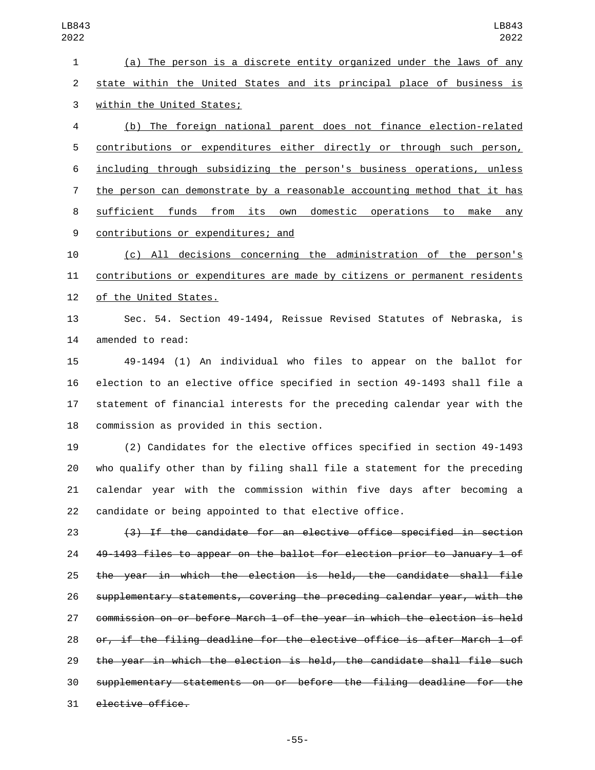(a) The person is a discrete entity organized under the laws of any state within the United States and its principal place of business is within the United States;

(b) The foreign national parent does not finance election-related contributions or expenditures either directly or through such person, including through subsidizing the person's business operations, unless the person can demonstrate by a reasonable accounting method that it has sufficient funds from its own domestic operations to make any contributions or expenditures; and

(c) All decisions concerning the administration of the person's contributions or expenditures are made by citizens or permanent residents of the United States.

Sec. 54. Section 49-1494, Reissue Revised Statutes of Nebraska, is amended to read:

49-1494 (1) An individual who files to appear on the ballot for election to an elective office specified in section 49-1493 shall file a statement of financial interests for the preceding calendar year with the commission as provided in this section.

(2) Candidates for the elective offices specified in section 49-1493 who qualify other than by filing shall file a statement for the preceding calendar year with the commission within five days after becoming a candidate or being appointed to that elective office.

~~(3) If the candidate for an elective office specified in section 49-1493 files to appear on the ballot for election prior to January 1 of the year in which the election is held, the candidate shall file supplementary statements, covering the preceding calendar year, with the commission on or before March 1 of the year in which the election is held or, if the filing deadline for the elective office is after March 1 of the year in which the election is held, the candidate shall file such supplementary statements on or before the filing deadline for the elective office.~~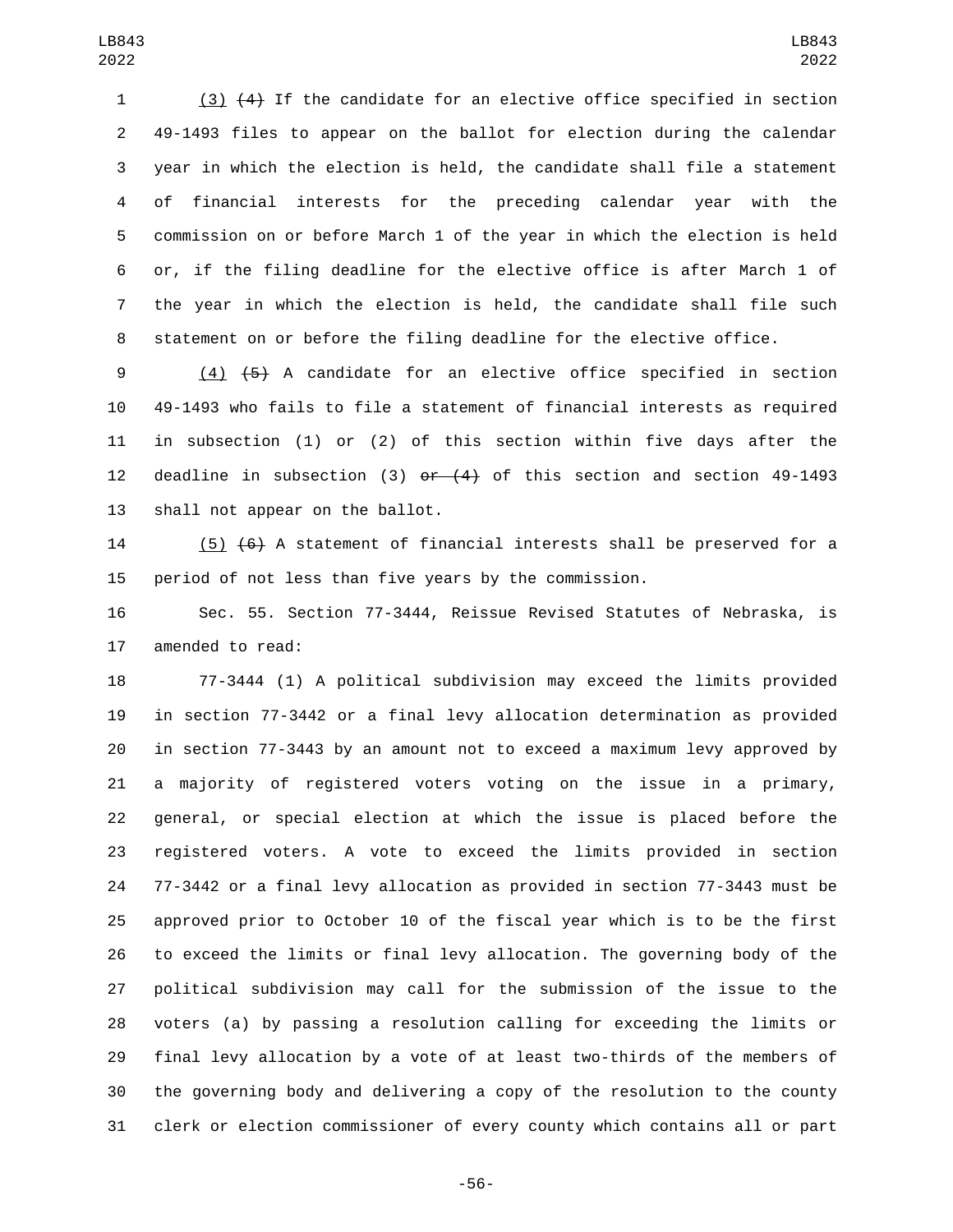(3) ~~(4)~~ If the candidate for an elective office specified in section 49-1493 files to appear on the ballot for election during the calendar year in which the election is held, the candidate shall file a statement of financial interests for the preceding calendar year with the commission on or before March 1 of the year in which the election is held or, if the filing deadline for the elective office is after March 1 of the year in which the election is held, the candidate shall file such statement on or before the filing deadline for the elective office.

(4) ~~(5)~~ A candidate for an elective office specified in section 49-1493 who fails to file a statement of financial interests as required in subsection (1) or (2) of this section within five days after the deadline in subsection (3) ~~or (4)~~ of this section and section 49-1493 shall not appear on the ballot.

(5) ~~(6)~~ A statement of financial interests shall be preserved for a period of not less than five years by the commission.

Sec. 55. Section 77-3444, Reissue Revised Statutes of Nebraska, is amended to read:

77-3444 (1) A political subdivision may exceed the limits provided in section 77-3442 or a final levy allocation determination as provided in section 77-3443 by an amount not to exceed a maximum levy approved by a majority of registered voters voting on the issue in a primary, general, or special election at which the issue is placed before the registered voters. A vote to exceed the limits provided in section 77-3442 or a final levy allocation as provided in section 77-3443 must be approved prior to October 10 of the fiscal year which is to be the first to exceed the limits or final levy allocation. The governing body of the political subdivision may call for the submission of the issue to the voters (a) by passing a resolution calling for exceeding the limits or final levy allocation by a vote of at least two-thirds of the members of the governing body and delivering a copy of the resolution to the county clerk or election commissioner of every county which contains all or part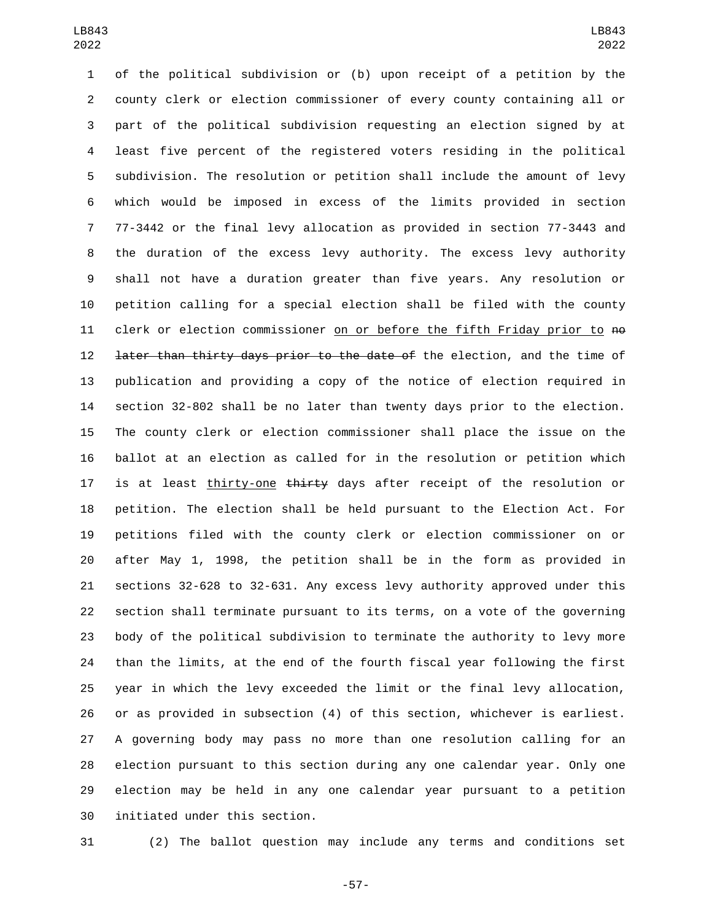of the political subdivision or (b) upon receipt of a petition by the county clerk or election commissioner of every county containing all or part of the political subdivision requesting an election signed by at least five percent of the registered voters residing in the political subdivision. The resolution or petition shall include the amount of levy which would be imposed in excess of the limits provided in section 77-3442 or the final levy allocation as provided in section 77-3443 and the duration of the excess levy authority. The excess levy authority shall not have a duration greater than five years. Any resolution or petition calling for a special election shall be filed with the county clerk or election commissioner <u>on or before the fifth Friday prior to</u> ~~no later than thirty days prior to the date of~~ the election, and the time of publication and providing a copy of the notice of election required in section 32-802 shall be no later than twenty days prior to the election. The county clerk or election commissioner shall place the issue on the ballot at an election as called for in the resolution or petition which is at least <u>thirty-one</u> ~~thirty~~ days after receipt of the resolution or petition. The election shall be held pursuant to the Election Act. For petitions filed with the county clerk or election commissioner on or after May 1, 1998, the petition shall be in the form as provided in sections 32-628 to 32-631. Any excess levy authority approved under this section shall terminate pursuant to its terms, on a vote of the governing body of the political subdivision to terminate the authority to levy more than the limits, at the end of the fourth fiscal year following the first year in which the levy exceeded the limit or the final levy allocation, or as provided in subsection (4) of this section, whichever is earliest. A governing body may pass no more than one resolution calling for an election pursuant to this section during any one calendar year. Only one election may be held in any one calendar year pursuant to a petition initiated under this section.

(2) The ballot question may include any terms and conditions set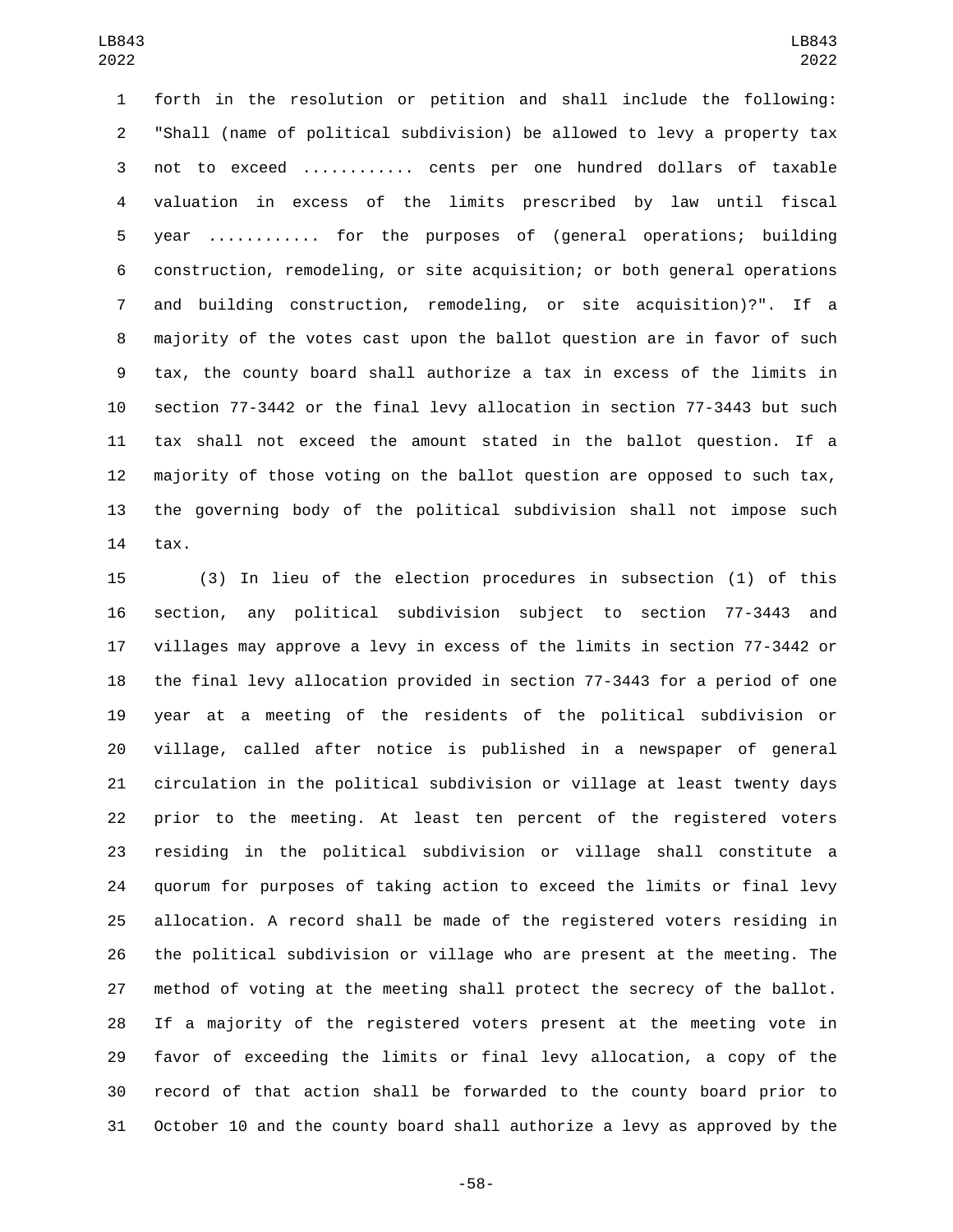forth in the resolution or petition and shall include the following: "Shall (name of political subdivision) be allowed to levy a property tax not to exceed ........... cents per one hundred dollars of taxable valuation in excess of the limits prescribed by law until fiscal year ........... for the purposes of (general operations; building construction, remodeling, or site acquisition; or both general operations and building construction, remodeling, or site acquisition)?". If a majority of the votes cast upon the ballot question are in favor of such tax, the county board shall authorize a tax in excess of the limits in section 77-3442 or the final levy allocation in section 77-3443 but such tax shall not exceed the amount stated in the ballot question. If a majority of those voting on the ballot question are opposed to such tax, the governing body of the political subdivision shall not impose such tax.

(3) In lieu of the election procedures in subsection (1) of this section, any political subdivision subject to section 77-3443 and villages may approve a levy in excess of the limits in section 77-3442 or the final levy allocation provided in section 77-3443 for a period of one year at a meeting of the residents of the political subdivision or village, called after notice is published in a newspaper of general circulation in the political subdivision or village at least twenty days prior to the meeting. At least ten percent of the registered voters residing in the political subdivision or village shall constitute a quorum for purposes of taking action to exceed the limits or final levy allocation. A record shall be made of the registered voters residing in the political subdivision or village who are present at the meeting. The method of voting at the meeting shall protect the secrecy of the ballot. If a majority of the registered voters present at the meeting vote in favor of exceeding the limits or final levy allocation, a copy of the record of that action shall be forwarded to the county board prior to October 10 and the county board shall authorize a levy as approved by the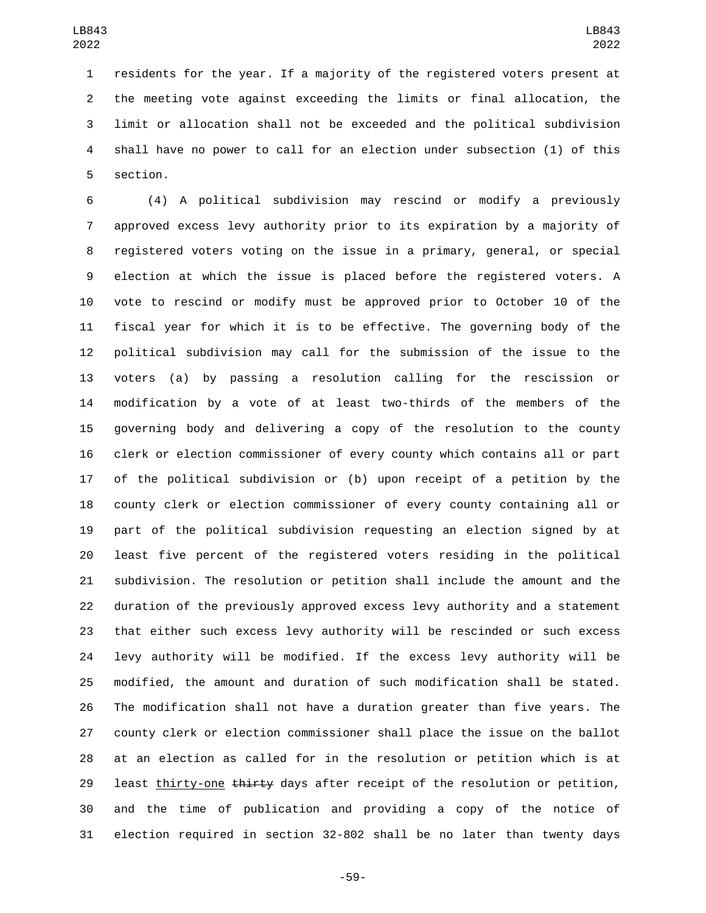residents for the year. If a majority of the registered voters present at the meeting vote against exceeding the limits or final allocation, the limit or allocation shall not be exceeded and the political subdivision shall have no power to call for an election under subsection (1) of this section.

(4) A political subdivision may rescind or modify a previously approved excess levy authority prior to its expiration by a majority of registered voters voting on the issue in a primary, general, or special election at which the issue is placed before the registered voters. A vote to rescind or modify must be approved prior to October 10 of the fiscal year for which it is to be effective. The governing body of the political subdivision may call for the submission of the issue to the voters (a) by passing a resolution calling for the rescission or modification by a vote of at least two-thirds of the members of the governing body and delivering a copy of the resolution to the county clerk or election commissioner of every county which contains all or part of the political subdivision or (b) upon receipt of a petition by the county clerk or election commissioner of every county containing all or part of the political subdivision requesting an election signed by at least five percent of the registered voters residing in the political subdivision. The resolution or petition shall include the amount and the duration of the previously approved excess levy authority and a statement that either such excess levy authority will be rescinded or such excess levy authority will be modified. If the excess levy authority will be modified, the amount and duration of such modification shall be stated. The modification shall not have a duration greater than five years. The county clerk or election commissioner shall place the issue on the ballot at an election as called for in the resolution or petition which is at least <u>thirty-one</u> ~~thirty~~ days after receipt of the resolution or petition, and the time of publication and providing a copy of the notice of election required in section 32-802 shall be no later than twenty days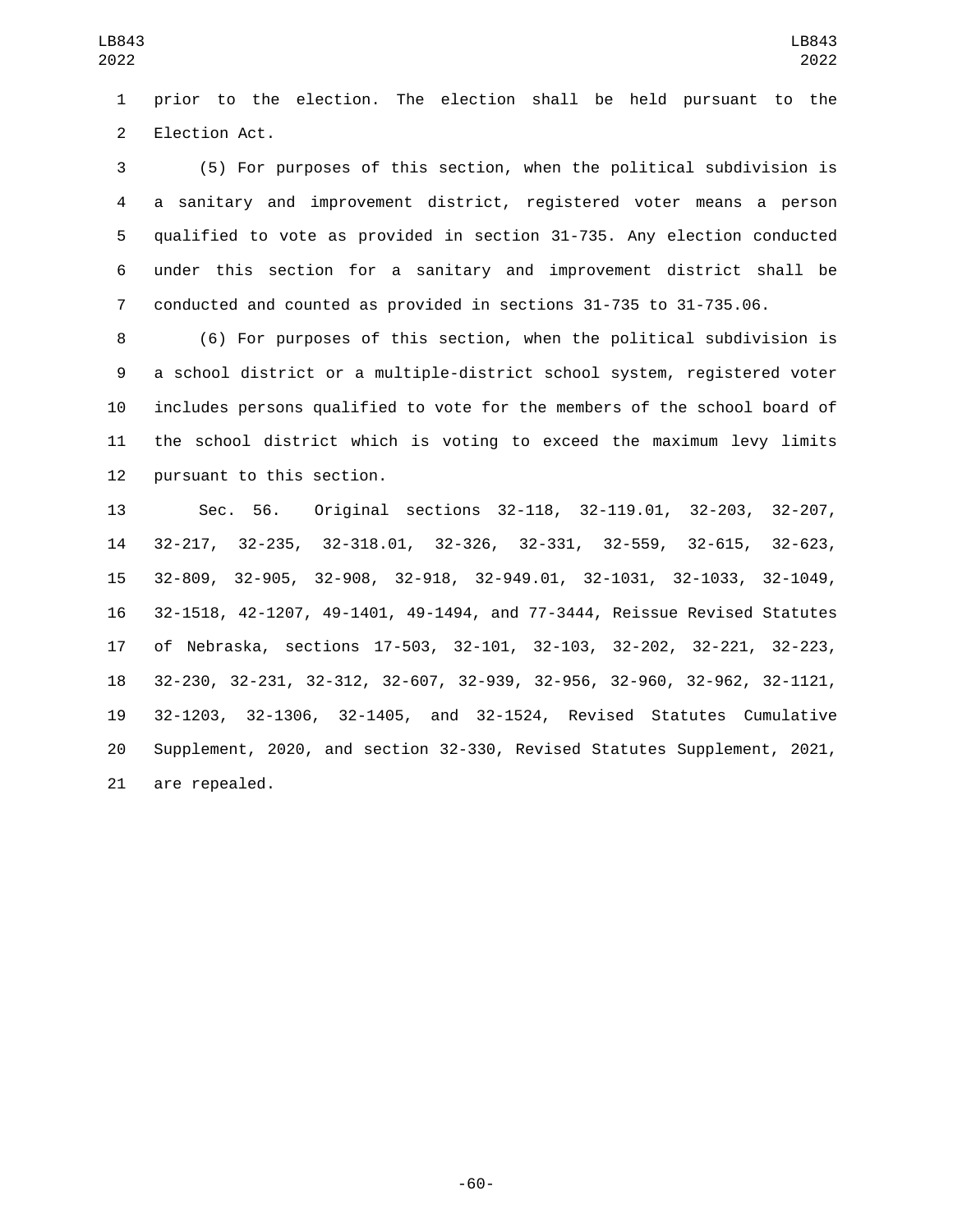prior to the election. The election shall be held pursuant to the Election Act.

(5) For purposes of this section, when the political subdivision is a sanitary and improvement district, registered voter means a person qualified to vote as provided in section 31-735. Any election conducted under this section for a sanitary and improvement district shall be conducted and counted as provided in sections 31-735 to 31-735.06.

(6) For purposes of this section, when the political subdivision is a school district or a multiple-district school system, registered voter includes persons qualified to vote for the members of the school board of the school district which is voting to exceed the maximum levy limits pursuant to this section.

Sec. 56. Original sections 32-118, 32-119.01, 32-203, 32-207, 32-217, 32-235, 32-318.01, 32-326, 32-331, 32-559, 32-615, 32-623, 32-809, 32-905, 32-908, 32-918, 32-949.01, 32-1031, 32-1033, 32-1049, 32-1518, 42-1207, 49-1401, 49-1494, and 77-3444, Reissue Revised Statutes of Nebraska, sections 17-503, 32-101, 32-103, 32-202, 32-221, 32-223, 32-230, 32-231, 32-312, 32-607, 32-939, 32-956, 32-960, 32-962, 32-1121, 32-1203, 32-1306, 32-1405, and 32-1524, Revised Statutes Cumulative Supplement, 2020, and section 32-330, Revised Statutes Supplement, 2021, are repealed.